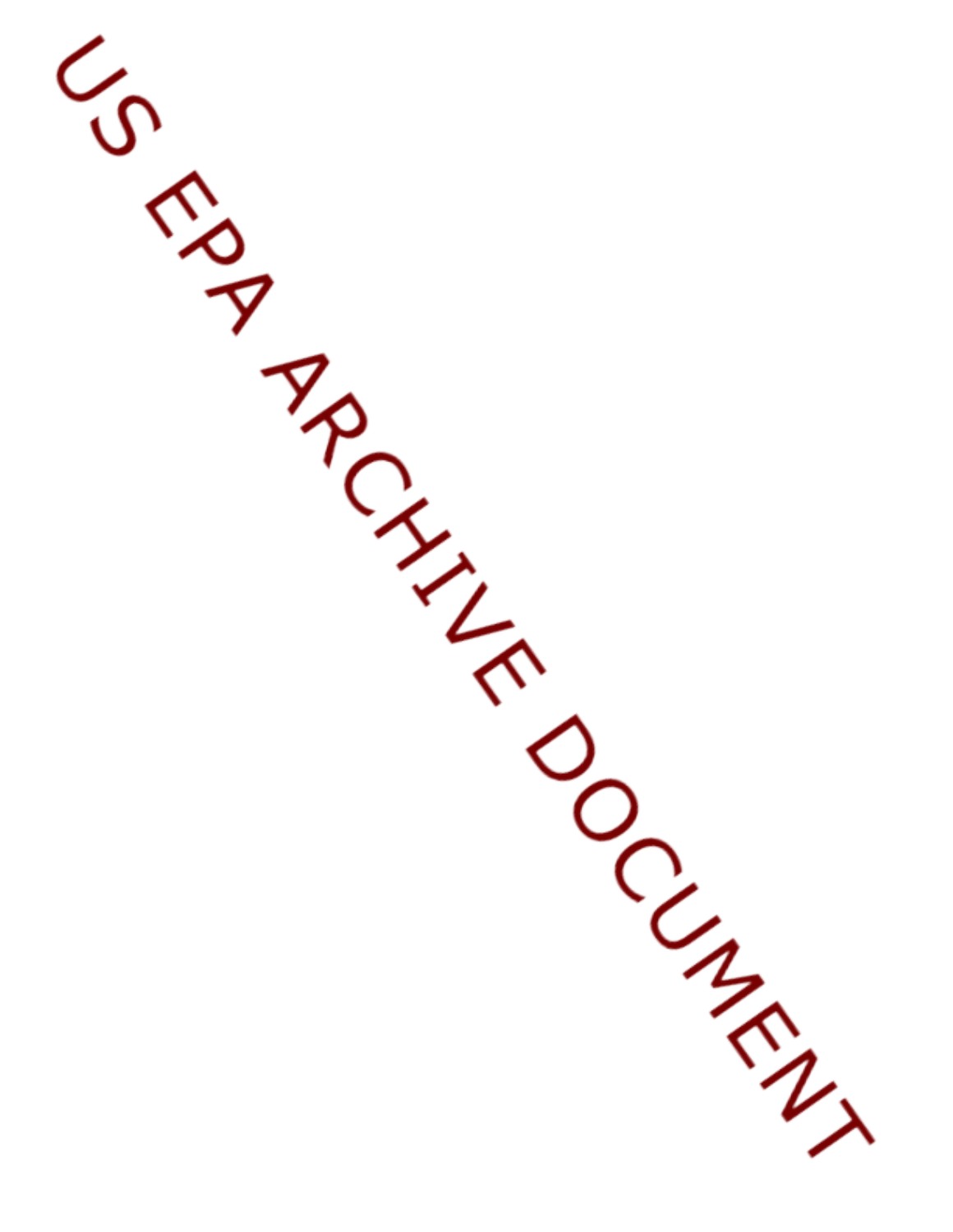US EPA ARCHIVE DOCUMENT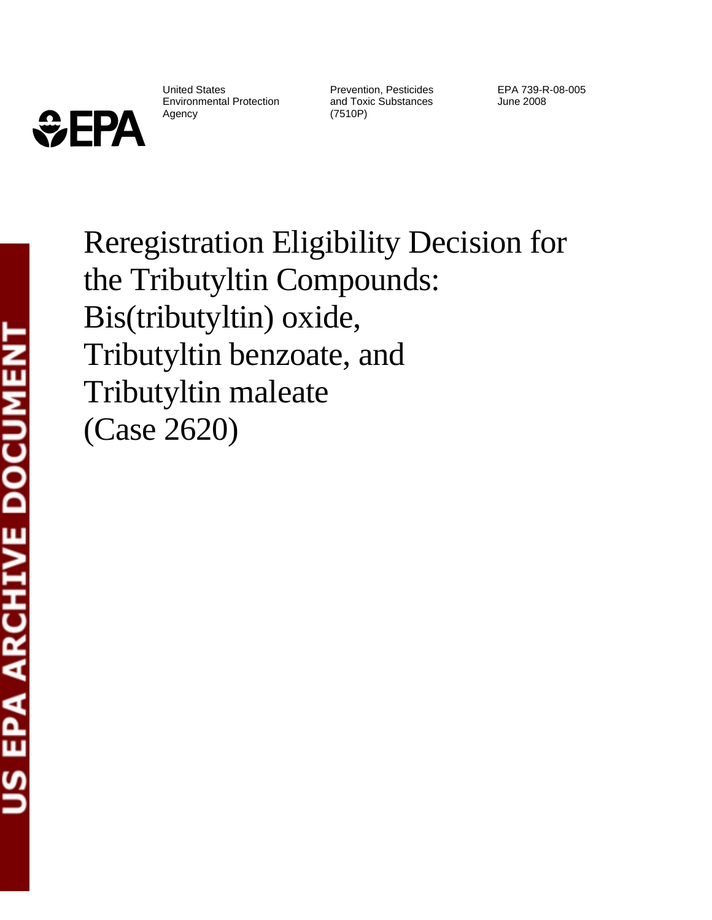United States Environmental Protection Agency

Prevention, Pesticides and Toxic Substances (7510P)

EPA 739-R-08-005
June 2008

# Reregistration Eligibility Decision for the Tributyltin Compounds: Bis(tributyltin) oxide, Tributyltin benzoate, and Tributyltin maleate (Case 2620)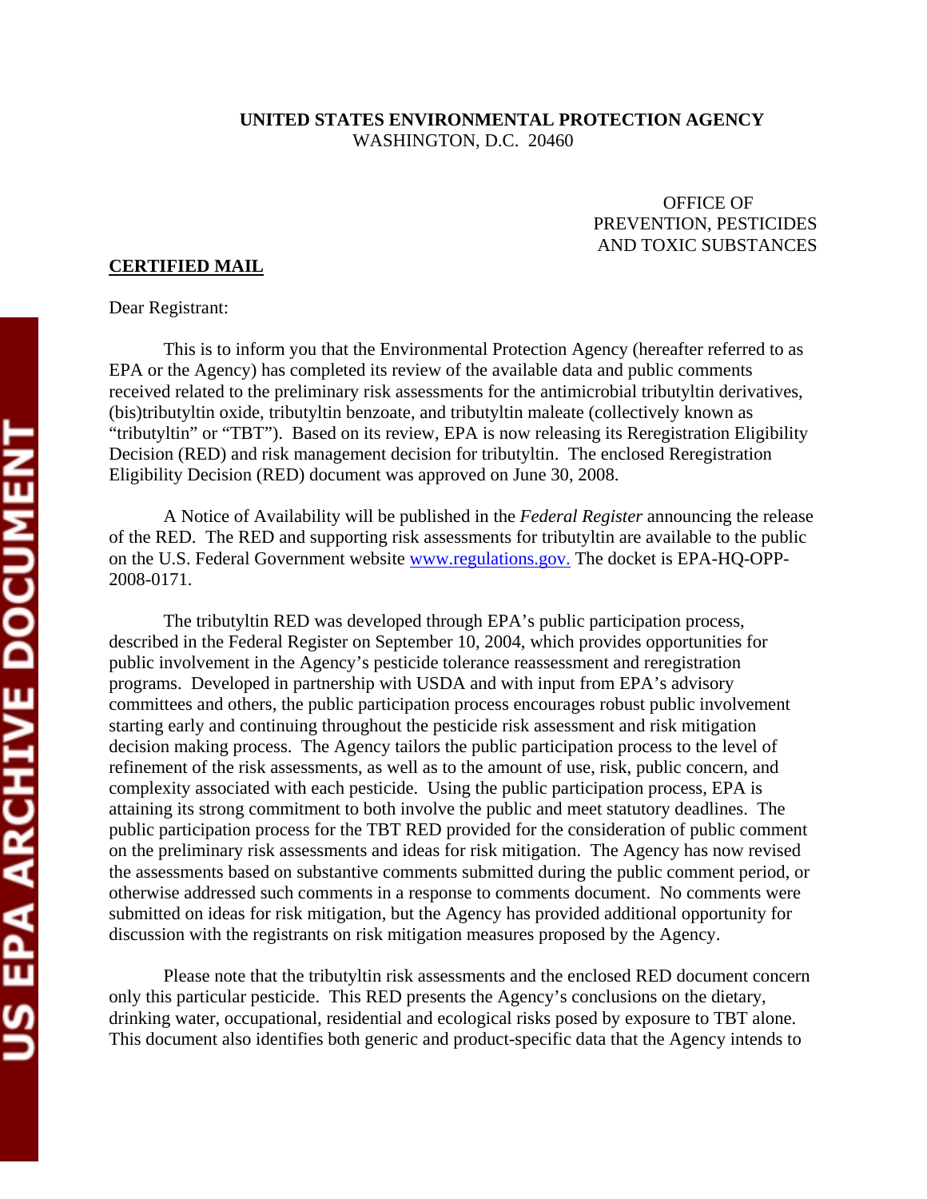**UNITED STATES ENVIRONMENTAL PROTECTION AGENCY**
WASHINGTON, D.C. 20460

OFFICE OF
PREVENTION, PESTICIDES
AND TOXIC SUBSTANCES

**CERTIFIED MAIL**

Dear Registrant:

This is to inform you that the Environmental Protection Agency (hereafter referred to as EPA or the Agency) has completed its review of the available data and public comments received related to the preliminary risk assessments for the antimicrobial tributyltin derivatives, (bis)tributyltin oxide, tributyltin benzoate, and tributyltin maleate (collectively known as "tributyltin" or "TBT"). Based on its review, EPA is now releasing its Reregistration Eligibility Decision (RED) and risk management decision for tributyltin. The enclosed Reregistration Eligibility Decision (RED) document was approved on June 30, 2008.

A Notice of Availability will be published in the *Federal Register* announcing the release of the RED. The RED and supporting risk assessments for tributyltin are available to the public on the U.S. Federal Government website [www.regulations.gov.](www.regulations.gov) The docket is EPA-HQ-OPP-2008-0171.

The tributyltin RED was developed through EPA's public participation process, described in the Federal Register on September 10, 2004, which provides opportunities for public involvement in the Agency's pesticide tolerance reassessment and reregistration programs. Developed in partnership with USDA and with input from EPA's advisory committees and others, the public participation process encourages robust public involvement starting early and continuing throughout the pesticide risk assessment and risk mitigation decision making process. The Agency tailors the public participation process to the level of refinement of the risk assessments, as well as to the amount of use, risk, public concern, and complexity associated with each pesticide. Using the public participation process, EPA is attaining its strong commitment to both involve the public and meet statutory deadlines. The public participation process for the TBT RED provided for the consideration of public comment on the preliminary risk assessments and ideas for risk mitigation. The Agency has now revised the assessments based on substantive comments submitted during the public comment period, or otherwise addressed such comments in a response to comments document. No comments were submitted on ideas for risk mitigation, but the Agency has provided additional opportunity for discussion with the registrants on risk mitigation measures proposed by the Agency.

Please note that the tributyltin risk assessments and the enclosed RED document concern only this particular pesticide. This RED presents the Agency's conclusions on the dietary, drinking water, occupational, residential and ecological risks posed by exposure to TBT alone. This document also identifies both generic and product-specific data that the Agency intends to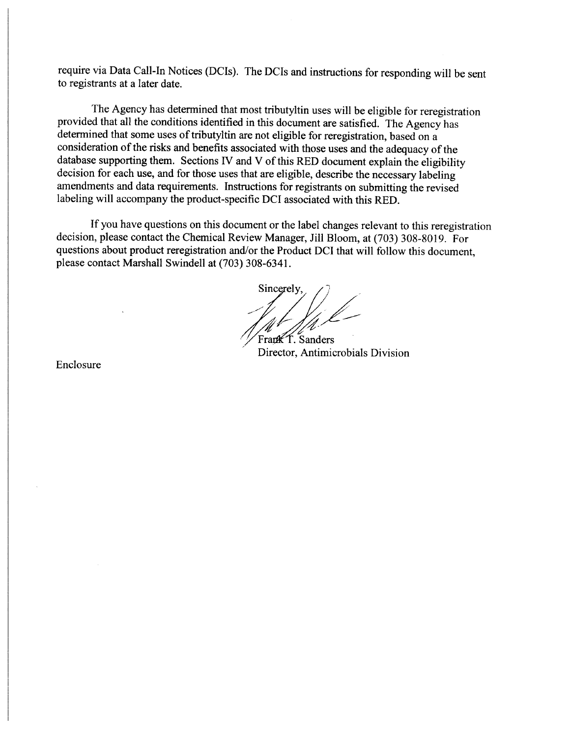require via Data Call-In Notices (DCIs). The DCIs and instructions for responding will be sent to registrants at a later date.

The Agency has determined that most tributyltin uses will be eligible for reregistration provided that all the conditions identified in this document are satisfied. The Agency has determined that some uses of tributyltin are not eligible for reregistration, based on a consideration of the risks and benefits associated with those uses and the adequacy of the database supporting them. Sections IV and V of this RED document explain the eligibility decision for each use, and for those uses that are eligible, describe the necessary labeling amendments and data requirements. Instructions for registrants on submitting the revised labeling will accompany the product-specific DCI associated with this RED.

If you have questions on this document or the label changes relevant to this reregistration decision, please contact the Chemical Review Manager, Jill Bloom, at (703) 308-8019. For questions about product reregistration and/or the Product DCI that will follow this document, please contact Marshall Swindell at (703) 308-6341.

Sincerely,

Frank T. Sanders
Director, Antimicrobials Division

Enclosure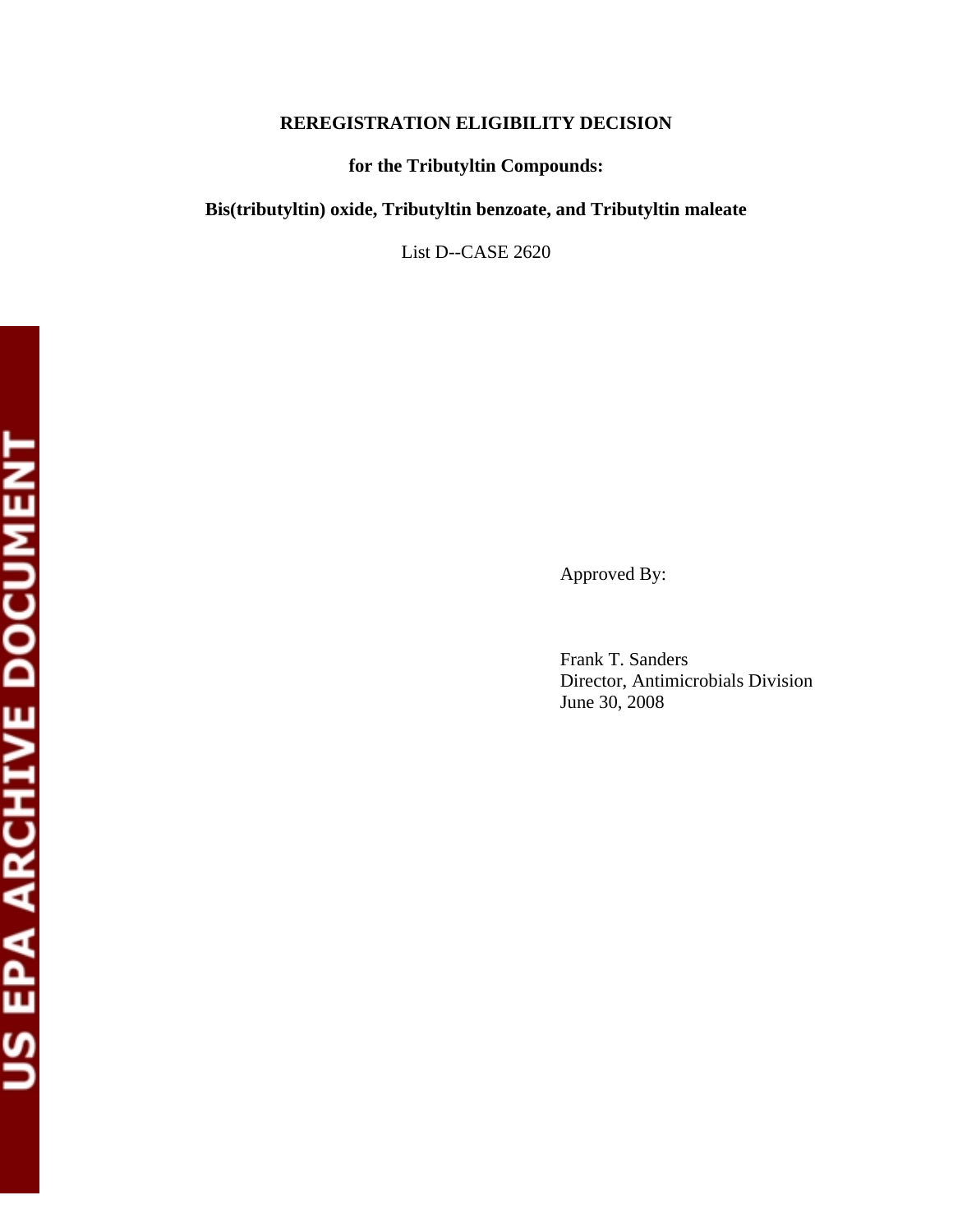**REREGISTRATION ELIGIBILITY DECISION**

**for the Tributyltin Compounds:**

**Bis(tributyltin) oxide, Tributyltin benzoate, and Tributyltin maleate**

List D--CASE 2620

Approved By:

Frank T. Sanders
Director, Antimicrobials Division
June 30, 2008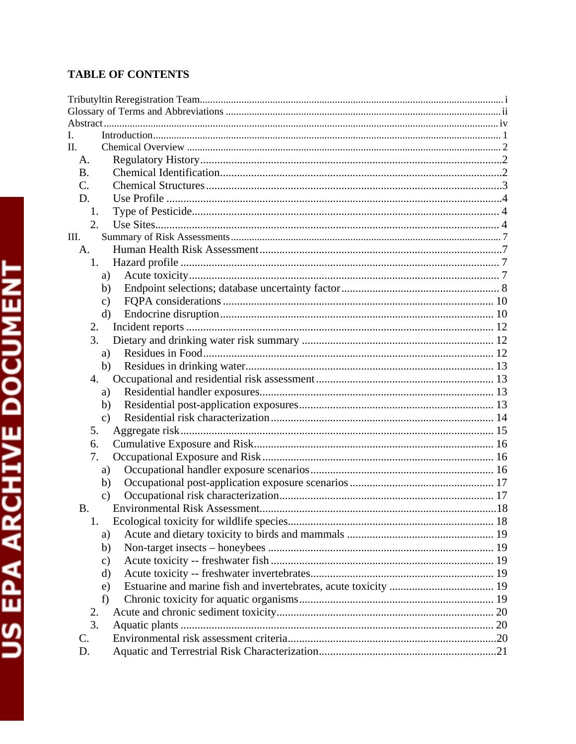## TABLE OF CONTENTS

- Tributyltin Reregistration Team ... i
- Glossary of Terms and Abbreviations ... ii
- Abstract ... iv
- I. Introduction ... 1
- II. Chemical Overview ... 2
  - A. Regulatory History ... 2
  - B. Chemical Identification ... 2
  - C. Chemical Structures ... 3
  - D. Use Profile ... 4
    - 1. Type of Pesticide ... 4
    - 2. Use Sites ... 4
- III. Summary of Risk Assessments ... 7
  - A. Human Health Risk Assessment ... 7
    - 1. Hazard profile ... 7
      - a) Acute toxicity ... 7
      - b) Endpoint selections; database uncertainty factor ... 8
      - c) FQPA considerations ... 10
      - d) Endocrine disruption ... 10
    - 2. Incident reports ... 12
    - 3. Dietary and drinking water risk summary ... 12
      - a) Residues in Food ... 12
      - b) Residues in drinking water ... 13
    - 4. Occupational and residential risk assessment ... 13
      - a) Residential handler exposures ... 13
      - b) Residential post-application exposures ... 13
      - c) Residential risk characterization ... 14
    - 5. Aggregate risk ... 15
    - 6. Cumulative Exposure and Risk ... 16
    - 7. Occupational Exposure and Risk ... 16
      - a) Occupational handler exposure scenarios ... 16
      - b) Occupational post-application exposure scenarios ... 17
      - c) Occupational risk characterization ... 17
  - B. Environmental Risk Assessment ... 18
    - 1. Ecological toxicity for wildlife species ... 18
      - a) Acute and dietary toxicity to birds and mammals ... 19
      - b) Non-target insects – honeybees ... 19
      - c) Acute toxicity -- freshwater fish ... 19
      - d) Acute toxicity -- freshwater invertebrates ... 19
      - e) Estuarine and marine fish and invertebrates, acute toxicity ... 19
      - f) Chronic toxicity for aquatic organisms ... 19
    - 2. Acute and chronic sediment toxicity ... 20
    - 3. Aquatic plants ... 20
  - C. Environmental risk assessment criteria ... 20
  - D. Aquatic and Terrestrial Risk Characterization ... 21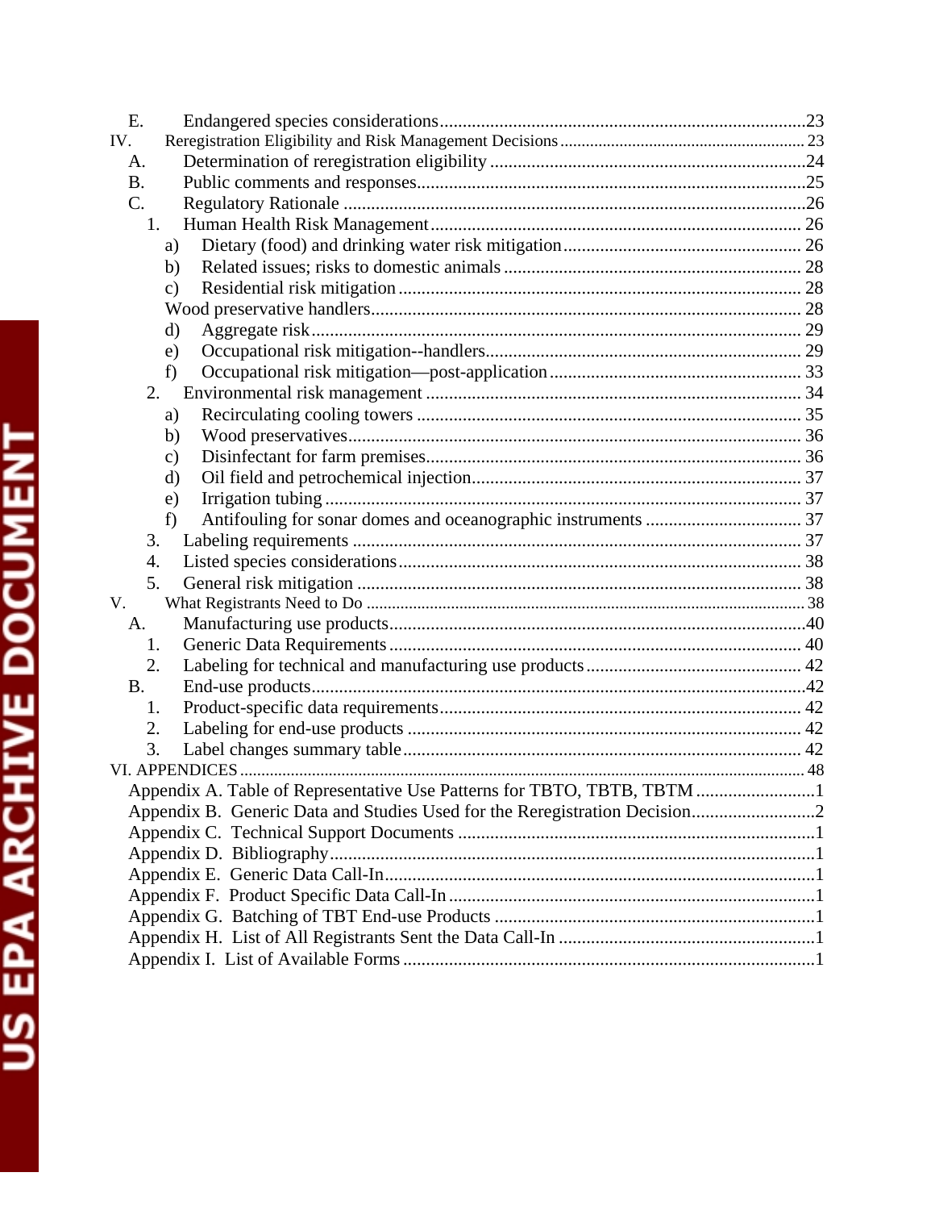E. Endangered species considerations ............................................................................... 23

IV. Reregistration Eligibility and Risk Management Decisions ............................................................. 23

A. Determination of reregistration eligibility ..................................................................... 24

B. Public comments and responses .................................................................................... 25

C. Regulatory Rationale ...................................................................................................... 26

1. Human Health Risk Management ................................................................................ 26

a) Dietary (food) and drinking water risk mitigation ..................................................... 26

b) Related issues; risks to domestic animals ................................................................ 28

c) Residential risk mitigation ....................................................................................... 28

Wood preservative handlers ............................................................................................ 28

d) Aggregate risk .......................................................................................................... 29

e) Occupational risk mitigation--handlers .................................................................... 29

f) Occupational risk mitigation—post-application ...................................................... 33

2. Environmental risk management ................................................................................. 34

a) Recirculating cooling towers ................................................................................... 35

b) Wood preservatives .................................................................................................. 36

c) Disinfectant for farm premises ................................................................................. 36

d) Oil field and petrochemical injection ....................................................................... 37

e) Irrigation tubing ....................................................................................................... 37

f) Antifouling for sonar domes and oceanographic instruments .................................. 37

3. Labeling requirements ................................................................................................. 37

4. Listed species considerations ....................................................................................... 38

5. General risk mitigation ................................................................................................ 38

V. What Registrants Need to Do ................................................................................................... 38

A. Manufacturing use products ........................................................................................... 40

1. Generic Data Requirements ......................................................................................... 40

2. Labeling for technical and manufacturing use products .............................................. 42

B. End-use products ............................................................................................................ 42

1. Product-specific data requirements .............................................................................. 42

2. Labeling for end-use products ..................................................................................... 42

3. Label changes summary table ....................................................................................... 42

VI. APPENDICES ........................................................................................................................... 48

Appendix A. Table of Representative Use Patterns for TBTO, TBTB, TBTM ..........................1

Appendix B. Generic Data and Studies Used for the Reregistration Decision ...........................2

Appendix C. Technical Support Documents .............................................................................1

Appendix D. Bibliography ..........................................................................................................1

Appendix E. Generic Data Call-In ..............................................................................................1

Appendix F. Product Specific Data Call-In ................................................................................1

Appendix G. Batching of TBT End-use Products .......................................................................1

Appendix H. List of All Registrants Sent the Data Call-In ........................................................1

Appendix I. List of Available Forms ..........................................................................................1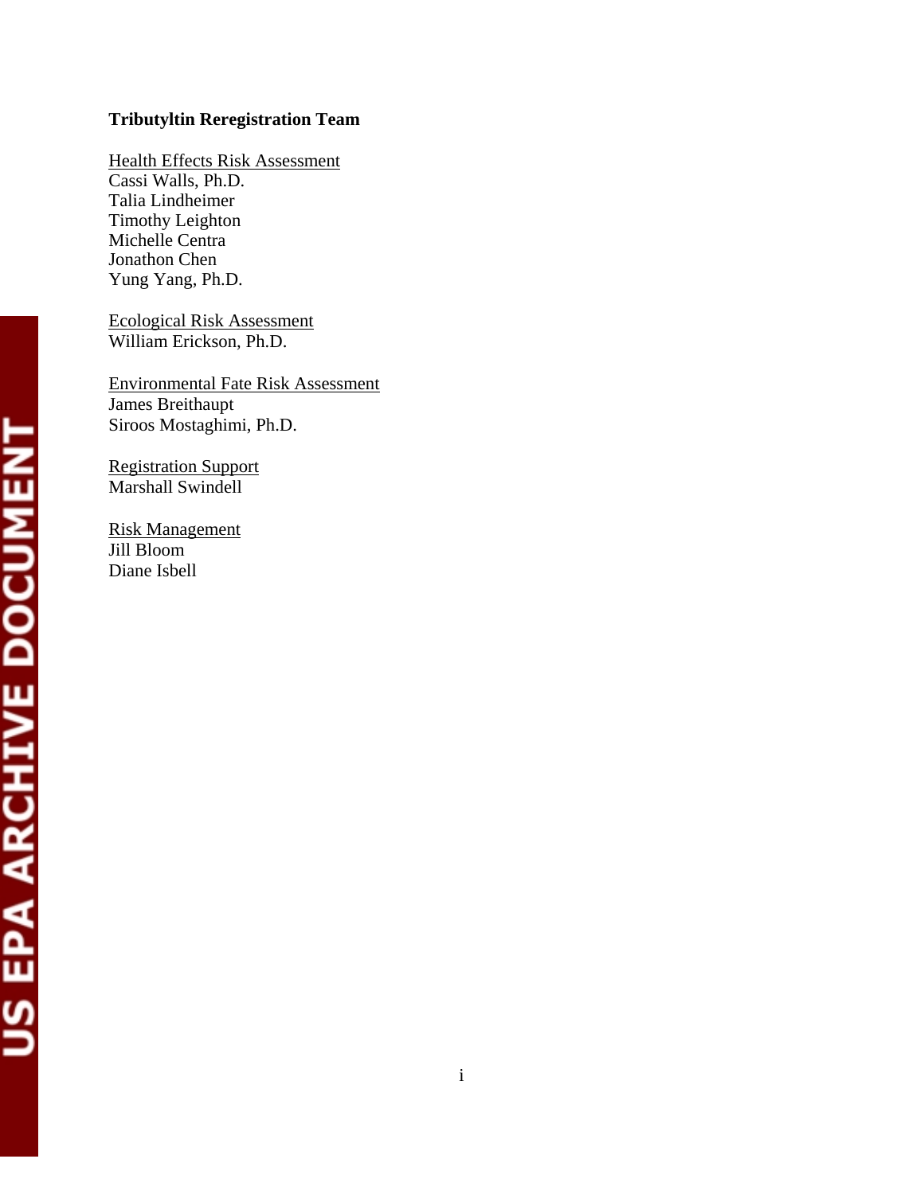**Tributyltin Reregistration Team**

Health Effects Risk Assessment
Cassi Walls, Ph.D.
Talia Lindheimer
Timothy Leighton
Michelle Centra
Jonathon Chen
Yung Yang, Ph.D.

Ecological Risk Assessment
William Erickson, Ph.D.

Environmental Fate Risk Assessment
James Breithaupt
Siroos Mostaghimi, Ph.D.

Registration Support
Marshall Swindell

Risk Management
Jill Bloom
Diane Isbell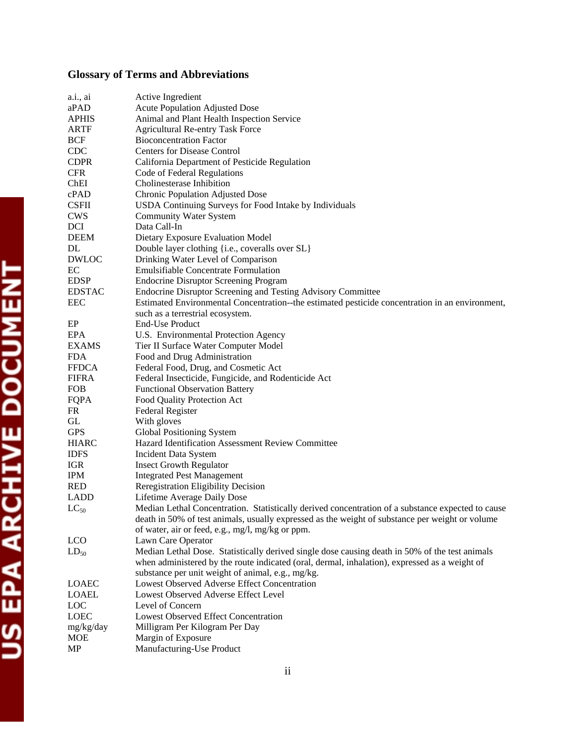## Glossary of Terms and Abbreviations

| | |
|---|---|
| a.i., ai | Active Ingredient |
| aPAD | Acute Population Adjusted Dose |
| APHIS | Animal and Plant Health Inspection Service |
| ARTF | Agricultural Re-entry Task Force |
| BCF | Bioconcentration Factor |
| CDC | Centers for Disease Control |
| CDPR | California Department of Pesticide Regulation |
| CFR | Code of Federal Regulations |
| ChEI | Cholinesterase Inhibition |
| cPAD | Chronic Population Adjusted Dose |
| CSFII | USDA Continuing Surveys for Food Intake by Individuals |
| CWS | Community Water System |
| DCI | Data Call-In |
| DEEM | Dietary Exposure Evaluation Model |
| DL | Double layer clothing {i.e., coveralls over SL} |
| DWLOC | Drinking Water Level of Comparison |
| EC | Emulsifiable Concentrate Formulation |
| EDSP | Endocrine Disruptor Screening Program |
| EDSTAC | Endocrine Disruptor Screening and Testing Advisory Committee |
| EEC | Estimated Environmental Concentration--the estimated pesticide concentration in an environment, such as a terrestrial ecosystem. |
| EP | End-Use Product |
| EPA | U.S. Environmental Protection Agency |
| EXAMS | Tier II Surface Water Computer Model |
| FDA | Food and Drug Administration |
| FFDCA | Federal Food, Drug, and Cosmetic Act |
| FIFRA | Federal Insecticide, Fungicide, and Rodenticide Act |
| FOB | Functional Observation Battery |
| FQPA | Food Quality Protection Act |
| FR | Federal Register |
| GL | With gloves |
| GPS | Global Positioning System |
| HIARC | Hazard Identification Assessment Review Committee |
| IDFS | Incident Data System |
| IGR | Insect Growth Regulator |
| IPM | Integrated Pest Management |
| RED | Reregistration Eligibility Decision |
| LADD | Lifetime Average Daily Dose |
| $LC_{50}$ | Median Lethal Concentration. Statistically derived concentration of a substance expected to cause death in 50% of test animals, usually expressed as the weight of substance per weight or volume of water, air or feed, e.g., mg/l, mg/kg or ppm. |
| LCO | Lawn Care Operator |
| $LD_{50}$ | Median Lethal Dose. Statistically derived single dose causing death in 50% of the test animals when administered by the route indicated (oral, dermal, inhalation), expressed as a weight of substance per unit weight of animal, e.g., mg/kg. |
| LOAEC | Lowest Observed Adverse Effect Concentration |
| LOAEL | Lowest Observed Adverse Effect Level |
| LOC | Level of Concern |
| LOEC | Lowest Observed Effect Concentration |
| mg/kg/day | Milligram Per Kilogram Per Day |
| MOE | Margin of Exposure |
| MP | Manufacturing-Use Product |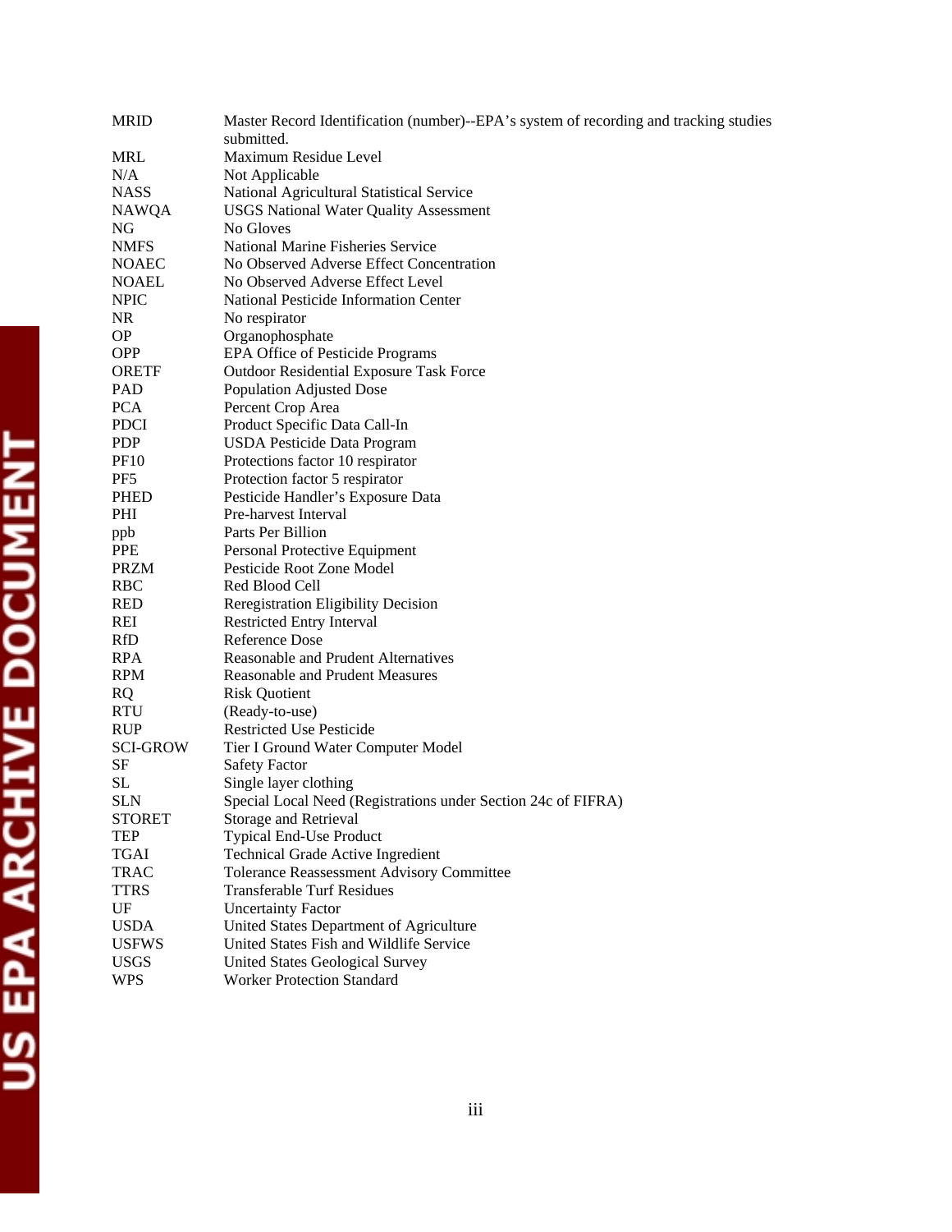| | |
|---|---|
| MRID | Master Record Identification (number)--EPA's system of recording and tracking studies submitted. |
| MRL | Maximum Residue Level |
| N/A | Not Applicable |
| NASS | National Agricultural Statistical Service |
| NAWQA | USGS National Water Quality Assessment |
| NG | No Gloves |
| NMFS | National Marine Fisheries Service |
| NOAEC | No Observed Adverse Effect Concentration |
| NOAEL | No Observed Adverse Effect Level |
| NPIC | National Pesticide Information Center |
| NR | No respirator |
| OP | Organophosphate |
| OPP | EPA Office of Pesticide Programs |
| ORETF | Outdoor Residential Exposure Task Force |
| PAD | Population Adjusted Dose |
| PCA | Percent Crop Area |
| PDCI | Product Specific Data Call-In |
| PDP | USDA Pesticide Data Program |
| PF10 | Protections factor 10 respirator |
| PF5 | Protection factor 5 respirator |
| PHED | Pesticide Handler's Exposure Data |
| PHI | Pre-harvest Interval |
| ppb | Parts Per Billion |
| PPE | Personal Protective Equipment |
| PRZM | Pesticide Root Zone Model |
| RBC | Red Blood Cell |
| RED | Reregistration Eligibility Decision |
| REI | Restricted Entry Interval |
| RfD | Reference Dose |
| RPA | Reasonable and Prudent Alternatives |
| RPM | Reasonable and Prudent Measures |
| RQ | Risk Quotient |
| RTU | (Ready-to-use) |
| RUP | Restricted Use Pesticide |
| SCI-GROW | Tier I Ground Water Computer Model |
| SF | Safety Factor |
| SL | Single layer clothing |
| SLN | Special Local Need (Registrations under Section 24c of FIFRA) |
| STORET | Storage and Retrieval |
| TEP | Typical End-Use Product |
| TGAI | Technical Grade Active Ingredient |
| TRAC | Tolerance Reassessment Advisory Committee |
| TTRS | Transferable Turf Residues |
| UF | Uncertainty Factor |
| USDA | United States Department of Agriculture |
| USFWS | United States Fish and Wildlife Service |
| USGS | United States Geological Survey |
| WPS | Worker Protection Standard |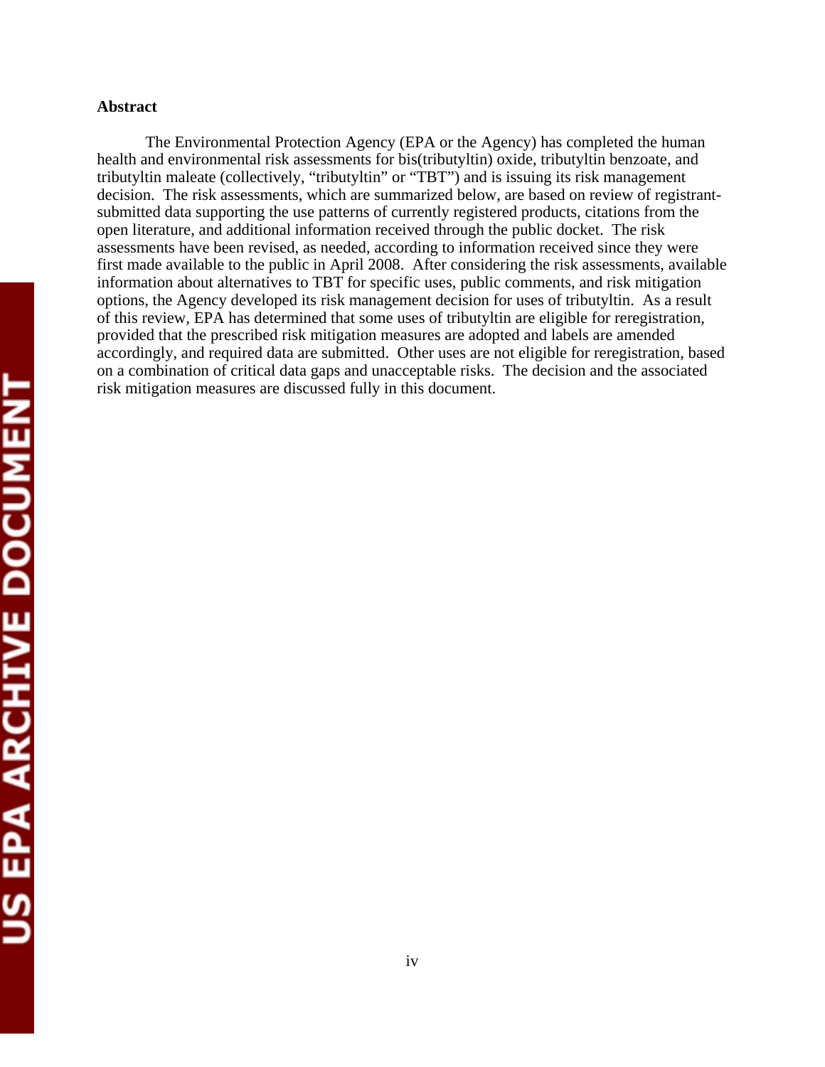## Abstract

The Environmental Protection Agency (EPA or the Agency) has completed the human health and environmental risk assessments for bis(tributyltin) oxide, tributyltin benzoate, and tributyltin maleate (collectively, "tributyltin" or "TBT") and is issuing its risk management decision. The risk assessments, which are summarized below, are based on review of registrant-submitted data supporting the use patterns of currently registered products, citations from the open literature, and additional information received through the public docket. The risk assessments have been revised, as needed, according to information received since they were first made available to the public in April 2008. After considering the risk assessments, available information about alternatives to TBT for specific uses, public comments, and risk mitigation options, the Agency developed its risk management decision for uses of tributyltin. As a result of this review, EPA has determined that some uses of tributyltin are eligible for reregistration, provided that the prescribed risk mitigation measures are adopted and labels are amended accordingly, and required data are submitted. Other uses are not eligible for reregistration, based on a combination of critical data gaps and unacceptable risks. The decision and the associated risk mitigation measures are discussed fully in this document.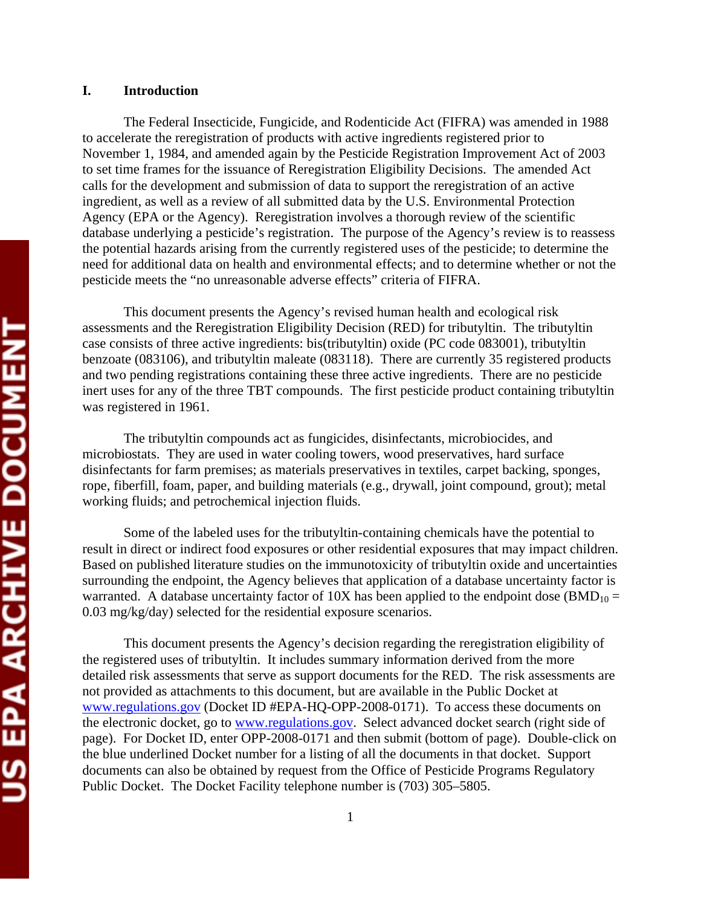## I. Introduction

The Federal Insecticide, Fungicide, and Rodenticide Act (FIFRA) was amended in 1988 to accelerate the reregistration of products with active ingredients registered prior to November 1, 1984, and amended again by the Pesticide Registration Improvement Act of 2003 to set time frames for the issuance of Reregistration Eligibility Decisions. The amended Act calls for the development and submission of data to support the reregistration of an active ingredient, as well as a review of all submitted data by the U.S. Environmental Protection Agency (EPA or the Agency). Reregistration involves a thorough review of the scientific database underlying a pesticide's registration. The purpose of the Agency's review is to reassess the potential hazards arising from the currently registered uses of the pesticide; to determine the need for additional data on health and environmental effects; and to determine whether or not the pesticide meets the "no unreasonable adverse effects" criteria of FIFRA.

This document presents the Agency's revised human health and ecological risk assessments and the Reregistration Eligibility Decision (RED) for tributyltin. The tributyltin case consists of three active ingredients: bis(tributyltin) oxide (PC code 083001), tributyltin benzoate (083106), and tributyltin maleate (083118). There are currently 35 registered products and two pending registrations containing these three active ingredients. There are no pesticide inert uses for any of the three TBT compounds. The first pesticide product containing tributyltin was registered in 1961.

The tributyltin compounds act as fungicides, disinfectants, microbiocides, and microbiostats. They are used in water cooling towers, wood preservatives, hard surface disinfectants for farm premises; as materials preservatives in textiles, carpet backing, sponges, rope, fiberfill, foam, paper, and building materials (e.g., drywall, joint compound, grout); metal working fluids; and petrochemical injection fluids.

Some of the labeled uses for the tributyltin-containing chemicals have the potential to result in direct or indirect food exposures or other residential exposures that may impact children. Based on published literature studies on the immunotoxicity of tributyltin oxide and uncertainties surrounding the endpoint, the Agency believes that application of a database uncertainty factor is warranted. A database uncertainty factor of 10X has been applied to the endpoint dose ($BMD_{10}$ = 0.03 mg/kg/day) selected for the residential exposure scenarios.

This document presents the Agency's decision regarding the reregistration eligibility of the registered uses of tributyltin. It includes summary information derived from the more detailed risk assessments that serve as support documents for the RED. The risk assessments are not provided as attachments to this document, but are available in the Public Docket at www.regulations.gov (Docket ID #EPA-HQ-OPP-2008-0171). To access these documents on the electronic docket, go to www.regulations.gov. Select advanced docket search (right side of page). For Docket ID, enter OPP-2008-0171 and then submit (bottom of page). Double-click on the blue underlined Docket number for a listing of all the documents in that docket. Support documents can also be obtained by request from the Office of Pesticide Programs Regulatory Public Docket. The Docket Facility telephone number is (703) 305–5805.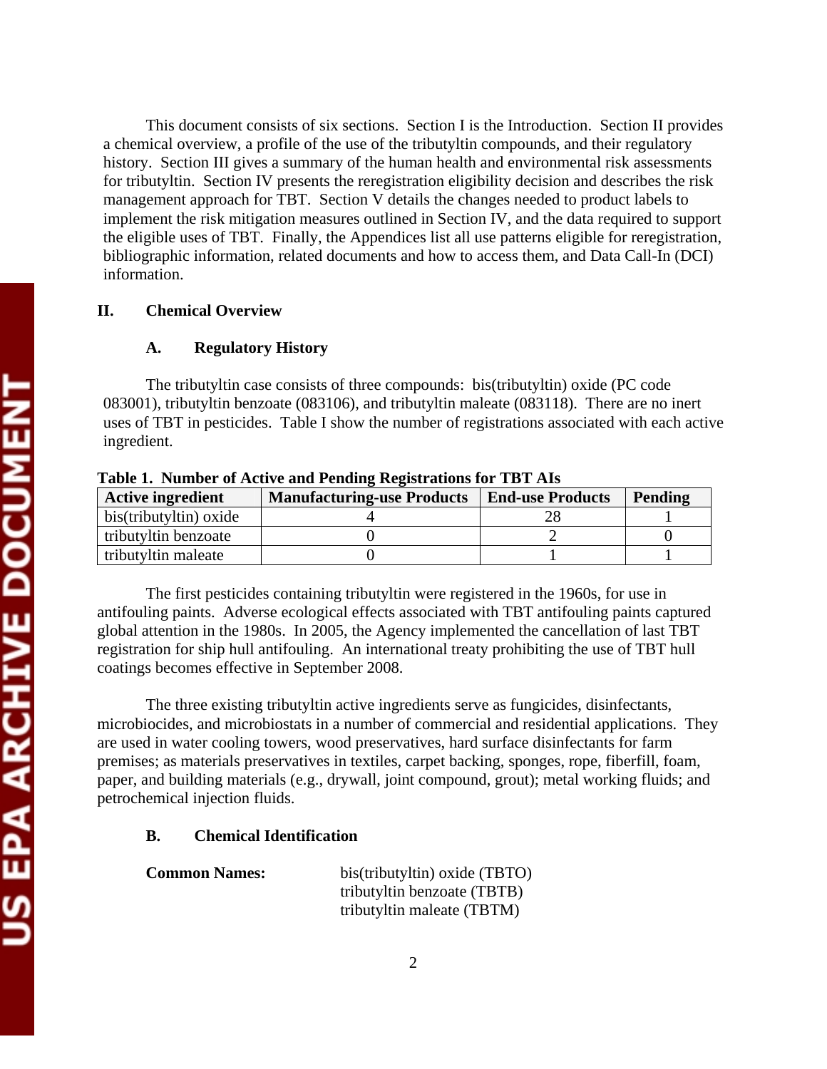This document consists of six sections. Section I is the Introduction. Section II provides a chemical overview, a profile of the use of the tributyltin compounds, and their regulatory history. Section III gives a summary of the human health and environmental risk assessments for tributyltin. Section IV presents the reregistration eligibility decision and describes the risk management approach for TBT. Section V details the changes needed to product labels to implement the risk mitigation measures outlined in Section IV, and the data required to support the eligible uses of TBT. Finally, the Appendices list all use patterns eligible for reregistration, bibliographic information, related documents and how to access them, and Data Call-In (DCI) information.

## II. Chemical Overview

### A. Regulatory History

The tributyltin case consists of three compounds: bis(tributyltin) oxide (PC code 083001), tributyltin benzoate (083106), and tributyltin maleate (083118). There are no inert uses of TBT in pesticides. Table I show the number of registrations associated with each active ingredient.

**Table 1. Number of Active and Pending Registrations for TBT AIs**

| Active ingredient | Manufacturing-use Products | End-use Products | Pending |
|---|---|---|---|
| bis(tributyltin) oxide | 4 | 28 | 1 |
| tributyltin benzoate | 0 | 2 | 0 |
| tributyltin maleate | 0 | 1 | 1 |

The first pesticides containing tributyltin were registered in the 1960s, for use in antifouling paints. Adverse ecological effects associated with TBT antifouling paints captured global attention in the 1980s. In 2005, the Agency implemented the cancellation of last TBT registration for ship hull antifouling. An international treaty prohibiting the use of TBT hull coatings becomes effective in September 2008.

The three existing tributyltin active ingredients serve as fungicides, disinfectants, microbiocides, and microbiostats in a number of commercial and residential applications. They are used in water cooling towers, wood preservatives, hard surface disinfectants for farm premises; as materials preservatives in textiles, carpet backing, sponges, rope, fiberfill, foam, paper, and building materials (e.g., drywall, joint compound, grout); metal working fluids; and petrochemical injection fluids.

### B. Chemical Identification

**Common Names:** bis(tributyltin) oxide (TBTO)
tributyltin benzoate (TBTB)
tributyltin maleate (TBTM)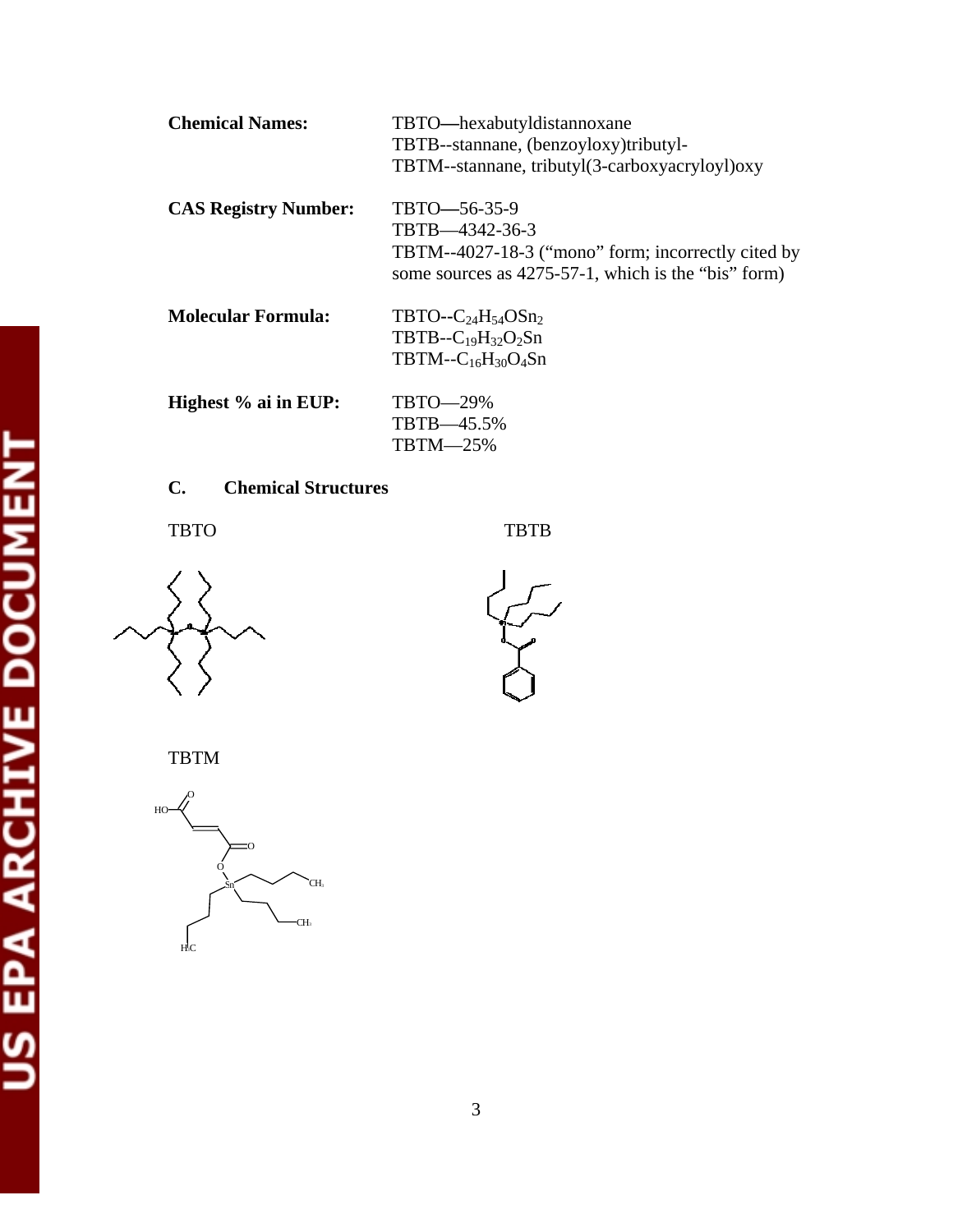| | |
|---|---|
| **Chemical Names:** | TBTO—hexabutyldistannoxane<br>TBTB--stannane, (benzoyloxy)tributyl-<br>TBTM--stannane, tributyl(3-carboxyacryloyl)oxy |
| **CAS Registry Number:** | TBTO—56-35-9<br>TBTB—4342-36-3<br>TBTM--4027-18-3 ("mono" form; incorrectly cited by some sources as 4275-57-1, which is the "bis" form) |
| **Molecular Formula:** | TBTO--$C_{24}H_{54}OSn_2$<br>TBTB--$C_{19}H_{32}O_2Sn$<br>TBTM--$C_{16}H_{30}O_4Sn$ |
| **Highest % ai in EUP:** | TBTO—29%<br>TBTB—45.5%<br>TBTM—25% |

## C. Chemical Structures

TBTO

TBTB

TBTM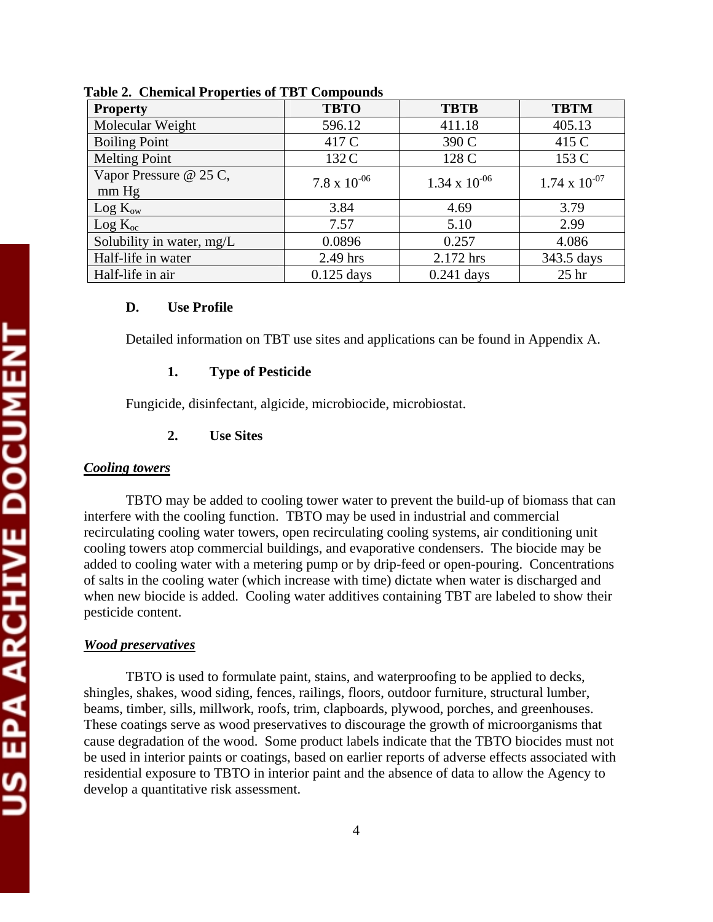**Table 2. Chemical Properties of TBT Compounds**

| Property | TBTO | TBTB | TBTM |
|---|---|---|---|
| Molecular Weight | 596.12 | 411.18 | 405.13 |
| Boiling Point | 417 C | 390 C | 415 C |
| Melting Point | 132 C | 128 C | 153 C |
| Vapor Pressure @ 25 C, mm Hg | $7.8 \times 10^{-06}$ | $1.34 \times 10^{-06}$ | $1.74 \times 10^{-07}$ |
| Log $K_{ow}$ | 3.84 | 4.69 | 3.79 |
| Log $K_{oc}$ | 7.57 | 5.10 | 2.99 |
| Solubility in water, mg/L | 0.0896 | 0.257 | 4.086 |
| Half-life in water | 2.49 hrs | 2.172 hrs | 343.5 days |
| Half-life in air | 0.125 days | 0.241 days | 25 hr |

## D. Use Profile

Detailed information on TBT use sites and applications can be found in Appendix A.

### 1. Type of Pesticide

Fungicide, disinfectant, algicide, microbiocide, microbiostat.

### 2. Use Sites

***Cooling towers***

TBTO may be added to cooling tower water to prevent the build-up of biomass that can interfere with the cooling function. TBTO may be used in industrial and commercial recirculating cooling water towers, open recirculating cooling systems, air conditioning unit cooling towers atop commercial buildings, and evaporative condensers. The biocide may be added to cooling water with a metering pump or by drip-feed or open-pouring. Concentrations of salts in the cooling water (which increase with time) dictate when water is discharged and when new biocide is added. Cooling water additives containing TBT are labeled to show their pesticide content.

***Wood preservatives***

TBTO is used to formulate paint, stains, and waterproofing to be applied to decks, shingles, shakes, wood siding, fences, railings, floors, outdoor furniture, structural lumber, beams, timber, sills, millwork, roofs, trim, clapboards, plywood, porches, and greenhouses. These coatings serve as wood preservatives to discourage the growth of microorganisms that cause degradation of the wood. Some product labels indicate that the TBTO biocides must not be used in interior paints or coatings, based on earlier reports of adverse effects associated with residential exposure to TBTO in interior paint and the absence of data to allow the Agency to develop a quantitative risk assessment.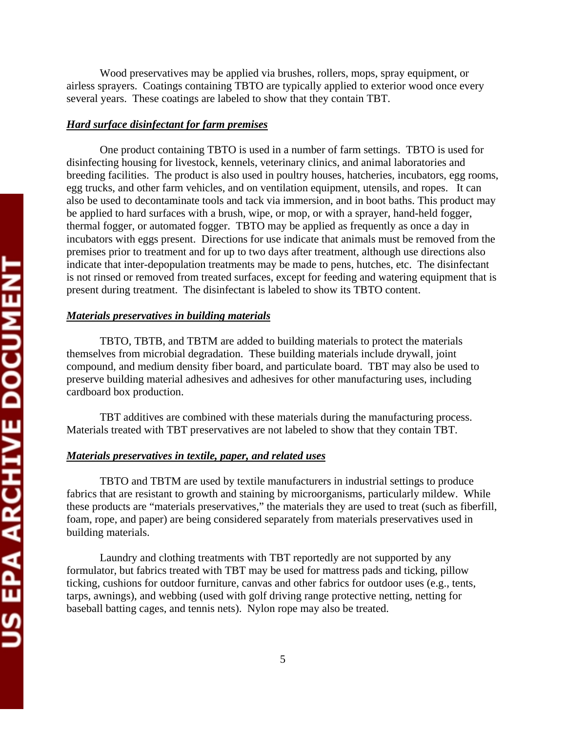Wood preservatives may be applied via brushes, rollers, mops, spray equipment, or airless sprayers. Coatings containing TBTO are typically applied to exterior wood once every several years. These coatings are labeled to show that they contain TBT.

***Hard surface disinfectant for farm premises***

One product containing TBTO is used in a number of farm settings. TBTO is used for disinfecting housing for livestock, kennels, veterinary clinics, and animal laboratories and breeding facilities. The product is also used in poultry houses, hatcheries, incubators, egg rooms, egg trucks, and other farm vehicles, and on ventilation equipment, utensils, and ropes. It can also be used to decontaminate tools and tack via immersion, and in boot baths. This product may be applied to hard surfaces with a brush, wipe, or mop, or with a sprayer, hand-held fogger, thermal fogger, or automated fogger. TBTO may be applied as frequently as once a day in incubators with eggs present. Directions for use indicate that animals must be removed from the premises prior to treatment and for up to two days after treatment, although use directions also indicate that inter-depopulation treatments may be made to pens, hutches, etc. The disinfectant is not rinsed or removed from treated surfaces, except for feeding and watering equipment that is present during treatment. The disinfectant is labeled to show its TBTO content.

***Materials preservatives in building materials***

TBTO, TBTB, and TBTM are added to building materials to protect the materials themselves from microbial degradation. These building materials include drywall, joint compound, and medium density fiber board, and particulate board. TBT may also be used to preserve building material adhesives and adhesives for other manufacturing uses, including cardboard box production.

TBT additives are combined with these materials during the manufacturing process. Materials treated with TBT preservatives are not labeled to show that they contain TBT.

***Materials preservatives in textile, paper, and related uses***

TBTO and TBTM are used by textile manufacturers in industrial settings to produce fabrics that are resistant to growth and staining by microorganisms, particularly mildew. While these products are "materials preservatives," the materials they are used to treat (such as fiberfill, foam, rope, and paper) are being considered separately from materials preservatives used in building materials.

Laundry and clothing treatments with TBT reportedly are not supported by any formulator, but fabrics treated with TBT may be used for mattress pads and ticking, pillow ticking, cushions for outdoor furniture, canvas and other fabrics for outdoor uses (e.g., tents, tarps, awnings), and webbing (used with golf driving range protective netting, netting for baseball batting cages, and tennis nets). Nylon rope may also be treated.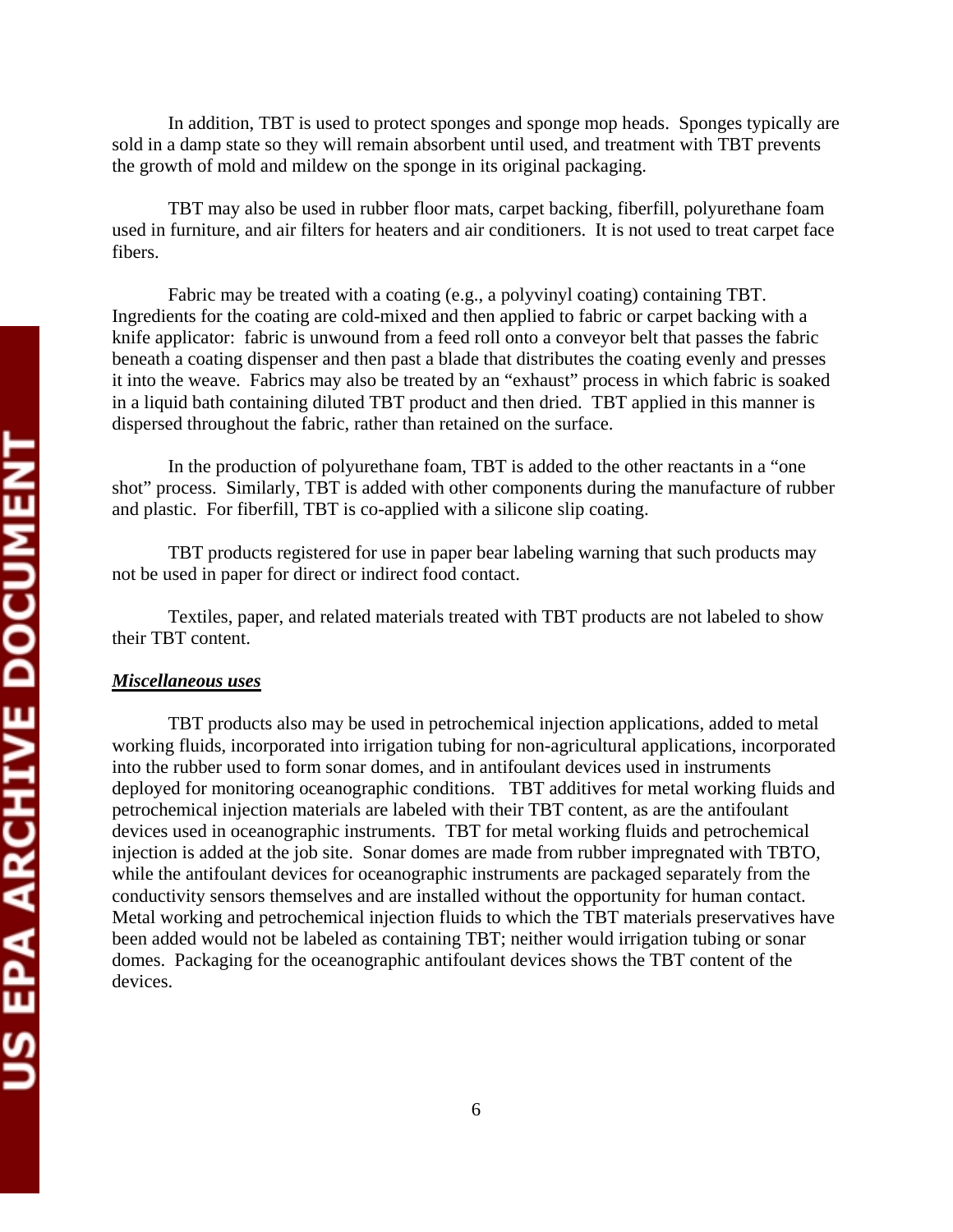In addition, TBT is used to protect sponges and sponge mop heads. Sponges typically are sold in a damp state so they will remain absorbent until used, and treatment with TBT prevents the growth of mold and mildew on the sponge in its original packaging.

TBT may also be used in rubber floor mats, carpet backing, fiberfill, polyurethane foam used in furniture, and air filters for heaters and air conditioners. It is not used to treat carpet face fibers.

Fabric may be treated with a coating (e.g., a polyvinyl coating) containing TBT. Ingredients for the coating are cold-mixed and then applied to fabric or carpet backing with a knife applicator: fabric is unwound from a feed roll onto a conveyor belt that passes the fabric beneath a coating dispenser and then past a blade that distributes the coating evenly and presses it into the weave. Fabrics may also be treated by an "exhaust" process in which fabric is soaked in a liquid bath containing diluted TBT product and then dried. TBT applied in this manner is dispersed throughout the fabric, rather than retained on the surface.

In the production of polyurethane foam, TBT is added to the other reactants in a "one shot" process. Similarly, TBT is added with other components during the manufacture of rubber and plastic. For fiberfill, TBT is co-applied with a silicone slip coating.

TBT products registered for use in paper bear labeling warning that such products may not be used in paper for direct or indirect food contact.

Textiles, paper, and related materials treated with TBT products are not labeled to show their TBT content.

***Miscellaneous uses***

TBT products also may be used in petrochemical injection applications, added to metal working fluids, incorporated into irrigation tubing for non-agricultural applications, incorporated into the rubber used to form sonar domes, and in antifoulant devices used in instruments deployed for monitoring oceanographic conditions. TBT additives for metal working fluids and petrochemical injection materials are labeled with their TBT content, as are the antifoulant devices used in oceanographic instruments. TBT for metal working fluids and petrochemical injection is added at the job site. Sonar domes are made from rubber impregnated with TBTO, while the antifoulant devices for oceanographic instruments are packaged separately from the conductivity sensors themselves and are installed without the opportunity for human contact. Metal working and petrochemical injection fluids to which the TBT materials preservatives have been added would not be labeled as containing TBT; neither would irrigation tubing or sonar domes. Packaging for the oceanographic antifoulant devices shows the TBT content of the devices.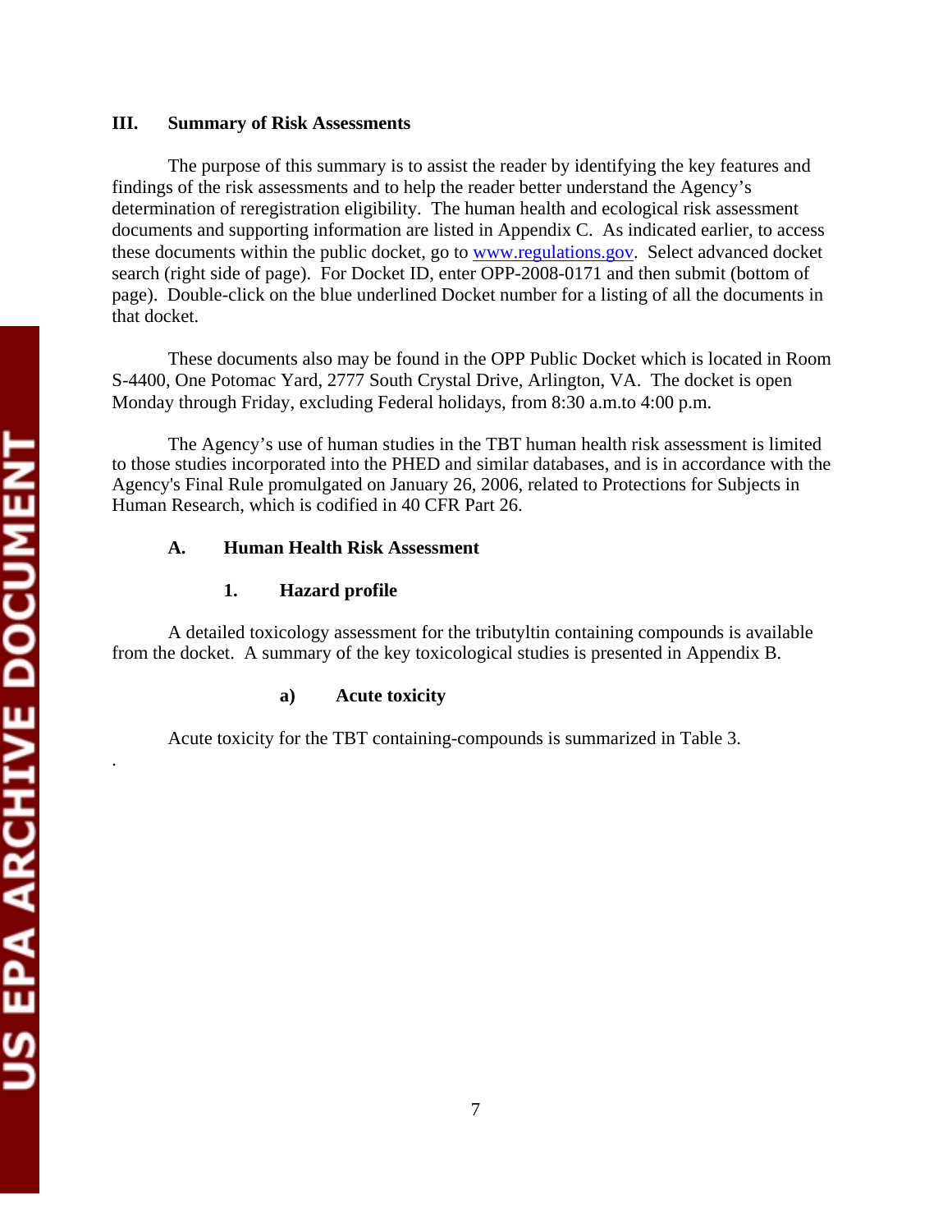## III. Summary of Risk Assessments

The purpose of this summary is to assist the reader by identifying the key features and findings of the risk assessments and to help the reader better understand the Agency's determination of reregistration eligibility. The human health and ecological risk assessment documents and supporting information are listed in Appendix C. As indicated earlier, to access these documents within the public docket, go to www.regulations.gov. Select advanced docket search (right side of page). For Docket ID, enter OPP-2008-0171 and then submit (bottom of page). Double-click on the blue underlined Docket number for a listing of all the documents in that docket.

These documents also may be found in the OPP Public Docket which is located in Room S-4400, One Potomac Yard, 2777 South Crystal Drive, Arlington, VA. The docket is open Monday through Friday, excluding Federal holidays, from 8:30 a.m.to 4:00 p.m.

The Agency's use of human studies in the TBT human health risk assessment is limited to those studies incorporated into the PHED and similar databases, and is in accordance with the Agency's Final Rule promulgated on January 26, 2006, related to Protections for Subjects in Human Research, which is codified in 40 CFR Part 26.

### A. Human Health Risk Assessment

#### 1. Hazard profile

A detailed toxicology assessment for the tributyltin containing compounds is available from the docket. A summary of the key toxicological studies is presented in Appendix B.

##### a) Acute toxicity

Acute toxicity for the TBT containing-compounds is summarized in Table 3.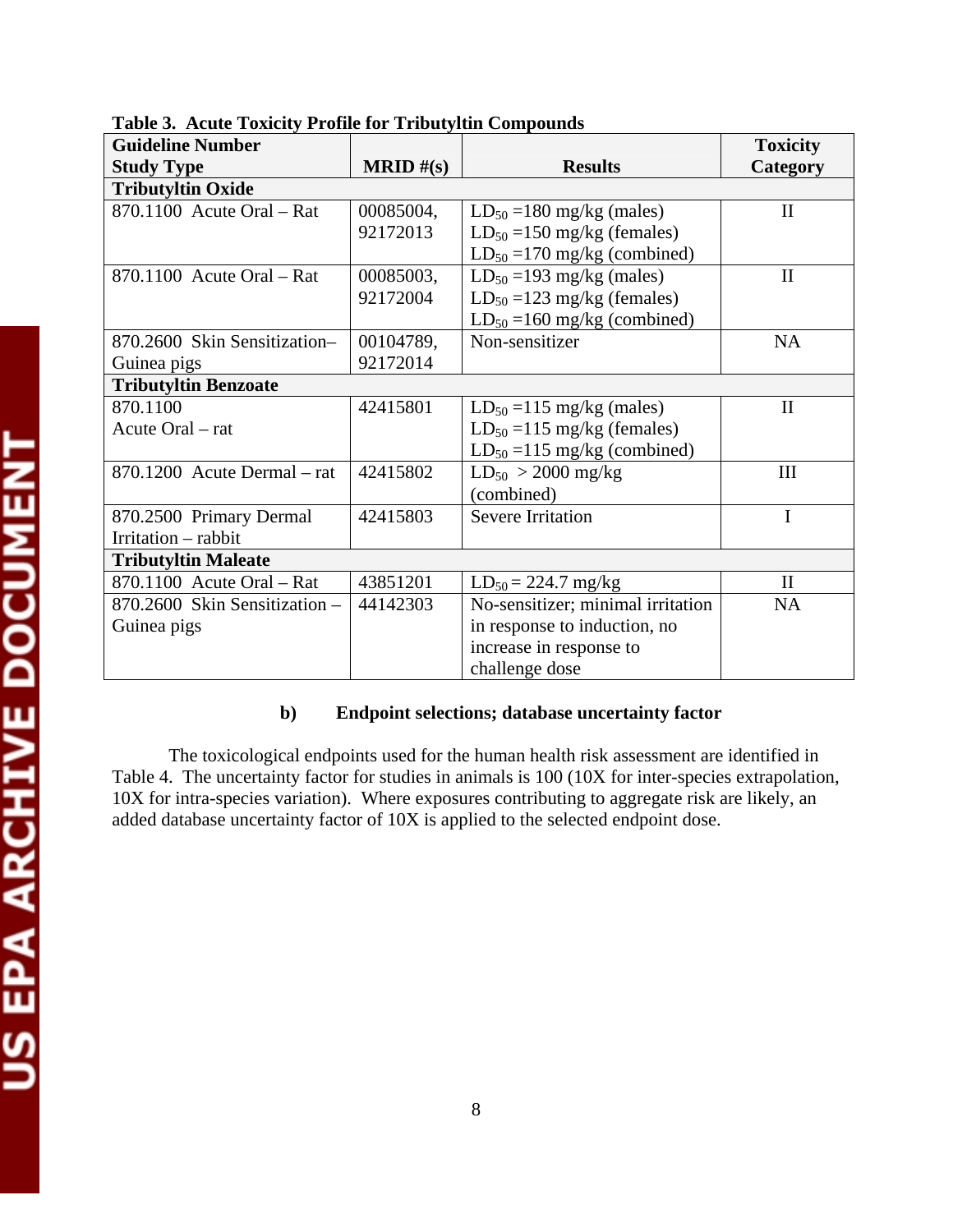**Table 3. Acute Toxicity Profile for Tributyltin Compounds**

| Guideline Number Study Type | MRID #(s) | Results | Toxicity Category |
|---|---|---|---|
| **Tributyltin Oxide** | | | |
| 870.1100 Acute Oral – Rat | 00085004, 92172013 | $LD_{50}$ =180 mg/kg (males)<br>$LD_{50}$ =150 mg/kg (females)<br>$LD_{50}$ =170 mg/kg (combined) | II |
| 870.1100 Acute Oral – Rat | 00085003, 92172004 | $LD_{50}$ =193 mg/kg (males)<br>$LD_{50}$ =123 mg/kg (females)<br>$LD_{50}$ =160 mg/kg (combined) | II |
| 870.2600 Skin Sensitization– Guinea pigs | 00104789, 92172014 | Non-sensitizer | NA |
| **Tributyltin Benzoate** | | | |
| 870.1100 Acute Oral – rat | 42415801 | $LD_{50}$ =115 mg/kg (males)<br>$LD_{50}$ =115 mg/kg (females)<br>$LD_{50}$ =115 mg/kg (combined) | II |
| 870.1200 Acute Dermal – rat | 42415802 | $LD_{50}$ > 2000 mg/kg (combined) | III |
| 870.2500 Primary Dermal Irritation – rabbit | 42415803 | Severe Irritation | I |
| **Tributyltin Maleate** | | | |
| 870.1100 Acute Oral – Rat | 43851201 | $LD_{50}$ = 224.7 mg/kg | II |
| 870.2600 Skin Sensitization – Guinea pigs | 44142303 | No-sensitizer; minimal irritation in response to induction, no increase in response to challenge dose | NA |

**b) Endpoint selections; database uncertainty factor**

The toxicological endpoints used for the human health risk assessment are identified in Table 4. The uncertainty factor for studies in animals is 100 (10X for inter-species extrapolation, 10X for intra-species variation). Where exposures contributing to aggregate risk are likely, an added database uncertainty factor of 10X is applied to the selected endpoint dose.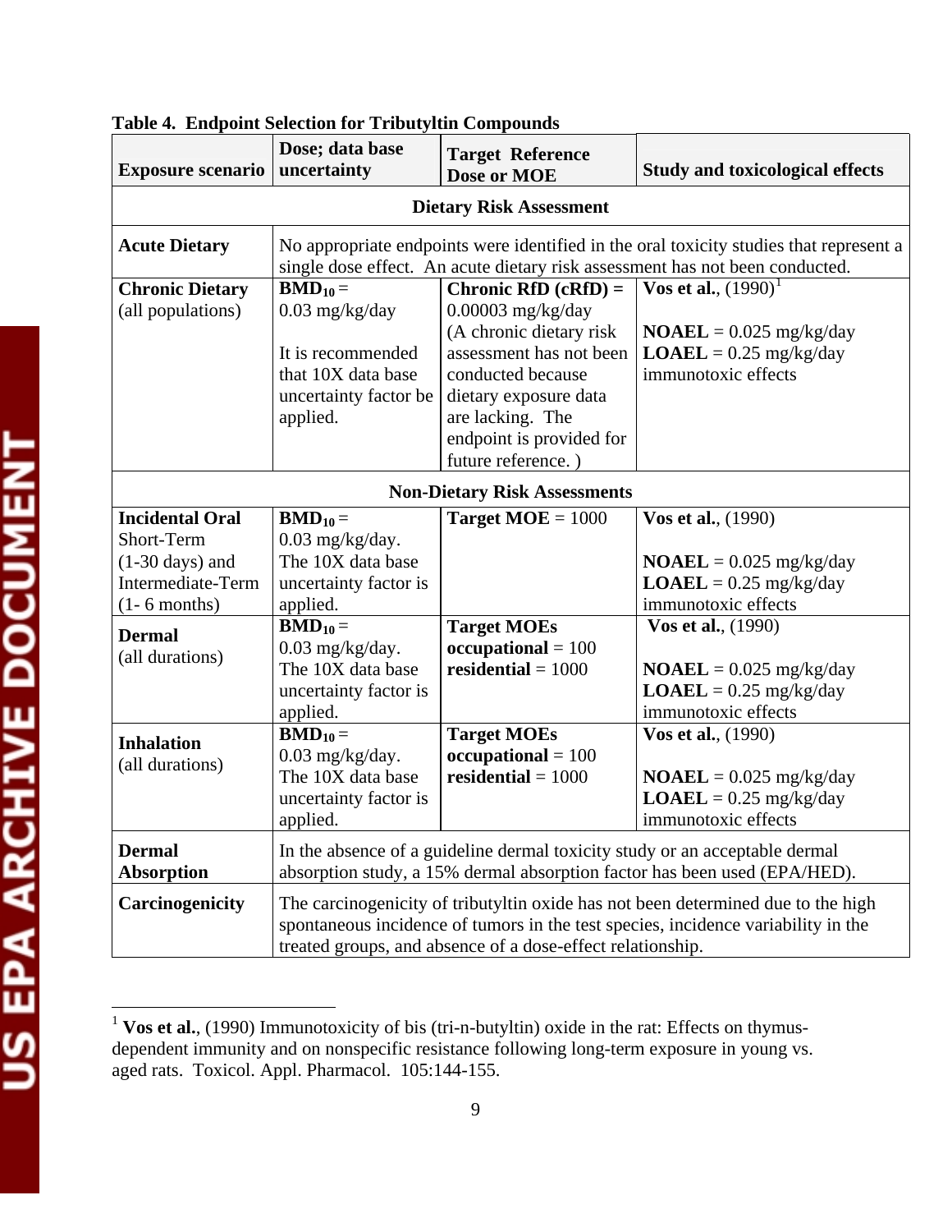**Table 4. Endpoint Selection for Tributyltin Compounds**

| Exposure scenario | Dose; data base uncertainty | Target Reference Dose or MOE | Study and toxicological effects |
|---|---|---|---|
| **Dietary Risk Assessment** | | | |
| **Acute Dietary** | No appropriate endpoints were identified in the oral toxicity studies that represent a single dose effect. An acute dietary risk assessment has not been conducted. | | |
| **Chronic Dietary** (all populations) | **$BMD_{10}$** = 0.03 mg/kg/day<br><br>It is recommended that 10X data base uncertainty factor be applied. | **Chronic RfD (cRfD) =** 0.00003 mg/kg/day (A chronic dietary risk assessment has not been conducted because dietary exposure data are lacking. The endpoint is provided for future reference. ) | **Vos et al.**, (1990)[1]<br><br>**NOAEL** = 0.025 mg/kg/day<br>**LOAEL** = 0.25 mg/kg/day<br>immunotoxic effects |
| **Non-Dietary Risk Assessments** | | | |
| **Incidental Oral** Short-Term (1-30 days) and Intermediate-Term (1- 6 months) | **$BMD_{10}$** = 0.03 mg/kg/day. The 10X data base uncertainty factor is applied. | **Target MOE** = 1000 | **Vos et al.**, (1990)<br><br>**NOAEL** = 0.025 mg/kg/day<br>**LOAEL** = 0.25 mg/kg/day<br>immunotoxic effects |
| **Dermal** (all durations) | **$BMD_{10}$** = 0.03 mg/kg/day. The 10X data base uncertainty factor is applied. | **Target MOEs**<br>**occupational** = 100<br>**residential** = 1000 | **Vos et al.**, (1990)<br><br>**NOAEL** = 0.025 mg/kg/day<br>**LOAEL** = 0.25 mg/kg/day<br>immunotoxic effects |
| **Inhalation** (all durations) | **$BMD_{10}$** = 0.03 mg/kg/day. The 10X data base uncertainty factor is applied. | **Target MOEs**<br>**occupational** = 100<br>**residential** = 1000 | **Vos et al.**, (1990)<br><br>**NOAEL** = 0.025 mg/kg/day<br>**LOAEL** = 0.25 mg/kg/day<br>immunotoxic effects |
| **Dermal Absorption** | In the absence of a guideline dermal toxicity study or an acceptable dermal absorption study, a 15% dermal absorption factor has been used (EPA/HED). | | |
| **Carcinogenicity** | The carcinogenicity of tributyltin oxide has not been determined due to the high spontaneous incidence of tumors in the test species, incidence variability in the treated groups, and absence of a dose-effect relationship. | | |

[1] **Vos et al.**, (1990) Immunotoxicity of bis (tri-n-butyltin) oxide in the rat: Effects on thymus-dependent immunity and on nonspecific resistance following long-term exposure in young vs. aged rats. Toxicol. Appl. Pharmacol. 105:144-155.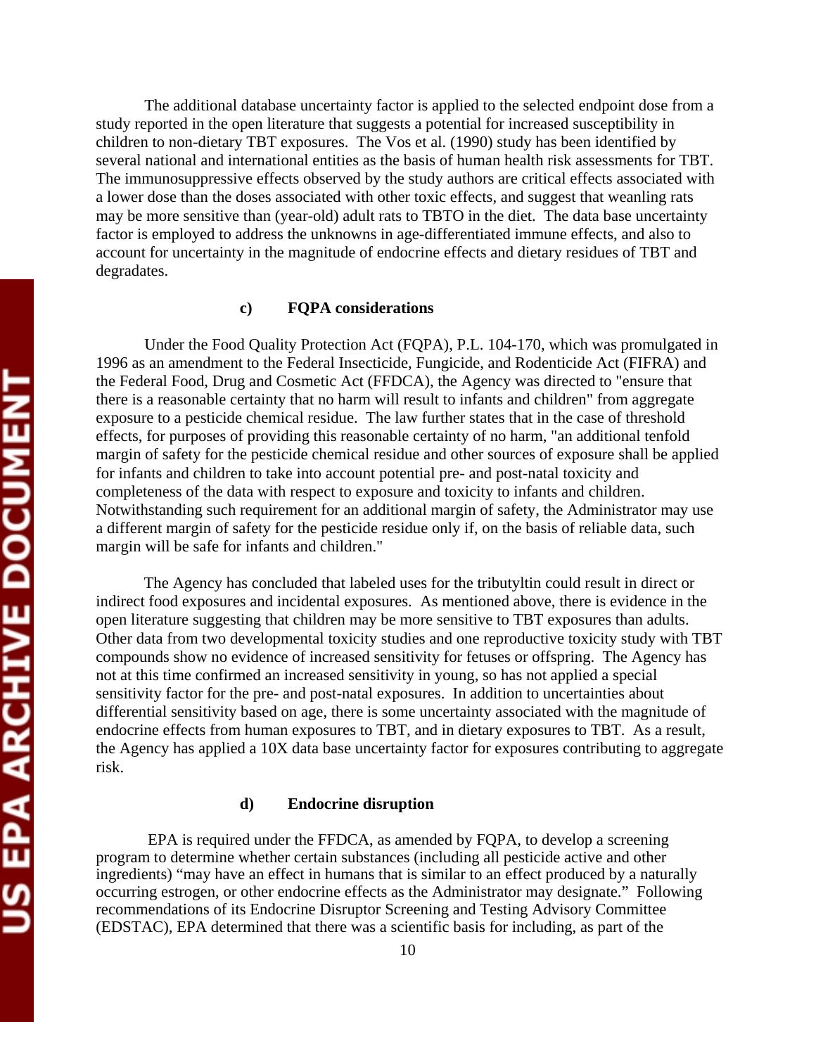The additional database uncertainty factor is applied to the selected endpoint dose from a study reported in the open literature that suggests a potential for increased susceptibility in children to non-dietary TBT exposures. The Vos et al. (1990) study has been identified by several national and international entities as the basis of human health risk assessments for TBT. The immunosuppressive effects observed by the study authors are critical effects associated with a lower dose than the doses associated with other toxic effects, and suggest that weanling rats may be more sensitive than (year-old) adult rats to TBTO in the diet. The data base uncertainty factor is employed to address the unknowns in age-differentiated immune effects, and also to account for uncertainty in the magnitude of endocrine effects and dietary residues of TBT and degradates.

#### c) FQPA considerations

Under the Food Quality Protection Act (FQPA), P.L. 104-170, which was promulgated in 1996 as an amendment to the Federal Insecticide, Fungicide, and Rodenticide Act (FIFRA) and the Federal Food, Drug and Cosmetic Act (FFDCA), the Agency was directed to "ensure that there is a reasonable certainty that no harm will result to infants and children" from aggregate exposure to a pesticide chemical residue. The law further states that in the case of threshold effects, for purposes of providing this reasonable certainty of no harm, "an additional tenfold margin of safety for the pesticide chemical residue and other sources of exposure shall be applied for infants and children to take into account potential pre- and post-natal toxicity and completeness of the data with respect to exposure and toxicity to infants and children. Notwithstanding such requirement for an additional margin of safety, the Administrator may use a different margin of safety for the pesticide residue only if, on the basis of reliable data, such margin will be safe for infants and children."

The Agency has concluded that labeled uses for the tributyltin could result in direct or indirect food exposures and incidental exposures. As mentioned above, there is evidence in the open literature suggesting that children may be more sensitive to TBT exposures than adults. Other data from two developmental toxicity studies and one reproductive toxicity study with TBT compounds show no evidence of increased sensitivity for fetuses or offspring. The Agency has not at this time confirmed an increased sensitivity in young, so has not applied a special sensitivity factor for the pre- and post-natal exposures. In addition to uncertainties about differential sensitivity based on age, there is some uncertainty associated with the magnitude of endocrine effects from human exposures to TBT, and in dietary exposures to TBT. As a result, the Agency has applied a 10X data base uncertainty factor for exposures contributing to aggregate risk.

#### d) Endocrine disruption

EPA is required under the FFDCA, as amended by FQPA, to develop a screening program to determine whether certain substances (including all pesticide active and other ingredients) "may have an effect in humans that is similar to an effect produced by a naturally occurring estrogen, or other endocrine effects as the Administrator may designate." Following recommendations of its Endocrine Disruptor Screening and Testing Advisory Committee (EDSTAC), EPA determined that there was a scientific basis for including, as part of the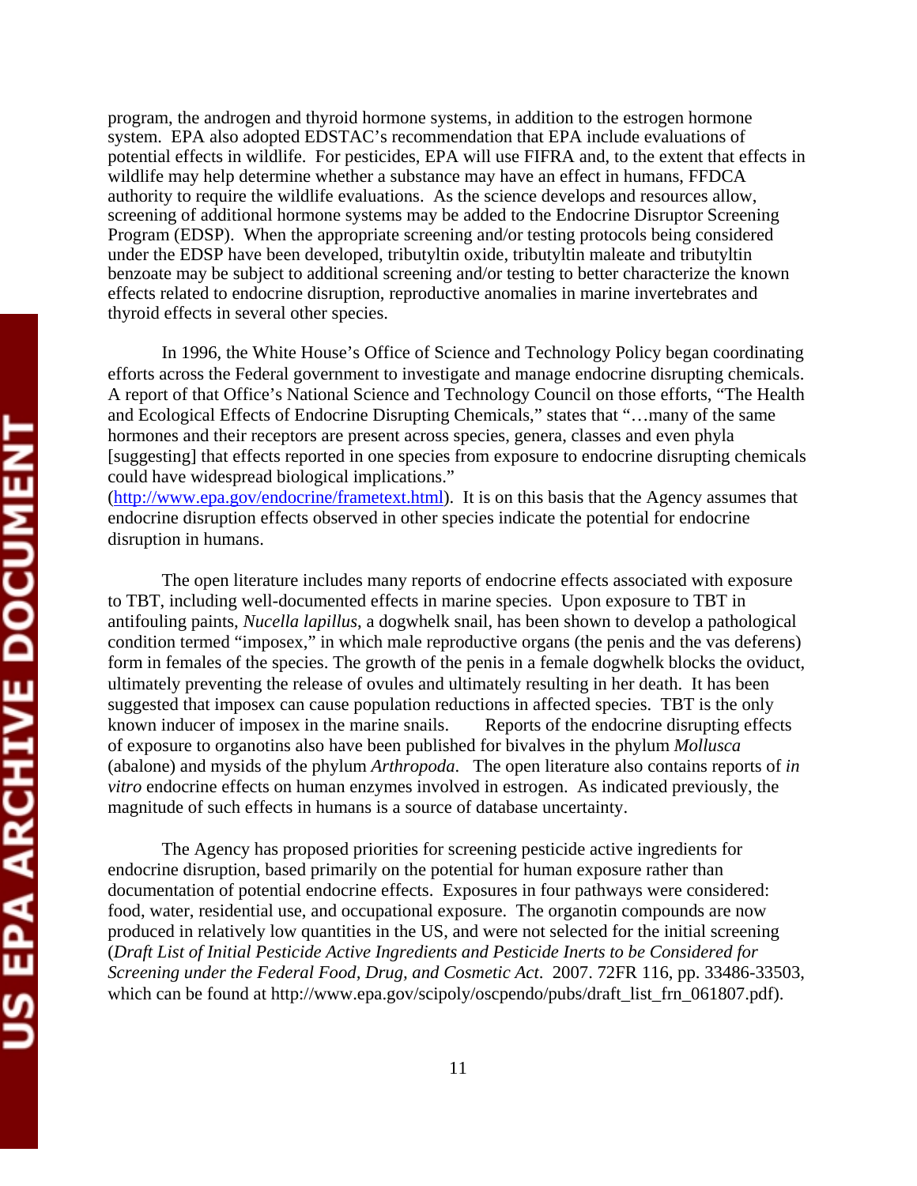program, the androgen and thyroid hormone systems, in addition to the estrogen hormone system. EPA also adopted EDSTAC's recommendation that EPA include evaluations of potential effects in wildlife. For pesticides, EPA will use FIFRA and, to the extent that effects in wildlife may help determine whether a substance may have an effect in humans, FFDCA authority to require the wildlife evaluations. As the science develops and resources allow, screening of additional hormone systems may be added to the Endocrine Disruptor Screening Program (EDSP). When the appropriate screening and/or testing protocols being considered under the EDSP have been developed, tributyltin oxide, tributyltin maleate and tributyltin benzoate may be subject to additional screening and/or testing to better characterize the known effects related to endocrine disruption, reproductive anomalies in marine invertebrates and thyroid effects in several other species.

In 1996, the White House's Office of Science and Technology Policy began coordinating efforts across the Federal government to investigate and manage endocrine disrupting chemicals. A report of that Office's National Science and Technology Council on those efforts, "The Health and Ecological Effects of Endocrine Disrupting Chemicals," states that "…many of the same hormones and their receptors are present across species, genera, classes and even phyla [suggesting] that effects reported in one species from exposure to endocrine disrupting chemicals could have widespread biological implications." (http://www.epa.gov/endocrine/frametext.html). It is on this basis that the Agency assumes that endocrine disruption effects observed in other species indicate the potential for endocrine disruption in humans.

The open literature includes many reports of endocrine effects associated with exposure to TBT, including well-documented effects in marine species. Upon exposure to TBT in antifouling paints, *Nucella lapillus*, a dogwhelk snail, has been shown to develop a pathological condition termed "imposex," in which male reproductive organs (the penis and the vas deferens) form in females of the species. The growth of the penis in a female dogwhelk blocks the oviduct, ultimately preventing the release of ovules and ultimately resulting in her death. It has been suggested that imposex can cause population reductions in affected species. TBT is the only known inducer of imposex in the marine snails. Reports of the endocrine disrupting effects of exposure to organotins also have been published for bivalves in the phylum *Mollusca* (abalone) and mysids of the phylum *Arthropoda*. The open literature also contains reports of *in vitro* endocrine effects on human enzymes involved in estrogen. As indicated previously, the magnitude of such effects in humans is a source of database uncertainty.

The Agency has proposed priorities for screening pesticide active ingredients for endocrine disruption, based primarily on the potential for human exposure rather than documentation of potential endocrine effects. Exposures in four pathways were considered: food, water, residential use, and occupational exposure. The organotin compounds are now produced in relatively low quantities in the US, and were not selected for the initial screening (*Draft List of Initial Pesticide Active Ingredients and Pesticide Inerts to be Considered for Screening under the Federal Food, Drug, and Cosmetic Act*. 2007. 72FR 116, pp. 33486-33503, which can be found at http://www.epa.gov/scipoly/oscpendo/pubs/draft_list_frn_061807.pdf).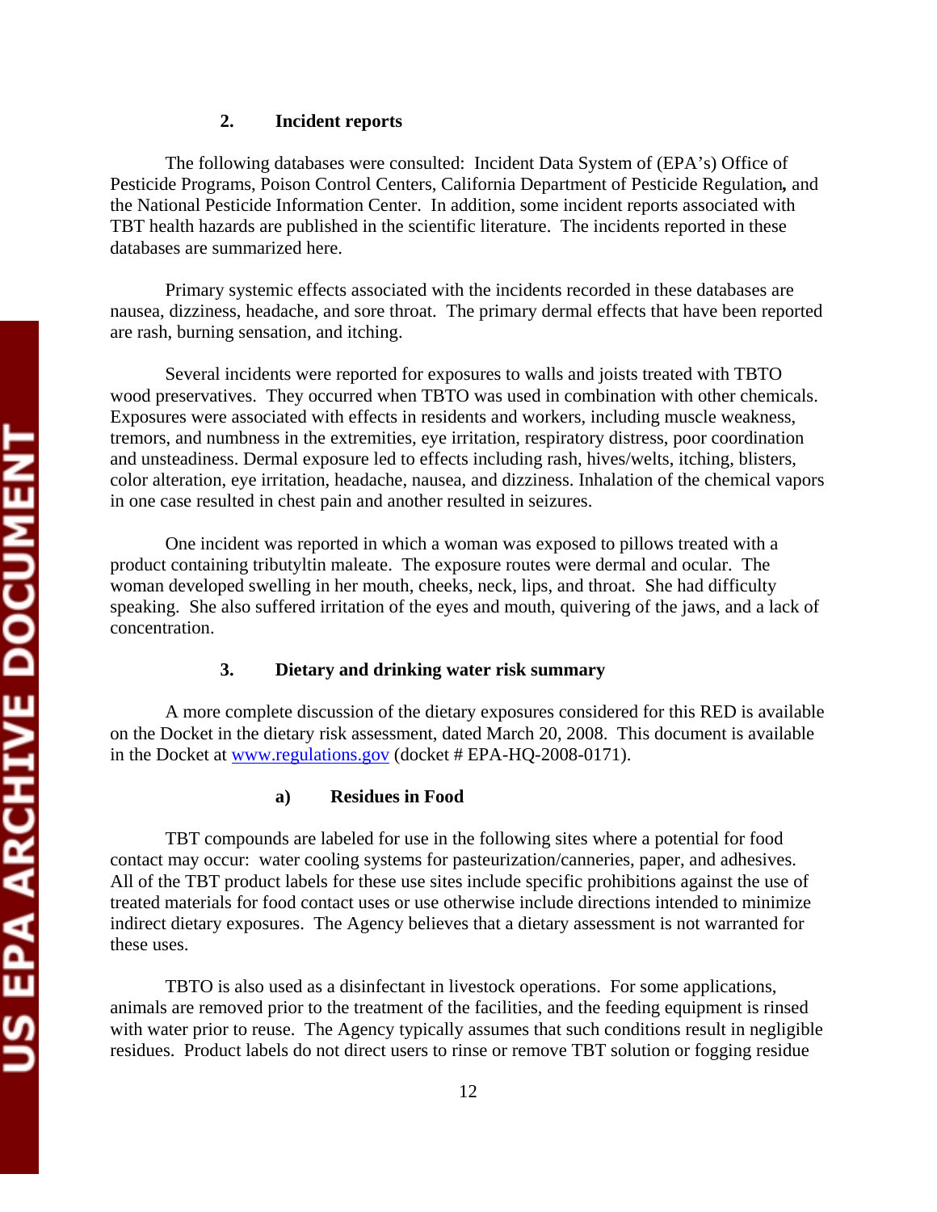### 2. Incident reports

The following databases were consulted: Incident Data System of (EPA's) Office of Pesticide Programs, Poison Control Centers, California Department of Pesticide Regulation, and the National Pesticide Information Center. In addition, some incident reports associated with TBT health hazards are published in the scientific literature. The incidents reported in these databases are summarized here.

Primary systemic effects associated with the incidents recorded in these databases are nausea, dizziness, headache, and sore throat. The primary dermal effects that have been reported are rash, burning sensation, and itching.

Several incidents were reported for exposures to walls and joists treated with TBTO wood preservatives. They occurred when TBTO was used in combination with other chemicals. Exposures were associated with effects in residents and workers, including muscle weakness, tremors, and numbness in the extremities, eye irritation, respiratory distress, poor coordination and unsteadiness. Dermal exposure led to effects including rash, hives/welts, itching, blisters, color alteration, eye irritation, headache, nausea, and dizziness. Inhalation of the chemical vapors in one case resulted in chest pain and another resulted in seizures.

One incident was reported in which a woman was exposed to pillows treated with a product containing tributyltin maleate. The exposure routes were dermal and ocular. The woman developed swelling in her mouth, cheeks, neck, lips, and throat. She had difficulty speaking. She also suffered irritation of the eyes and mouth, quivering of the jaws, and a lack of concentration.

### 3. Dietary and drinking water risk summary

A more complete discussion of the dietary exposures considered for this RED is available on the Docket in the dietary risk assessment, dated March 20, 2008. This document is available in the Docket at www.regulations.gov (docket # EPA-HQ-2008-0171).

#### a) Residues in Food

TBT compounds are labeled for use in the following sites where a potential for food contact may occur: water cooling systems for pasteurization/canneries, paper, and adhesives. All of the TBT product labels for these use sites include specific prohibitions against the use of treated materials for food contact uses or use otherwise include directions intended to minimize indirect dietary exposures. The Agency believes that a dietary assessment is not warranted for these uses.

TBTO is also used as a disinfectant in livestock operations. For some applications, animals are removed prior to the treatment of the facilities, and the feeding equipment is rinsed with water prior to reuse. The Agency typically assumes that such conditions result in negligible residues. Product labels do not direct users to rinse or remove TBT solution or fogging residue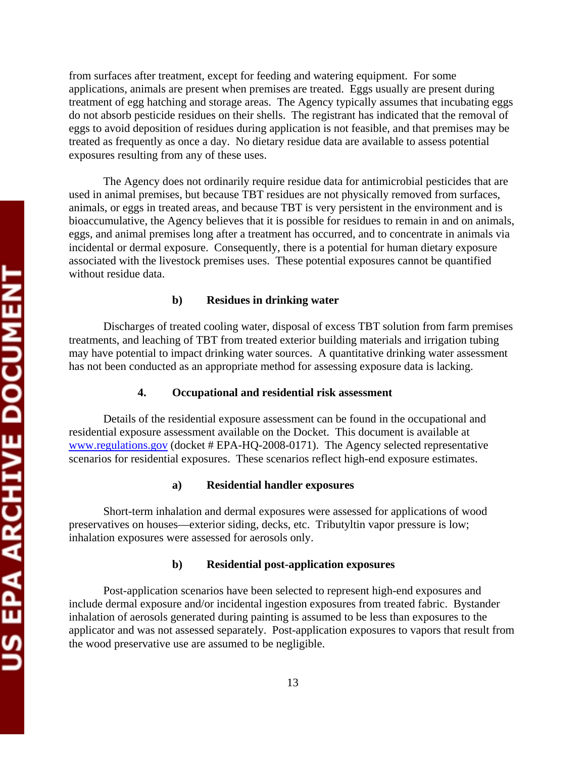from surfaces after treatment, except for feeding and watering equipment. For some applications, animals are present when premises are treated. Eggs usually are present during treatment of egg hatching and storage areas. The Agency typically assumes that incubating eggs do not absorb pesticide residues on their shells. The registrant has indicated that the removal of eggs to avoid deposition of residues during application is not feasible, and that premises may be treated as frequently as once a day. No dietary residue data are available to assess potential exposures resulting from any of these uses.

The Agency does not ordinarily require residue data for antimicrobial pesticides that are used in animal premises, but because TBT residues are not physically removed from surfaces, animals, or eggs in treated areas, and because TBT is very persistent in the environment and is bioaccumulative, the Agency believes that it is possible for residues to remain in and on animals, eggs, and animal premises long after a treatment has occurred, and to concentrate in animals via incidental or dermal exposure. Consequently, there is a potential for human dietary exposure associated with the livestock premises uses. These potential exposures cannot be quantified without residue data.

#### b) Residues in drinking water

Discharges of treated cooling water, disposal of excess TBT solution from farm premises treatments, and leaching of TBT from treated exterior building materials and irrigation tubing may have potential to impact drinking water sources. A quantitative drinking water assessment has not been conducted as an appropriate method for assessing exposure data is lacking.

### 4. Occupational and residential risk assessment

Details of the residential exposure assessment can be found in the occupational and residential exposure assessment available on the Docket. This document is available at www.regulations.gov (docket # EPA-HQ-2008-0171). The Agency selected representative scenarios for residential exposures. These scenarios reflect high-end exposure estimates.

#### a) Residential handler exposures

Short-term inhalation and dermal exposures were assessed for applications of wood preservatives on houses—exterior siding, decks, etc. Tributyltin vapor pressure is low; inhalation exposures were assessed for aerosols only.

#### b) Residential post-application exposures

Post-application scenarios have been selected to represent high-end exposures and include dermal exposure and/or incidental ingestion exposures from treated fabric. Bystander inhalation of aerosols generated during painting is assumed to be less than exposures to the applicator and was not assessed separately. Post-application exposures to vapors that result from the wood preservative use are assumed to be negligible.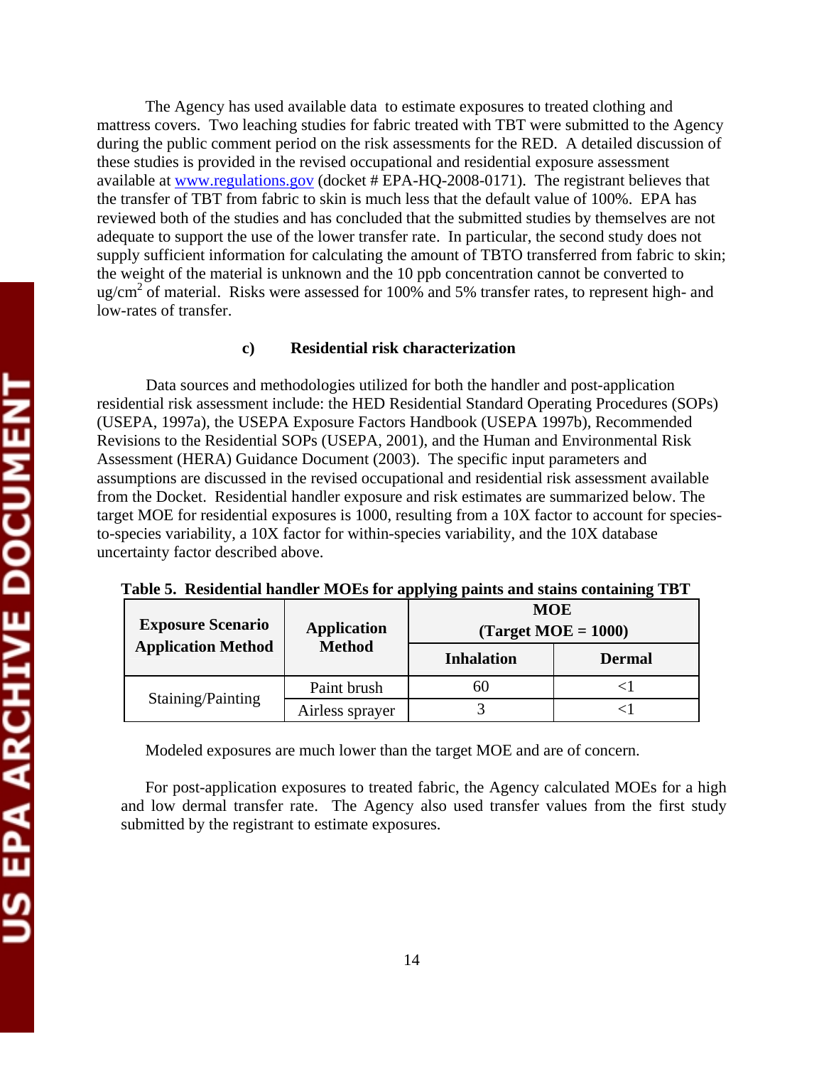The Agency has used available data to estimate exposures to treated clothing and mattress covers. Two leaching studies for fabric treated with TBT were submitted to the Agency during the public comment period on the risk assessments for the RED. A detailed discussion of these studies is provided in the revised occupational and residential exposure assessment available at www.regulations.gov (docket # EPA-HQ-2008-0171). The registrant believes that the transfer of TBT from fabric to skin is much less that the default value of 100%. EPA has reviewed both of the studies and has concluded that the submitted studies by themselves are not adequate to support the use of the lower transfer rate. In particular, the second study does not supply sufficient information for calculating the amount of TBTO transferred from fabric to skin; the weight of the material is unknown and the 10 ppb concentration cannot be converted to ug/cm$^2$ of material. Risks were assessed for 100% and 5% transfer rates, to represent high- and low-rates of transfer.

### c) Residential risk characterization

Data sources and methodologies utilized for both the handler and post-application residential risk assessment include: the HED Residential Standard Operating Procedures (SOPs) (USEPA, 1997a), the USEPA Exposure Factors Handbook (USEPA 1997b), Recommended Revisions to the Residential SOPs (USEPA, 2001), and the Human and Environmental Risk Assessment (HERA) Guidance Document (2003). The specific input parameters and assumptions are discussed in the revised occupational and residential risk assessment available from the Docket. Residential handler exposure and risk estimates are summarized below. The target MOE for residential exposures is 1000, resulting from a 10X factor to account for species-to-species variability, a 10X factor for within-species variability, and the 10X database uncertainty factor described above.

**Table 5. Residential handler MOEs for applying paints and stains containing TBT**

| Exposure Scenario Application Method | Application Method | MOE (Target MOE = 1000) | |
|---|---|---|---|
| | | Inhalation | Dermal |
| Staining/Painting | Paint brush | 60 | <1 |
| | Airless sprayer | 3 | <1 |

Modeled exposures are much lower than the target MOE and are of concern.

For post-application exposures to treated fabric, the Agency calculated MOEs for a high and low dermal transfer rate. The Agency also used transfer values from the first study submitted by the registrant to estimate exposures.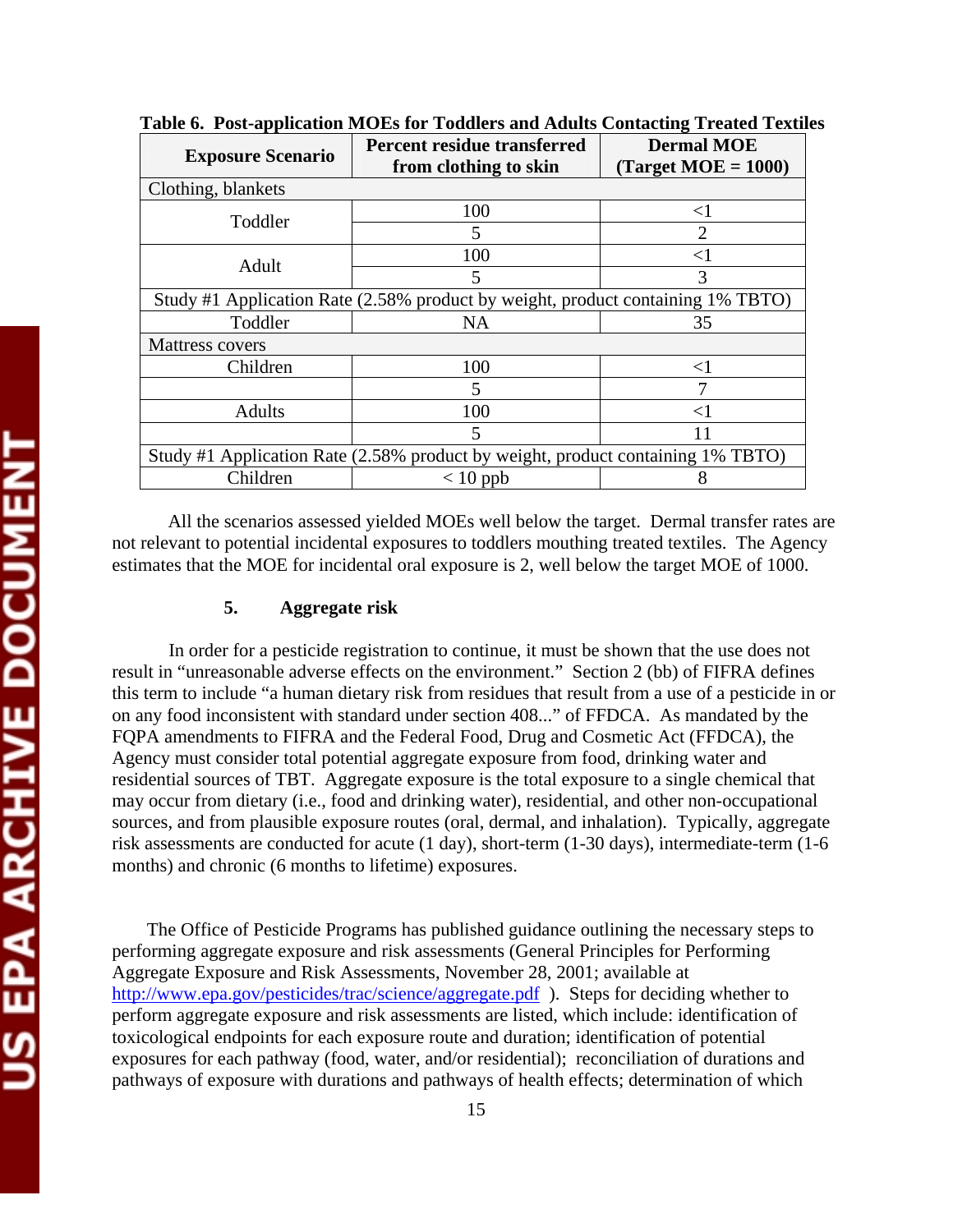**Table 6. Post-application MOEs for Toddlers and Adults Contacting Treated Textiles**

| Exposure Scenario | Percent residue transferred from clothing to skin | Dermal MOE (Target MOE = 1000) |
|---|---|---|
| Clothing, blankets | | |
| Toddler | 100 | <1 |
| | 5 | 2 |
| Adult | 100 | <1 |
| | 5 | 3 |
| Study #1 Application Rate (2.58% product by weight, product containing 1% TBTO) | | |
| Toddler | NA | 35 |
| Mattress covers | | |
| Children | 100 | <1 |
| | 5 | 7 |
| Adults | 100 | <1 |
| | 5 | 11 |
| Study #1 Application Rate (2.58% product by weight, product containing 1% TBTO) | | |
| Children | < 10 ppb | 8 |

All the scenarios assessed yielded MOEs well below the target. Dermal transfer rates are not relevant to potential incidental exposures to toddlers mouthing treated textiles. The Agency estimates that the MOE for incidental oral exposure is 2, well below the target MOE of 1000.

### 5. Aggregate risk

In order for a pesticide registration to continue, it must be shown that the use does not result in "unreasonable adverse effects on the environment." Section 2 (bb) of FIFRA defines this term to include "a human dietary risk from residues that result from a use of a pesticide in or on any food inconsistent with standard under section 408..." of FFDCA. As mandated by the FQPA amendments to FIFRA and the Federal Food, Drug and Cosmetic Act (FFDCA), the Agency must consider total potential aggregate exposure from food, drinking water and residential sources of TBT. Aggregate exposure is the total exposure to a single chemical that may occur from dietary (i.e., food and drinking water), residential, and other non-occupational sources, and from plausible exposure routes (oral, dermal, and inhalation). Typically, aggregate risk assessments are conducted for acute (1 day), short-term (1-30 days), intermediate-term (1-6 months) and chronic (6 months to lifetime) exposures.

The Office of Pesticide Programs has published guidance outlining the necessary steps to performing aggregate exposure and risk assessments (General Principles for Performing Aggregate Exposure and Risk Assessments, November 28, 2001; available at http://www.epa.gov/pesticides/trac/science/aggregate.pdf ). Steps for deciding whether to perform aggregate exposure and risk assessments are listed, which include: identification of toxicological endpoints for each exposure route and duration; identification of potential exposures for each pathway (food, water, and/or residential); reconciliation of durations and pathways of exposure with durations and pathways of health effects; determination of which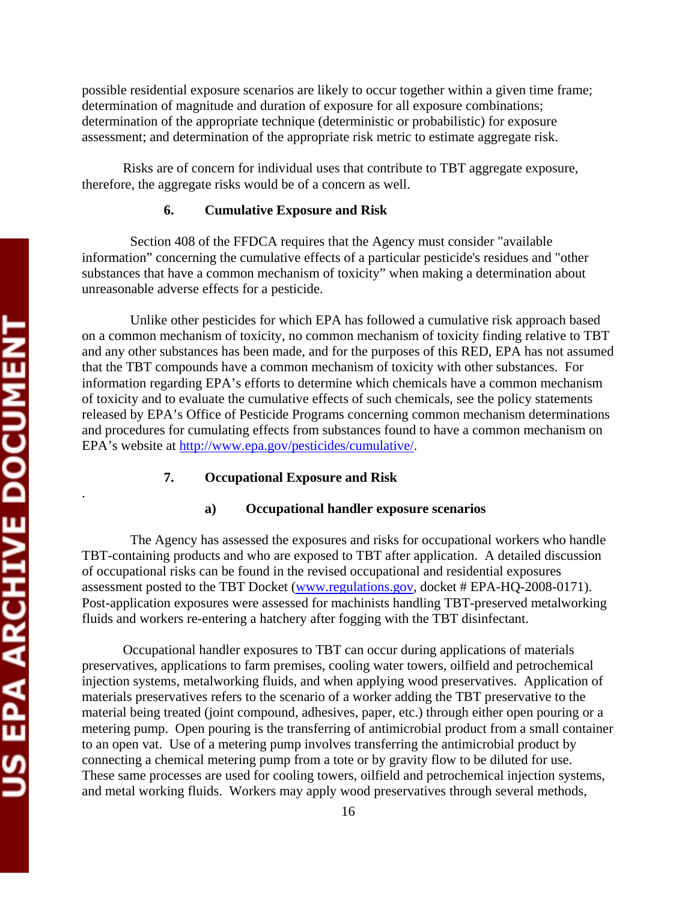possible residential exposure scenarios are likely to occur together within a given time frame; determination of magnitude and duration of exposure for all exposure combinations; determination of the appropriate technique (deterministic or probabilistic) for exposure assessment; and determination of the appropriate risk metric to estimate aggregate risk.

Risks are of concern for individual uses that contribute to TBT aggregate exposure, therefore, the aggregate risks would be of a concern as well.

### 6. Cumulative Exposure and Risk

Section 408 of the FFDCA requires that the Agency must consider "available information" concerning the cumulative effects of a particular pesticide's residues and "other substances that have a common mechanism of toxicity" when making a determination about unreasonable adverse effects for a pesticide.

Unlike other pesticides for which EPA has followed a cumulative risk approach based on a common mechanism of toxicity, no common mechanism of toxicity finding relative to TBT and any other substances has been made, and for the purposes of this RED, EPA has not assumed that the TBT compounds have a common mechanism of toxicity with other substances. For information regarding EPA's efforts to determine which chemicals have a common mechanism of toxicity and to evaluate the cumulative effects of such chemicals, see the policy statements released by EPA's Office of Pesticide Programs concerning common mechanism determinations and procedures for cumulating effects from substances found to have a common mechanism on EPA's website at http://www.epa.gov/pesticides/cumulative/.

### 7. Occupational Exposure and Risk

#### a) Occupational handler exposure scenarios

The Agency has assessed the exposures and risks for occupational workers who handle TBT-containing products and who are exposed to TBT after application. A detailed discussion of occupational risks can be found in the revised occupational and residential exposures assessment posted to the TBT Docket (www.regulations.gov, docket # EPA-HQ-2008-0171). Post-application exposures were assessed for machinists handling TBT-preserved metalworking fluids and workers re-entering a hatchery after fogging with the TBT disinfectant.

Occupational handler exposures to TBT can occur during applications of materials preservatives, applications to farm premises, cooling water towers, oilfield and petrochemical injection systems, metalworking fluids, and when applying wood preservatives. Application of materials preservatives refers to the scenario of a worker adding the TBT preservative to the material being treated (joint compound, adhesives, paper, etc.) through either open pouring or a metering pump. Open pouring is the transferring of antimicrobial product from a small container to an open vat. Use of a metering pump involves transferring the antimicrobial product by connecting a chemical metering pump from a tote or by gravity flow to be diluted for use. These same processes are used for cooling towers, oilfield and petrochemical injection systems, and metal working fluids. Workers may apply wood preservatives through several methods,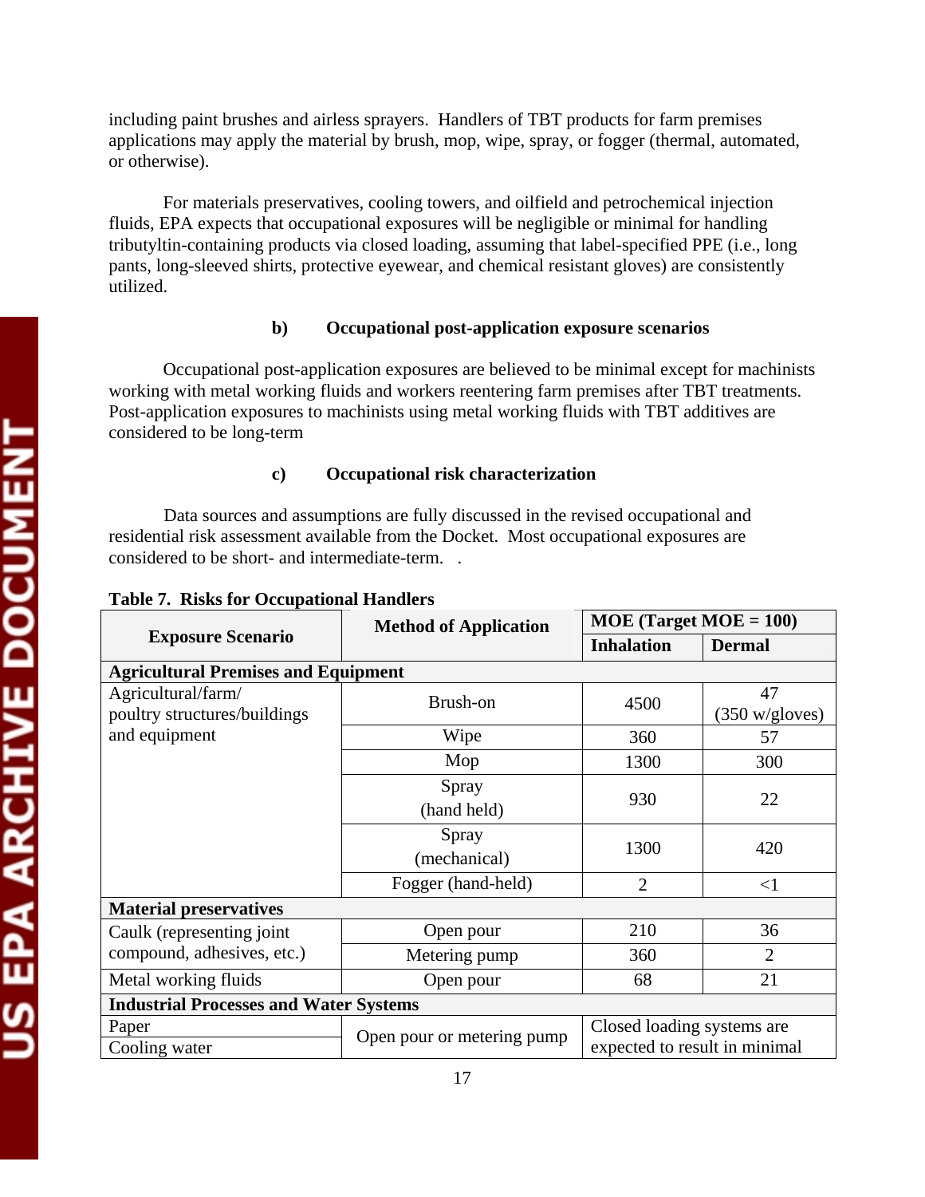including paint brushes and airless sprayers. Handlers of TBT products for farm premises applications may apply the material by brush, mop, wipe, spray, or fogger (thermal, automated, or otherwise).

For materials preservatives, cooling towers, and oilfield and petrochemical injection fluids, EPA expects that occupational exposures will be negligible or minimal for handling tributyltin-containing products via closed loading, assuming that label-specified PPE (i.e., long pants, long-sleeved shirts, protective eyewear, and chemical resistant gloves) are consistently utilized.

### b) Occupational post-application exposure scenarios

Occupational post-application exposures are believed to be minimal except for machinists working with metal working fluids and workers reentering farm premises after TBT treatments. Post-application exposures to machinists using metal working fluids with TBT additives are considered to be long-term

### c) Occupational risk characterization

Data sources and assumptions are fully discussed in the revised occupational and residential risk assessment available from the Docket. Most occupational exposures are considered to be short- and intermediate-term. .

**Table 7. Risks for Occupational Handlers**

| Exposure Scenario | Method of Application | MOE (Target MOE = 100) | |
|---|---|---|---|
| | | Inhalation | Dermal |
| **Agricultural Premises and Equipment** | | | |
| Agricultural/farm/ poultry structures/buildings and equipment | Brush-on | 4500 | 47 (350 w/gloves) |
| | Wipe | 360 | 57 |
| | Mop | 1300 | 300 |
| | Spray (hand held) | 930 | 22 |
| | Spray (mechanical) | 1300 | 420 |
| | Fogger (hand-held) | 2 | <1 |
| **Material preservatives** | | | |
| Caulk (representing joint compound, adhesives, etc.) | Open pour | 210 | 36 |
| | Metering pump | 360 | 2 |
| Metal working fluids | Open pour | 68 | 21 |
| **Industrial Processes and Water Systems** | | | |
| Paper | Open pour or metering pump | Closed loading systems are expected to result in minimal | |
| Cooling water | | | |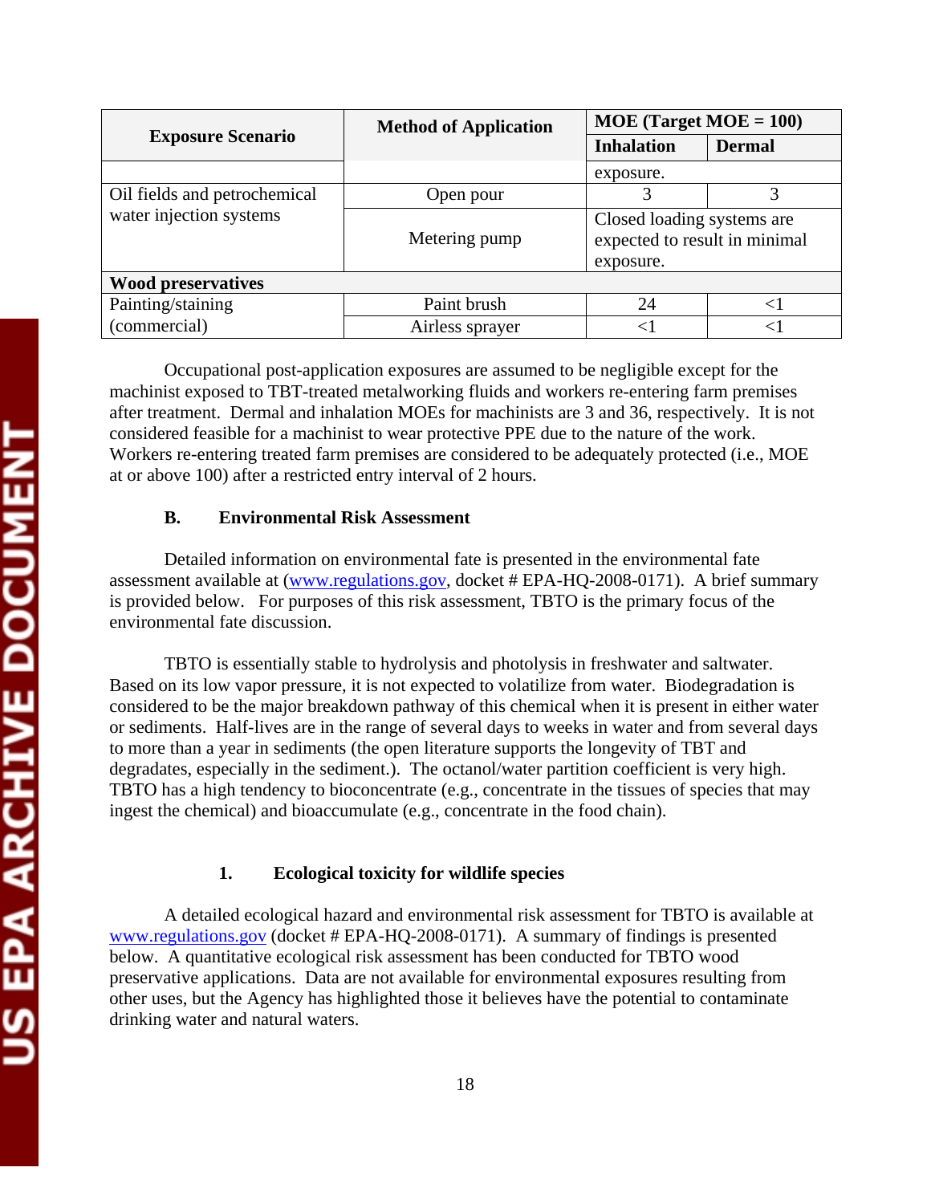| Exposure Scenario | Method of Application | MOE (Target MOE = 100) | |
|---|---|---|---|
| | | Inhalation | Dermal |
| | | exposure. | |
| Oil fields and petrochemical water injection systems | Open pour | 3 | 3 |
| | Metering pump | Closed loading systems are expected to result in minimal exposure. | |
| **Wood preservatives** | | | |
| Painting/staining (commercial) | Paint brush | 24 | <1 |
| | Airless sprayer | <1 | <1 |

Occupational post-application exposures are assumed to be negligible except for the machinist exposed to TBT-treated metalworking fluids and workers re-entering farm premises after treatment. Dermal and inhalation MOEs for machinists are 3 and 36, respectively. It is not considered feasible for a machinist to wear protective PPE due to the nature of the work. Workers re-entering treated farm premises are considered to be adequately protected (i.e., MOE at or above 100) after a restricted entry interval of 2 hours.

### B. Environmental Risk Assessment

Detailed information on environmental fate is presented in the environmental fate assessment available at (www.regulations.gov, docket # EPA-HQ-2008-0171). A brief summary is provided below. For purposes of this risk assessment, TBTO is the primary focus of the environmental fate discussion.

TBTO is essentially stable to hydrolysis and photolysis in freshwater and saltwater. Based on its low vapor pressure, it is not expected to volatilize from water. Biodegradation is considered to be the major breakdown pathway of this chemical when it is present in either water or sediments. Half-lives are in the range of several days to weeks in water and from several days to more than a year in sediments (the open literature supports the longevity of TBT and degradates, especially in the sediment.). The octanol/water partition coefficient is very high. TBTO has a high tendency to bioconcentrate (e.g., concentrate in the tissues of species that may ingest the chemical) and bioaccumulate (e.g., concentrate in the food chain).

#### 1. Ecological toxicity for wildlife species

A detailed ecological hazard and environmental risk assessment for TBTO is available at www.regulations.gov (docket # EPA-HQ-2008-0171). A summary of findings is presented below. A quantitative ecological risk assessment has been conducted for TBTO wood preservative applications. Data are not available for environmental exposures resulting from other uses, but the Agency has highlighted those it believes have the potential to contaminate drinking water and natural waters.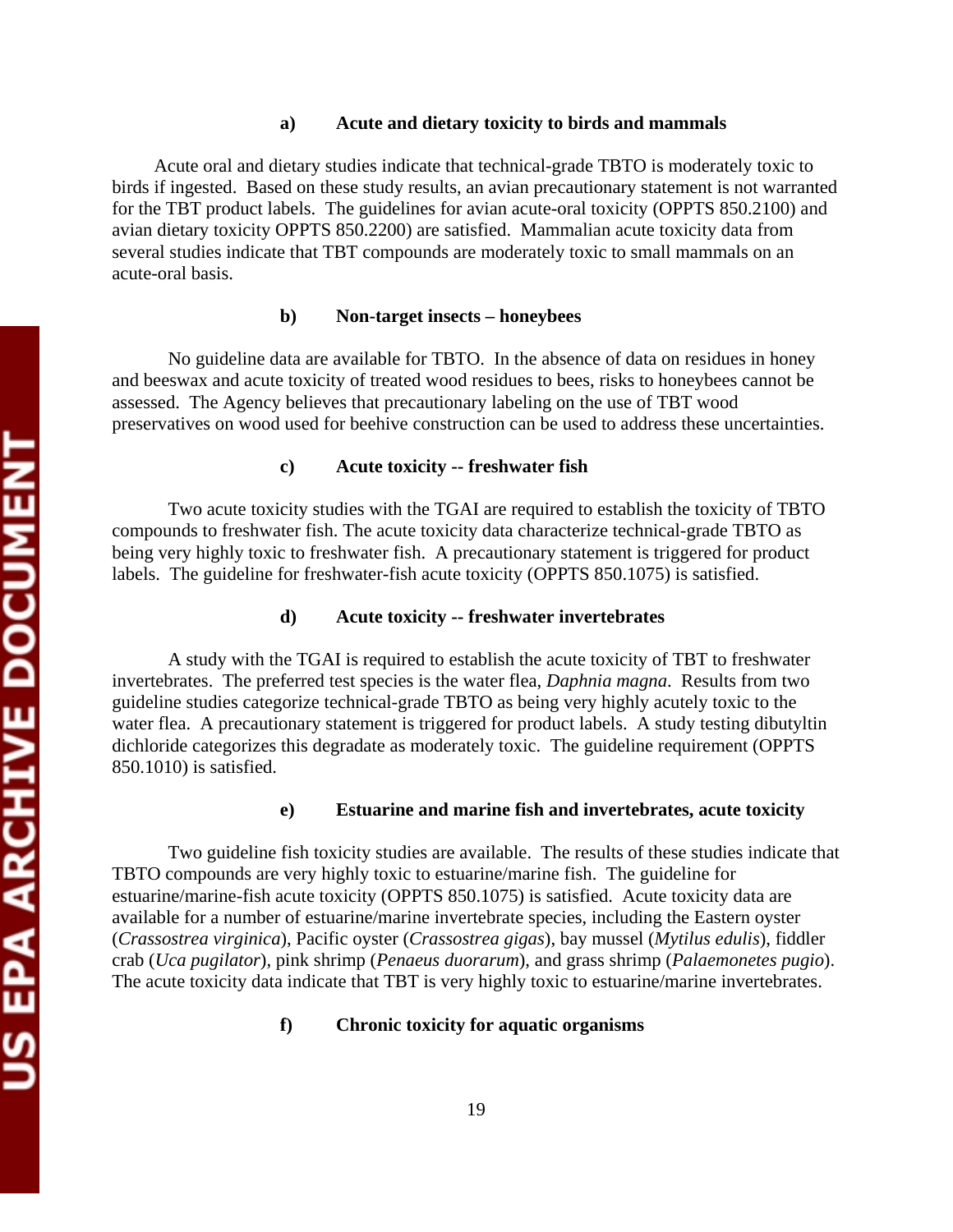#### a) Acute and dietary toxicity to birds and mammals

Acute oral and dietary studies indicate that technical-grade TBTO is moderately toxic to birds if ingested. Based on these study results, an avian precautionary statement is not warranted for the TBT product labels. The guidelines for avian acute-oral toxicity (OPPTS 850.2100) and avian dietary toxicity OPPTS 850.2200) are satisfied. Mammalian acute toxicity data from several studies indicate that TBT compounds are moderately toxic to small mammals on an acute-oral basis.

#### b) Non-target insects – honeybees

No guideline data are available for TBTO. In the absence of data on residues in honey and beeswax and acute toxicity of treated wood residues to bees, risks to honeybees cannot be assessed. The Agency believes that precautionary labeling on the use of TBT wood preservatives on wood used for beehive construction can be used to address these uncertainties.

#### c) Acute toxicity -- freshwater fish

Two acute toxicity studies with the TGAI are required to establish the toxicity of TBTO compounds to freshwater fish. The acute toxicity data characterize technical-grade TBTO as being very highly toxic to freshwater fish. A precautionary statement is triggered for product labels. The guideline for freshwater-fish acute toxicity (OPPTS 850.1075) is satisfied.

#### d) Acute toxicity -- freshwater invertebrates

A study with the TGAI is required to establish the acute toxicity of TBT to freshwater invertebrates. The preferred test species is the water flea, *Daphnia magna*. Results from two guideline studies categorize technical-grade TBTO as being very highly acutely toxic to the water flea. A precautionary statement is triggered for product labels. A study testing dibutyltin dichloride categorizes this degradate as moderately toxic. The guideline requirement (OPPTS 850.1010) is satisfied.

#### e) Estuarine and marine fish and invertebrates, acute toxicity

Two guideline fish toxicity studies are available. The results of these studies indicate that TBTO compounds are very highly toxic to estuarine/marine fish. The guideline for estuarine/marine-fish acute toxicity (OPPTS 850.1075) is satisfied. Acute toxicity data are available for a number of estuarine/marine invertebrate species, including the Eastern oyster (*Crassostrea virginica*), Pacific oyster (*Crassostrea gigas*), bay mussel (*Mytilus edulis*), fiddler crab (*Uca pugilator*), pink shrimp (*Penaeus duorarum*), and grass shrimp (*Palaemonetes pugio*). The acute toxicity data indicate that TBT is very highly toxic to estuarine/marine invertebrates.

#### f) Chronic toxicity for aquatic organisms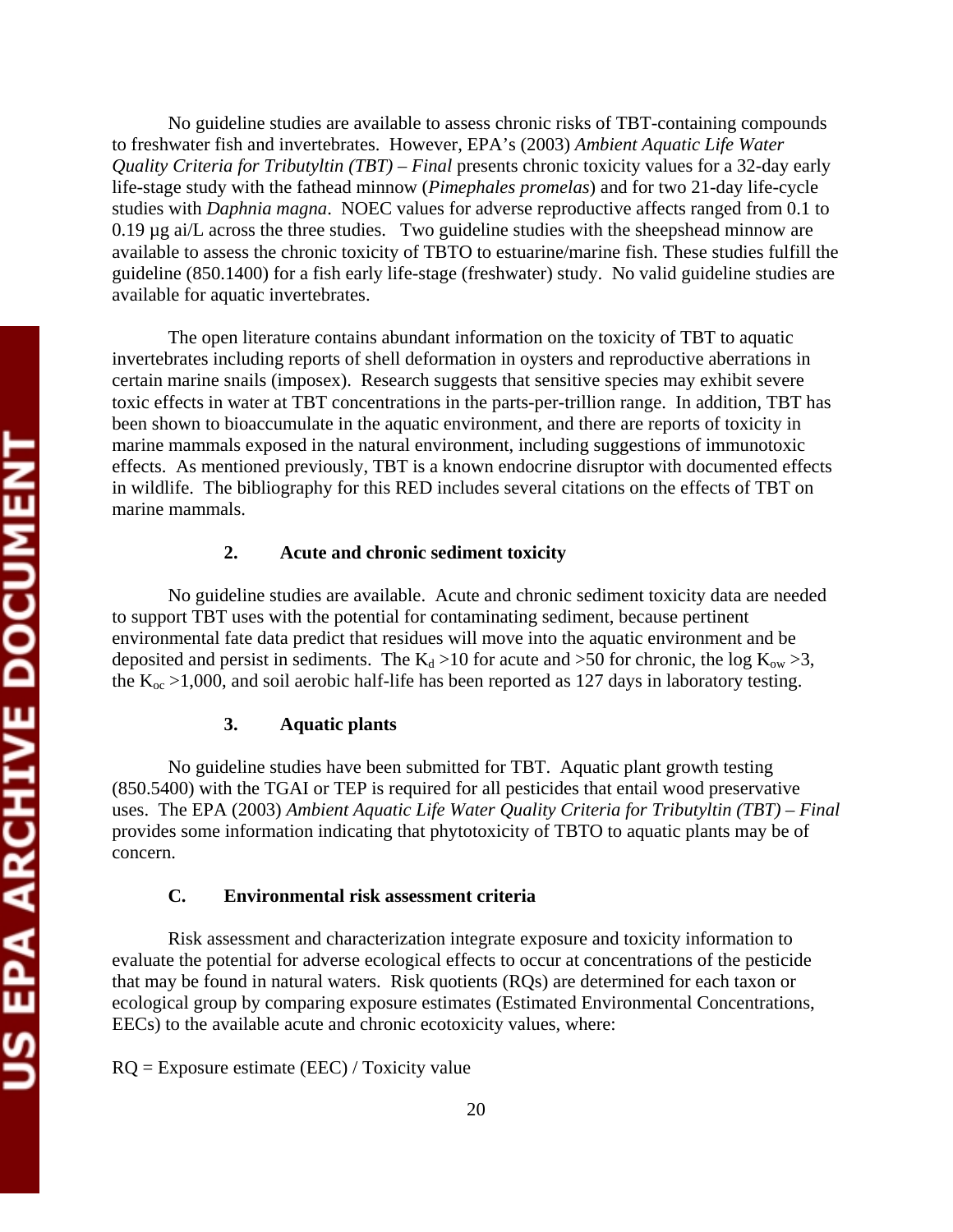No guideline studies are available to assess chronic risks of TBT-containing compounds to freshwater fish and invertebrates. However, EPA's (2003) *Ambient Aquatic Life Water Quality Criteria for Tributyltin (TBT) – Final* presents chronic toxicity values for a 32-day early life-stage study with the fathead minnow (*Pimephales promelas*) and for two 21-day life-cycle studies with *Daphnia magna*. NOEC values for adverse reproductive affects ranged from 0.1 to 0.19 µg ai/L across the three studies. Two guideline studies with the sheepshead minnow are available to assess the chronic toxicity of TBTO to estuarine/marine fish. These studies fulfill the guideline (850.1400) for a fish early life-stage (freshwater) study. No valid guideline studies are available for aquatic invertebrates.

The open literature contains abundant information on the toxicity of TBT to aquatic invertebrates including reports of shell deformation in oysters and reproductive aberrations in certain marine snails (imposex). Research suggests that sensitive species may exhibit severe toxic effects in water at TBT concentrations in the parts-per-trillion range. In addition, TBT has been shown to bioaccumulate in the aquatic environment, and there are reports of toxicity in marine mammals exposed in the natural environment, including suggestions of immunotoxic effects. As mentioned previously, TBT is a known endocrine disruptor with documented effects in wildlife. The bibliography for this RED includes several citations on the effects of TBT on marine mammals.

### 2. Acute and chronic sediment toxicity

No guideline studies are available. Acute and chronic sediment toxicity data are needed to support TBT uses with the potential for contaminating sediment, because pertinent environmental fate data predict that residues will move into the aquatic environment and be deposited and persist in sediments. The $K_d > 10$ for acute and $> 50$ for chronic, the $\log K_{ow} > 3$, the $K_{oc} > 1{,}000$, and soil aerobic half-life has been reported as 127 days in laboratory testing.

### 3. Aquatic plants

No guideline studies have been submitted for TBT. Aquatic plant growth testing (850.5400) with the TGAI or TEP is required for all pesticides that entail wood preservative uses. The EPA (2003) *Ambient Aquatic Life Water Quality Criteria for Tributyltin (TBT) – Final* provides some information indicating that phytotoxicity of TBTO to aquatic plants may be of concern.

## C. Environmental risk assessment criteria

Risk assessment and characterization integrate exposure and toxicity information to evaluate the potential for adverse ecological effects to occur at concentrations of the pesticide that may be found in natural waters. Risk quotients (RQs) are determined for each taxon or ecological group by comparing exposure estimates (Estimated Environmental Concentrations, EECs) to the available acute and chronic ecotoxicity values, where:

RQ = Exposure estimate (EEC) / Toxicity value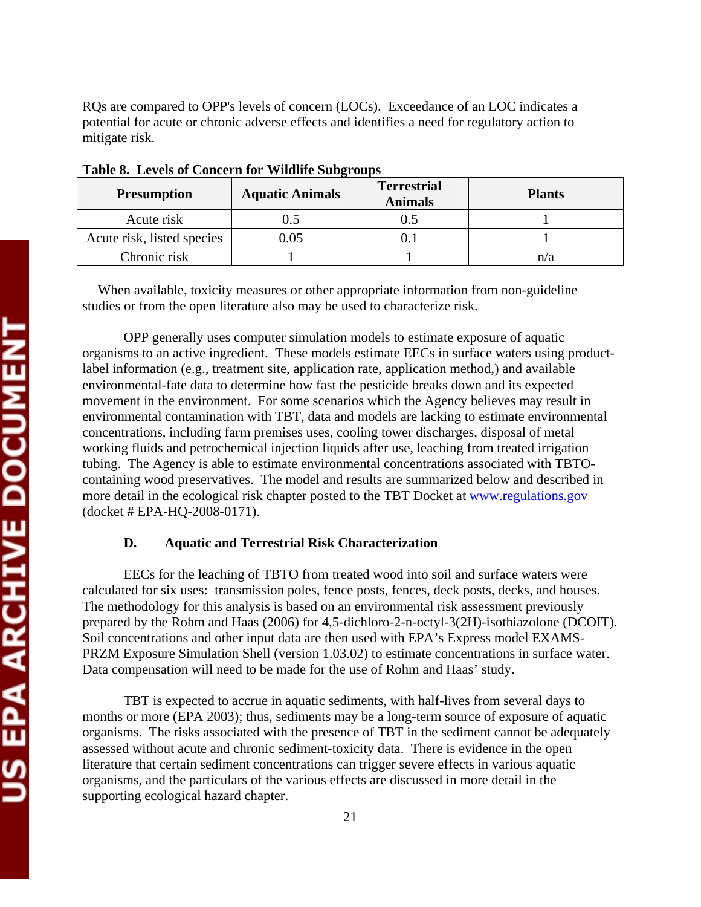RQs are compared to OPP's levels of concern (LOCs). Exceedance of an LOC indicates a potential for acute or chronic adverse effects and identifies a need for regulatory action to mitigate risk.

**Table 8. Levels of Concern for Wildlife Subgroups**

| Presumption | Aquatic Animals | Terrestrial Animals | Plants |
|---|---|---|---|
| Acute risk | 0.5 | 0.5 | 1 |
| Acute risk, listed species | 0.05 | 0.1 | 1 |
| Chronic risk | 1 | 1 | n/a |

When available, toxicity measures or other appropriate information from non-guideline studies or from the open literature also may be used to characterize risk.

OPP generally uses computer simulation models to estimate exposure of aquatic organisms to an active ingredient. These models estimate EECs in surface waters using product-label information (e.g., treatment site, application rate, application method,) and available environmental-fate data to determine how fast the pesticide breaks down and its expected movement in the environment. For some scenarios which the Agency believes may result in environmental contamination with TBT, data and models are lacking to estimate environmental concentrations, including farm premises uses, cooling tower discharges, disposal of metal working fluids and petrochemical injection liquids after use, leaching from treated irrigation tubing. The Agency is able to estimate environmental concentrations associated with TBTO-containing wood preservatives. The model and results are summarized below and described in more detail in the ecological risk chapter posted to the TBT Docket at www.regulations.gov (docket # EPA-HQ-2008-0171).

### D. Aquatic and Terrestrial Risk Characterization

EECs for the leaching of TBTO from treated wood into soil and surface waters were calculated for six uses: transmission poles, fence posts, fences, deck posts, decks, and houses. The methodology for this analysis is based on an environmental risk assessment previously prepared by the Rohm and Haas (2006) for 4,5-dichloro-2-n-octyl-3(2H)-isothiazolone (DCOIT). Soil concentrations and other input data are then used with EPA's Express model EXAMS-PRZM Exposure Simulation Shell (version 1.03.02) to estimate concentrations in surface water. Data compensation will need to be made for the use of Rohm and Haas' study.

TBT is expected to accrue in aquatic sediments, with half-lives from several days to months or more (EPA 2003); thus, sediments may be a long-term source of exposure of aquatic organisms. The risks associated with the presence of TBT in the sediment cannot be adequately assessed without acute and chronic sediment-toxicity data. There is evidence in the open literature that certain sediment concentrations can trigger severe effects in various aquatic organisms, and the particulars of the various effects are discussed in more detail in the supporting ecological hazard chapter.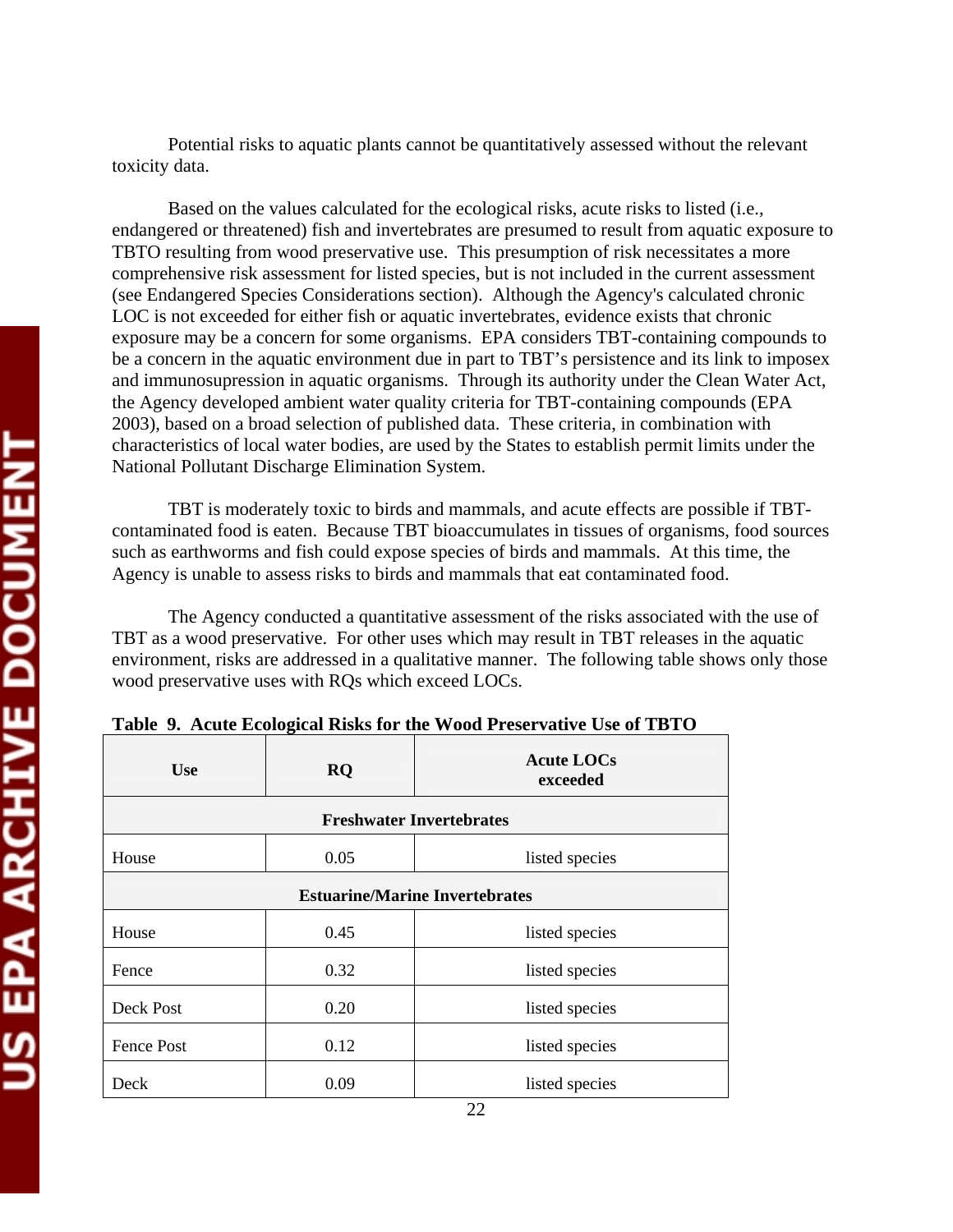Potential risks to aquatic plants cannot be quantitatively assessed without the relevant toxicity data.

Based on the values calculated for the ecological risks, acute risks to listed (i.e., endangered or threatened) fish and invertebrates are presumed to result from aquatic exposure to TBTO resulting from wood preservative use. This presumption of risk necessitates a more comprehensive risk assessment for listed species, but is not included in the current assessment (see Endangered Species Considerations section). Although the Agency's calculated chronic LOC is not exceeded for either fish or aquatic invertebrates, evidence exists that chronic exposure may be a concern for some organisms. EPA considers TBT-containing compounds to be a concern in the aquatic environment due in part to TBT's persistence and its link to imposex and immunosupression in aquatic organisms. Through its authority under the Clean Water Act, the Agency developed ambient water quality criteria for TBT-containing compounds (EPA 2003), based on a broad selection of published data. These criteria, in combination with characteristics of local water bodies, are used by the States to establish permit limits under the National Pollutant Discharge Elimination System.

TBT is moderately toxic to birds and mammals, and acute effects are possible if TBT-contaminated food is eaten. Because TBT bioaccumulates in tissues of organisms, food sources such as earthworms and fish could expose species of birds and mammals. At this time, the Agency is unable to assess risks to birds and mammals that eat contaminated food.

The Agency conducted a quantitative assessment of the risks associated with the use of TBT as a wood preservative. For other uses which may result in TBT releases in the aquatic environment, risks are addressed in a qualitative manner. The following table shows only those wood preservative uses with RQs which exceed LOCs.

**Table 9. Acute Ecological Risks for the Wood Preservative Use of TBTO**

| Use | RQ | Acute LOCs exceeded |
|---|---|---|
| **Freshwater Invertebrates** | | |
| House | 0.05 | listed species |
| **Estuarine/Marine Invertebrates** | | |
| House | 0.45 | listed species |
| Fence | 0.32 | listed species |
| Deck Post | 0.20 | listed species |
| Fence Post | 0.12 | listed species |
| Deck | 0.09 | listed species |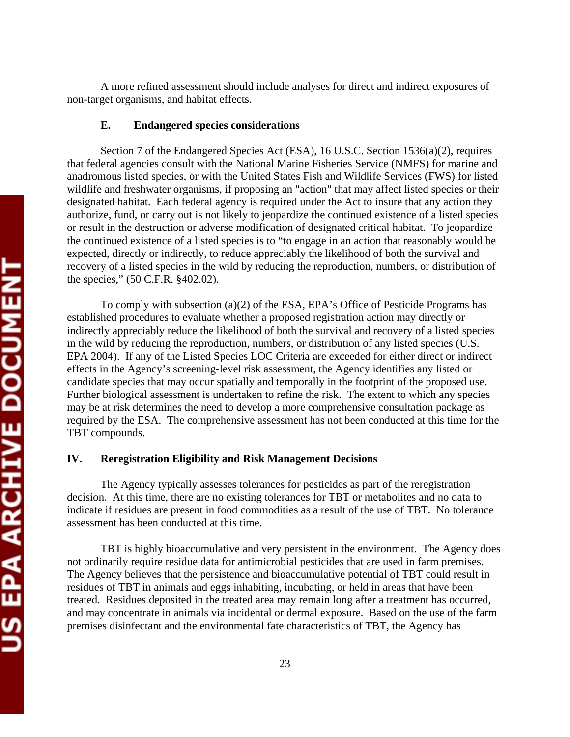A more refined assessment should include analyses for direct and indirect exposures of non-target organisms, and habitat effects.

### E. Endangered species considerations

Section 7 of the Endangered Species Act (ESA), 16 U.S.C. Section 1536(a)(2), requires that federal agencies consult with the National Marine Fisheries Service (NMFS) for marine and anadromous listed species, or with the United States Fish and Wildlife Services (FWS) for listed wildlife and freshwater organisms, if proposing an "action" that may affect listed species or their designated habitat. Each federal agency is required under the Act to insure that any action they authorize, fund, or carry out is not likely to jeopardize the continued existence of a listed species or result in the destruction or adverse modification of designated critical habitat. To jeopardize the continued existence of a listed species is to "to engage in an action that reasonably would be expected, directly or indirectly, to reduce appreciably the likelihood of both the survival and recovery of a listed species in the wild by reducing the reproduction, numbers, or distribution of the species," (50 C.F.R. §402.02).

To comply with subsection (a)(2) of the ESA, EPA's Office of Pesticide Programs has established procedures to evaluate whether a proposed registration action may directly or indirectly appreciably reduce the likelihood of both the survival and recovery of a listed species in the wild by reducing the reproduction, numbers, or distribution of any listed species (U.S. EPA 2004). If any of the Listed Species LOC Criteria are exceeded for either direct or indirect effects in the Agency's screening-level risk assessment, the Agency identifies any listed or candidate species that may occur spatially and temporally in the footprint of the proposed use. Further biological assessment is undertaken to refine the risk. The extent to which any species may be at risk determines the need to develop a more comprehensive consultation package as required by the ESA. The comprehensive assessment has not been conducted at this time for the TBT compounds.

## IV. Reregistration Eligibility and Risk Management Decisions

The Agency typically assesses tolerances for pesticides as part of the reregistration decision. At this time, there are no existing tolerances for TBT or metabolites and no data to indicate if residues are present in food commodities as a result of the use of TBT. No tolerance assessment has been conducted at this time.

TBT is highly bioaccumulative and very persistent in the environment. The Agency does not ordinarily require residue data for antimicrobial pesticides that are used in farm premises. The Agency believes that the persistence and bioaccumulative potential of TBT could result in residues of TBT in animals and eggs inhabiting, incubating, or held in areas that have been treated. Residues deposited in the treated area may remain long after a treatment has occurred, and may concentrate in animals via incidental or dermal exposure. Based on the use of the farm premises disinfectant and the environmental fate characteristics of TBT, the Agency has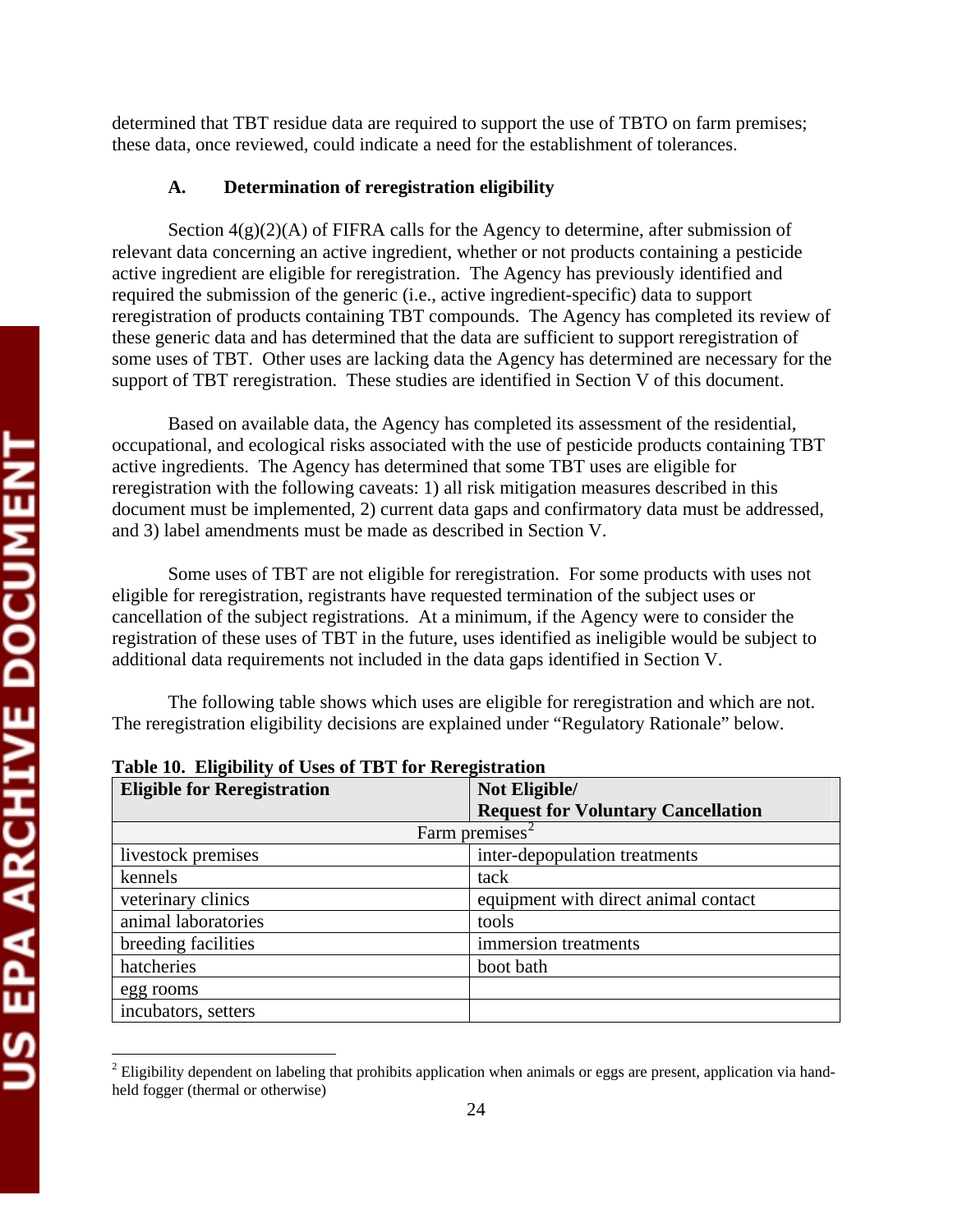determined that TBT residue data are required to support the use of TBTO on farm premises; these data, once reviewed, could indicate a need for the establishment of tolerances.

### A. Determination of reregistration eligibility

Section 4(g)(2)(A) of FIFRA calls for the Agency to determine, after submission of relevant data concerning an active ingredient, whether or not products containing a pesticide active ingredient are eligible for reregistration. The Agency has previously identified and required the submission of the generic (i.e., active ingredient-specific) data to support reregistration of products containing TBT compounds. The Agency has completed its review of these generic data and has determined that the data are sufficient to support registration of some uses of TBT. Other uses are lacking data the Agency has determined are necessary for the support of TBT reregistration. These studies are identified in Section V of this document.

Based on available data, the Agency has completed its assessment of the residential, occupational, and ecological risks associated with the use of pesticide products containing TBT active ingredients. The Agency has determined that some TBT uses are eligible for reregistration with the following caveats: 1) all risk mitigation measures described in this document must be implemented, 2) current data gaps and confirmatory data must be addressed, and 3) label amendments must be made as described in Section V.

Some uses of TBT are not eligible for reregistration. For some products with uses not eligible for reregistration, registrants have requested termination of the subject uses or cancellation of the subject registrations. At a minimum, if the Agency were to consider the registration of these uses of TBT in the future, uses identified as ineligible would be subject to additional data requirements not included in the data gaps identified in Section V.

The following table shows which uses are eligible for reregistration and which are not. The reregistration eligibility decisions are explained under "Regulatory Rationale" below.

**Table 10. Eligibility of Uses of TBT for Reregistration**

| **Eligible for Reregistration** | **Not Eligible/ Request for Voluntary Cancellation** |
|---|---|
| Farm premises[2] | |
| livestock premises | inter-depopulation treatments |
| kennels | tack |
| veterinary clinics | equipment with direct animal contact |
| animal laboratories | tools |
| breeding facilities | immersion treatments |
| hatcheries | boot bath |
| egg rooms | |
| incubators, setters | |

[2] Eligibility dependent on labeling that prohibits application when animals or eggs are present, application via hand-held fogger (thermal or otherwise)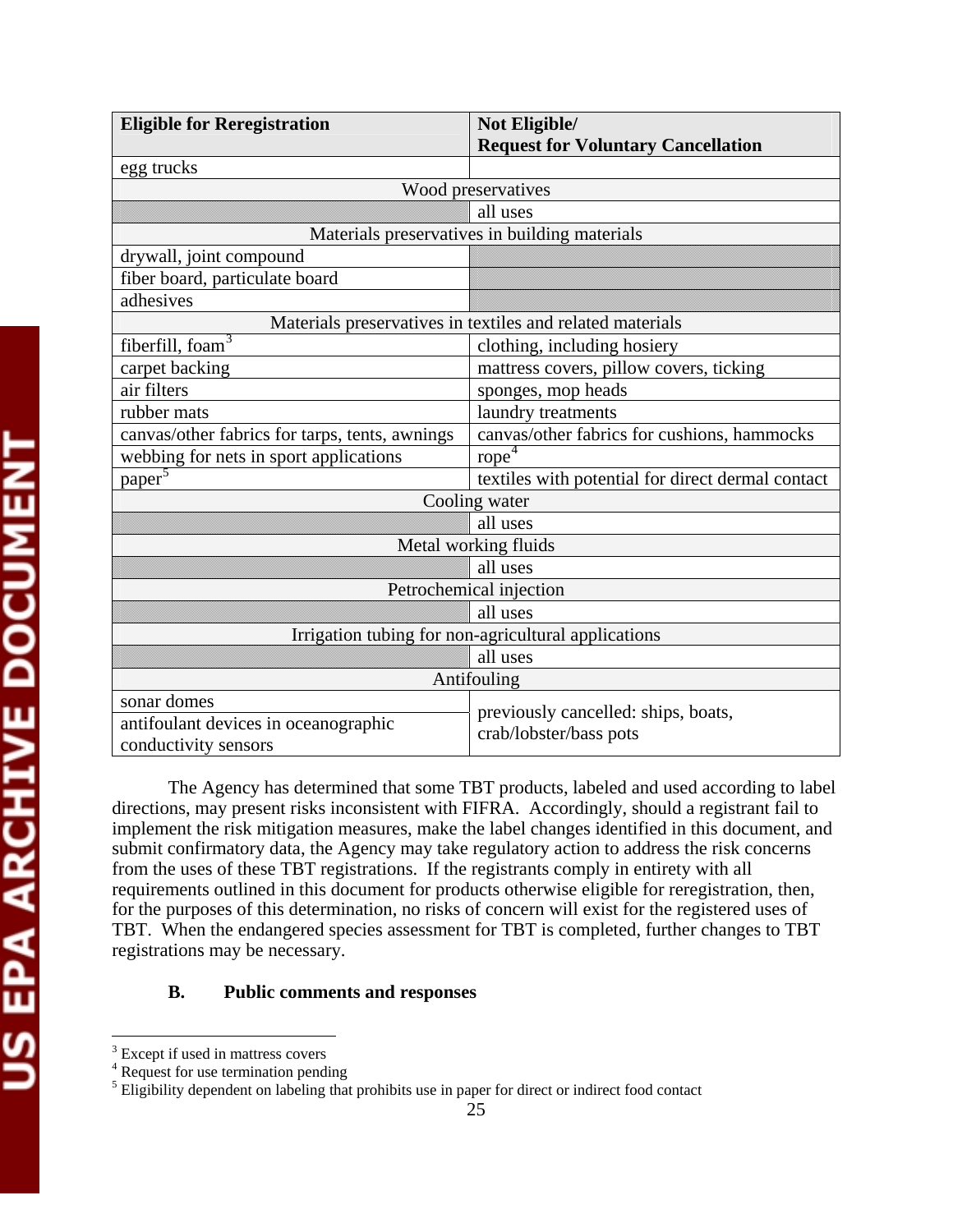| Eligible for Reregistration | Not Eligible/ Request for Voluntary Cancellation |
|---|---|
| egg trucks | |
| Wood preservatives | |
| | all uses |
| Materials preservatives in building materials | |
| drywall, joint compound | |
| fiber board, particulate board | |
| adhesives | |
| Materials preservatives in textiles and related materials | |
| fiberfill, foam[3] | clothing, including hosiery |
| carpet backing | mattress covers, pillow covers, ticking |
| air filters | sponges, mop heads |
| rubber mats | laundry treatments |
| canvas/other fabrics for tarps, tents, awnings | canvas/other fabrics for cushions, hammocks |
| webbing for nets in sport applications | rope[4] |
| paper[5] | textiles with potential for direct dermal contact |
| Cooling water | |
| | all uses |
| Metal working fluids | |
| | all uses |
| Petrochemical injection | |
| | all uses |
| Irrigation tubing for non-agricultural applications | |
| | all uses |
| Antifouling | |
| sonar domes | previously cancelled: ships, boats, crab/lobster/bass pots |
| antifoulant devices in oceanographic conductivity sensors | |

The Agency has determined that some TBT products, labeled and used according to label directions, may present risks inconsistent with FIFRA. Accordingly, should a registrant fail to implement the risk mitigation measures, make the label changes identified in this document, and submit confirmatory data, the Agency may take regulatory action to address the risk concerns from the uses of these TBT registrations. If the registrants comply in entirety with all requirements outlined in this document for products otherwise eligible for reregistration, then, for the purposes of this determination, no risks of concern will exist for the registered uses of TBT. When the endangered species assessment for TBT is completed, further changes to TBT registrations may be necessary.

### B. Public comments and responses

[3] Except if used in mattress covers

[4] Request for use termination pending

[5] Eligibility dependent on labeling that prohibits use in paper for direct or indirect food contact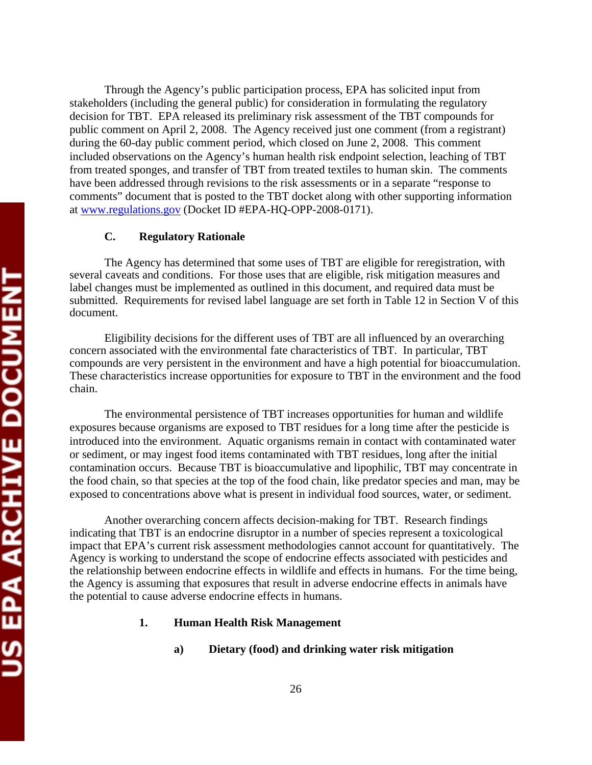Through the Agency's public participation process, EPA has solicited input from stakeholders (including the general public) for consideration in formulating the regulatory decision for TBT. EPA released its preliminary risk assessment of the TBT compounds for public comment on April 2, 2008. The Agency received just one comment (from a registrant) during the 60-day public comment period, which closed on June 2, 2008. This comment included observations on the Agency's human health risk endpoint selection, leaching of TBT from treated sponges, and transfer of TBT from treated textiles to human skin. The comments have been addressed through revisions to the risk assessments or in a separate "response to comments" document that is posted to the TBT docket along with other supporting information at www.regulations.gov (Docket ID #EPA-HQ-OPP-2008-0171).

### C. Regulatory Rationale

The Agency has determined that some uses of TBT are eligible for reregistration, with several caveats and conditions. For those uses that are eligible, risk mitigation measures and label changes must be implemented as outlined in this document, and required data must be submitted. Requirements for revised label language are set forth in Table 12 in Section V of this document.

Eligibility decisions for the different uses of TBT are all influenced by an overarching concern associated with the environmental fate characteristics of TBT. In particular, TBT compounds are very persistent in the environment and have a high potential for bioaccumulation. These characteristics increase opportunities for exposure to TBT in the environment and the food chain.

The environmental persistence of TBT increases opportunities for human and wildlife exposures because organisms are exposed to TBT residues for a long time after the pesticide is introduced into the environment. Aquatic organisms remain in contact with contaminated water or sediment, or may ingest food items contaminated with TBT residues, long after the initial contamination occurs. Because TBT is bioaccumulative and lipophilic, TBT may concentrate in the food chain, so that species at the top of the food chain, like predator species and man, may be exposed to concentrations above what is present in individual food sources, water, or sediment.

Another overarching concern affects decision-making for TBT. Research findings indicating that TBT is an endocrine disruptor in a number of species represent a toxicological impact that EPA's current risk assessment methodologies cannot account for quantitatively. The Agency is working to understand the scope of endocrine effects associated with pesticides and the relationship between endocrine effects in wildlife and effects in humans. For the time being, the Agency is assuming that exposures that result in adverse endocrine effects in animals have the potential to cause adverse endocrine effects in humans.

#### 1. Human Health Risk Management

##### a) Dietary (food) and drinking water risk mitigation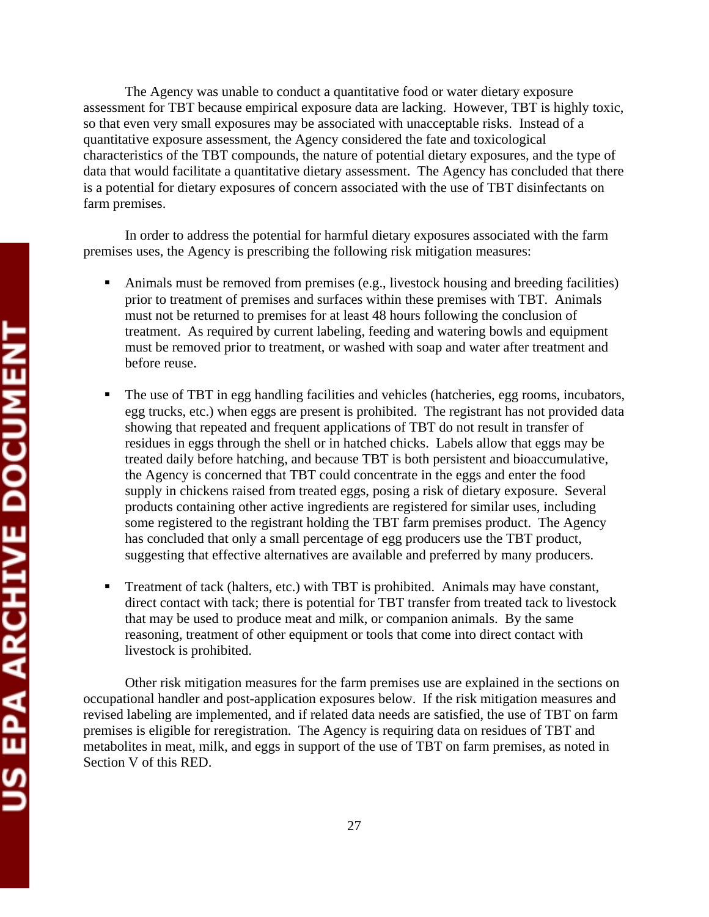The Agency was unable to conduct a quantitative food or water dietary exposure assessment for TBT because empirical exposure data are lacking. However, TBT is highly toxic, so that even very small exposures may be associated with unacceptable risks. Instead of a quantitative exposure assessment, the Agency considered the fate and toxicological characteristics of the TBT compounds, the nature of potential dietary exposures, and the type of data that would facilitate a quantitative dietary assessment. The Agency has concluded that there is a potential for dietary exposures of concern associated with the use of TBT disinfectants on farm premises.

In order to address the potential for harmful dietary exposures associated with the farm premises uses, the Agency is prescribing the following risk mitigation measures:

- Animals must be removed from premises (e.g., livestock housing and breeding facilities) prior to treatment of premises and surfaces within these premises with TBT. Animals must not be returned to premises for at least 48 hours following the conclusion of treatment. As required by current labeling, feeding and watering bowls and equipment must be removed prior to treatment, or washed with soap and water after treatment and before reuse.

- The use of TBT in egg handling facilities and vehicles (hatcheries, egg rooms, incubators, egg trucks, etc.) when eggs are present is prohibited. The registrant has not provided data showing that repeated and frequent applications of TBT do not result in transfer of residues in eggs through the shell or in hatched chicks. Labels allow that eggs may be treated daily before hatching, and because TBT is both persistent and bioaccumulative, the Agency is concerned that TBT could concentrate in the eggs and enter the food supply in chickens raised from treated eggs, posing a risk of dietary exposure. Several products containing other active ingredients are registered for similar uses, including some registered to the registrant holding the TBT farm premises product. The Agency has concluded that only a small percentage of egg producers use the TBT product, suggesting that effective alternatives are available and preferred by many producers.

- Treatment of tack (halters, etc.) with TBT is prohibited. Animals may have constant, direct contact with tack; there is potential for TBT transfer from treated tack to livestock that may be used to produce meat and milk, or companion animals. By the same reasoning, treatment of other equipment or tools that come into direct contact with livestock is prohibited.

Other risk mitigation measures for the farm premises use are explained in the sections on occupational handler and post-application exposures below. If the risk mitigation measures and revised labeling are implemented, and if related data needs are satisfied, the use of TBT on farm premises is eligible for reregistration. The Agency is requiring data on residues of TBT and metabolites in meat, milk, and eggs in support of the use of TBT on farm premises, as noted in Section V of this RED.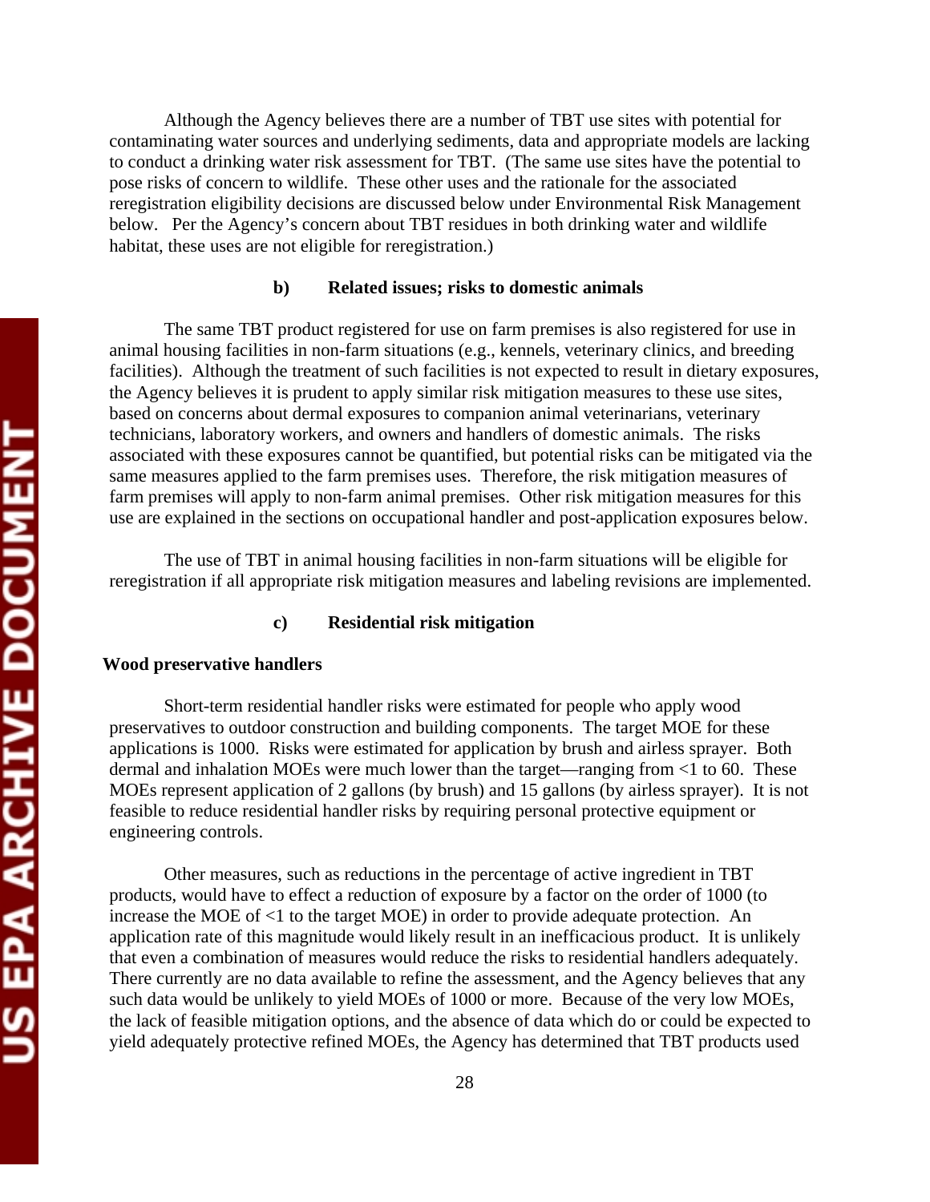Although the Agency believes there are a number of TBT use sites with potential for contaminating water sources and underlying sediments, data and appropriate models are lacking to conduct a drinking water risk assessment for TBT. (The same use sites have the potential to pose risks of concern to wildlife. These other uses and the rationale for the associated reregistration eligibility decisions are discussed below under Environmental Risk Management below. Per the Agency's concern about TBT residues in both drinking water and wildlife habitat, these uses are not eligible for reregistration.)

### b) Related issues; risks to domestic animals

The same TBT product registered for use on farm premises is also registered for use in animal housing facilities in non-farm situations (e.g., kennels, veterinary clinics, and breeding facilities). Although the treatment of such facilities is not expected to result in dietary exposures, the Agency believes it is prudent to apply similar risk mitigation measures to these use sites, based on concerns about dermal exposures to companion animal veterinarians, veterinary technicians, laboratory workers, and owners and handlers of domestic animals. The risks associated with these exposures cannot be quantified, but potential risks can be mitigated via the same measures applied to the farm premises uses. Therefore, the risk mitigation measures of farm premises will apply to non-farm animal premises. Other risk mitigation measures for this use are explained in the sections on occupational handler and post-application exposures below.

The use of TBT in animal housing facilities in non-farm situations will be eligible for reregistration if all appropriate risk mitigation measures and labeling revisions are implemented.

### c) Residential risk mitigation

**Wood preservative handlers**

Short-term residential handler risks were estimated for people who apply wood preservatives to outdoor construction and building components. The target MOE for these applications is 1000. Risks were estimated for application by brush and airless sprayer. Both dermal and inhalation MOEs were much lower than the target—ranging from <1 to 60. These MOEs represent application of 2 gallons (by brush) and 15 gallons (by airless sprayer). It is not feasible to reduce residential handler risks by requiring personal protective equipment or engineering controls.

Other measures, such as reductions in the percentage of active ingredient in TBT products, would have to effect a reduction of exposure by a factor on the order of 1000 (to increase the MOE of <1 to the target MOE) in order to provide adequate protection. An application rate of this magnitude would likely result in an inefficacious product. It is unlikely that even a combination of measures would reduce the risks to residential handlers adequately. There currently are no data available to refine the assessment, and the Agency believes that any such data would be unlikely to yield MOEs of 1000 or more. Because of the very low MOEs, the lack of feasible mitigation options, and the absence of data which do or could be expected to yield adequately protective refined MOEs, the Agency has determined that TBT products used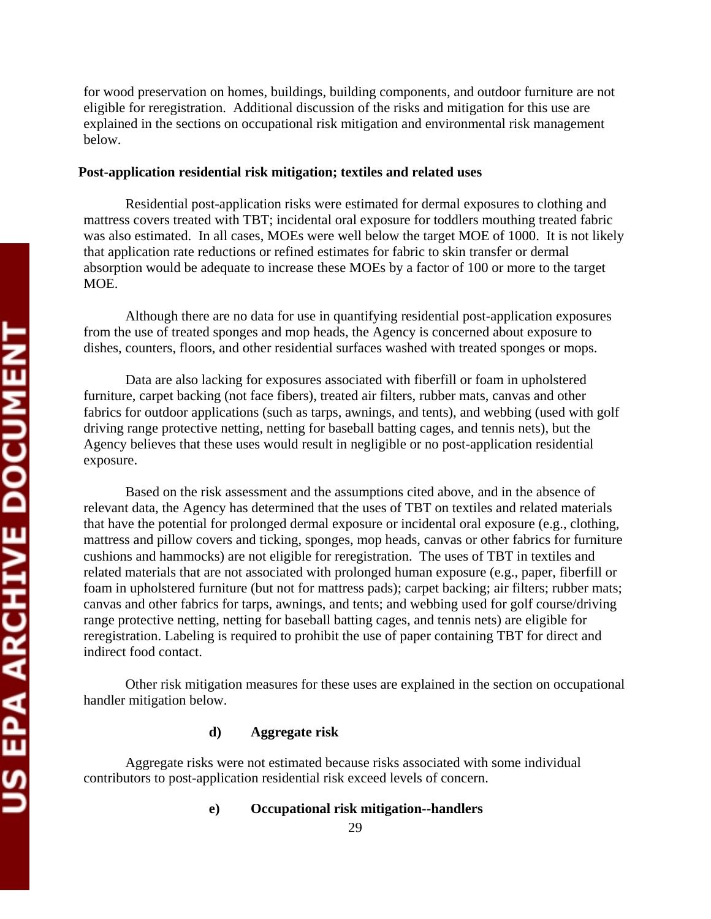for wood preservation on homes, buildings, building components, and outdoor furniture are not eligible for reregistration. Additional discussion of the risks and mitigation for this use are explained in the sections on occupational risk mitigation and environmental risk management below.

**Post-application residential risk mitigation; textiles and related uses**

Residential post-application risks were estimated for dermal exposures to clothing and mattress covers treated with TBT; incidental oral exposure for toddlers mouthing treated fabric was also estimated. In all cases, MOEs were well below the target MOE of 1000. It is not likely that application rate reductions or refined estimates for fabric to skin transfer or dermal absorption would be adequate to increase these MOEs by a factor of 100 or more to the target MOE.

Although there are no data for use in quantifying residential post-application exposures from the use of treated sponges and mop heads, the Agency is concerned about exposure to dishes, counters, floors, and other residential surfaces washed with treated sponges or mops.

Data are also lacking for exposures associated with fiberfill or foam in upholstered furniture, carpet backing (not face fibers), treated air filters, rubber mats, canvas and other fabrics for outdoor applications (such as tarps, awnings, and tents), and webbing (used with golf driving range protective netting, netting for baseball batting cages, and tennis nets), but the Agency believes that these uses would result in negligible or no post-application residential exposure.

Based on the risk assessment and the assumptions cited above, and in the absence of relevant data, the Agency has determined that the uses of TBT on textiles and related materials that have the potential for prolonged dermal exposure or incidental oral exposure (e.g., clothing, mattress and pillow covers and ticking, sponges, mop heads, canvas or other fabrics for furniture cushions and hammocks) are not eligible for reregistration. The uses of TBT in textiles and related materials that are not associated with prolonged human exposure (e.g., paper, fiberfill or foam in upholstered furniture (but not for mattress pads); carpet backing; air filters; rubber mats; canvas and other fabrics for tarps, awnings, and tents; and webbing used for golf course/driving range protective netting, netting for baseball batting cages, and tennis nets) are eligible for reregistration. Labeling is required to prohibit the use of paper containing TBT for direct and indirect food contact.

Other risk mitigation measures for these uses are explained in the section on occupational handler mitigation below.

#### d) Aggregate risk

Aggregate risks were not estimated because risks associated with some individual contributors to post-application residential risk exceed levels of concern.

#### e) Occupational risk mitigation--handlers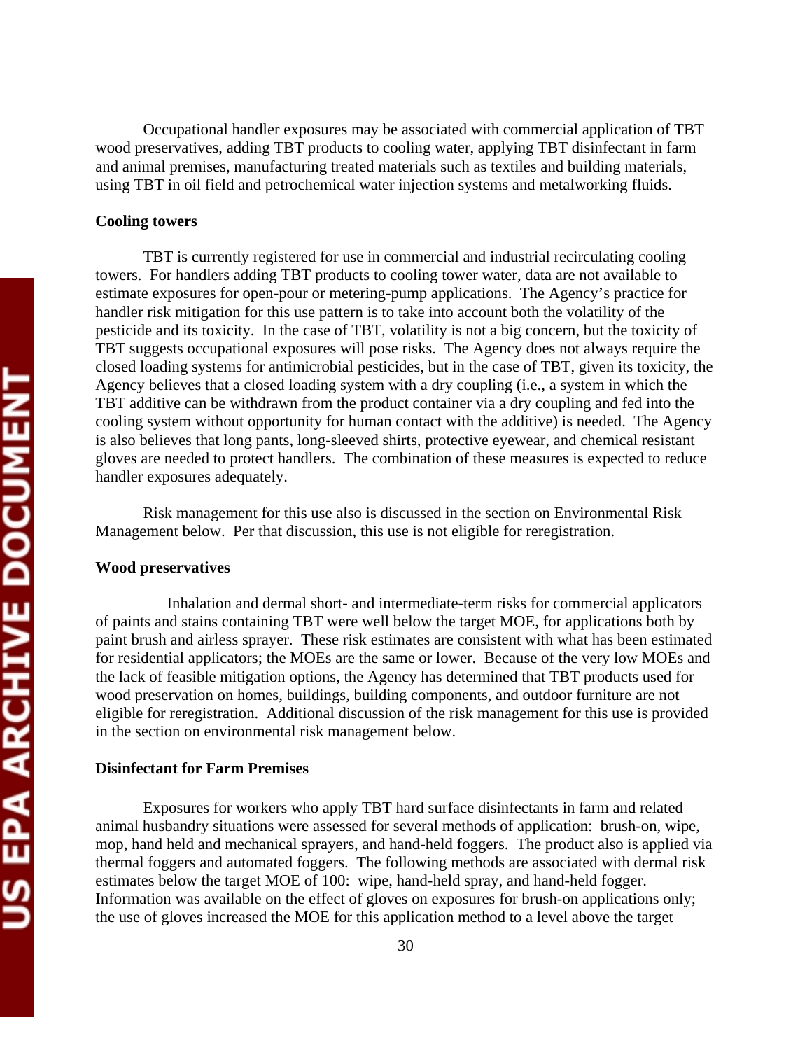Occupational handler exposures may be associated with commercial application of TBT wood preservatives, adding TBT products to cooling water, applying TBT disinfectant in farm and animal premises, manufacturing treated materials such as textiles and building materials, using TBT in oil field and petrochemical water injection systems and metalworking fluids.

**Cooling towers**

TBT is currently registered for use in commercial and industrial recirculating cooling towers. For handlers adding TBT products to cooling tower water, data are not available to estimate exposures for open-pour or metering-pump applications. The Agency's practice for handler risk mitigation for this use pattern is to take into account both the volatility of the pesticide and its toxicity. In the case of TBT, volatility is not a big concern, but the toxicity of TBT suggests occupational exposures will pose risks. The Agency does not always require the closed loading systems for antimicrobial pesticides, but in the case of TBT, given its toxicity, the Agency believes that a closed loading system with a dry coupling (i.e., a system in which the TBT additive can be withdrawn from the product container via a dry coupling and fed into the cooling system without opportunity for human contact with the additive) is needed. The Agency is also believes that long pants, long-sleeved shirts, protective eyewear, and chemical resistant gloves are needed to protect handlers. The combination of these measures is expected to reduce handler exposures adequately.

Risk management for this use also is discussed in the section on Environmental Risk Management below. Per that discussion, this use is not eligible for reregistration.

**Wood preservatives**

Inhalation and dermal short- and intermediate-term risks for commercial applicators of paints and stains containing TBT were well below the target MOE, for applications both by paint brush and airless sprayer. These risk estimates are consistent with what has been estimated for residential applicators; the MOEs are the same or lower. Because of the very low MOEs and the lack of feasible mitigation options, the Agency has determined that TBT products used for wood preservation on homes, buildings, building components, and outdoor furniture are not eligible for reregistration. Additional discussion of the risk management for this use is provided in the section on environmental risk management below.

**Disinfectant for Farm Premises**

Exposures for workers who apply TBT hard surface disinfectants in farm and related animal husbandry situations were assessed for several methods of application: brush-on, wipe, mop, hand held and mechanical sprayers, and hand-held foggers. The product also is applied via thermal foggers and automated foggers. The following methods are associated with dermal risk estimates below the target MOE of 100: wipe, hand-held spray, and hand-held fogger. Information was available on the effect of gloves on exposures for brush-on applications only; the use of gloves increased the MOE for this application method to a level above the target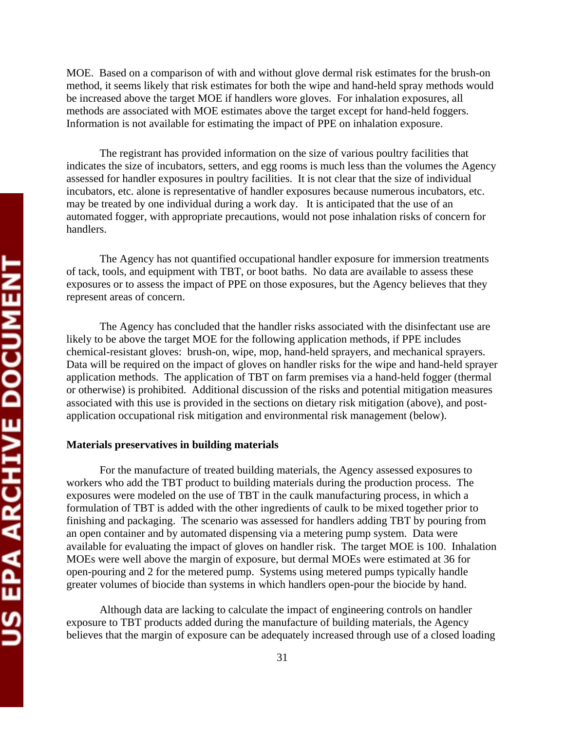MOE. Based on a comparison of with and without glove dermal risk estimates for the brush-on method, it seems likely that risk estimates for both the wipe and hand-held spray methods would be increased above the target MOE if handlers wore gloves. For inhalation exposures, all methods are associated with MOE estimates above the target except for hand-held foggers. Information is not available for estimating the impact of PPE on inhalation exposure.

The registrant has provided information on the size of various poultry facilities that indicates the size of incubators, setters, and egg rooms is much less than the volumes the Agency assessed for handler exposures in poultry facilities. It is not clear that the size of individual incubators, etc. alone is representative of handler exposures because numerous incubators, etc. may be treated by one individual during a work day. It is anticipated that the use of an automated fogger, with appropriate precautions, would not pose inhalation risks of concern for handlers.

The Agency has not quantified occupational handler exposure for immersion treatments of tack, tools, and equipment with TBT, or boot baths. No data are available to assess these exposures or to assess the impact of PPE on those exposures, but the Agency believes that they represent areas of concern.

The Agency has concluded that the handler risks associated with the disinfectant use are likely to be above the target MOE for the following application methods, if PPE includes chemical-resistant gloves: brush-on, wipe, mop, hand-held sprayers, and mechanical sprayers. Data will be required on the impact of gloves on handler risks for the wipe and hand-held sprayer application methods. The application of TBT on farm premises via a hand-held fogger (thermal or otherwise) is prohibited. Additional discussion of the risks and potential mitigation measures associated with this use is provided in the sections on dietary risk mitigation (above), and post-application occupational risk mitigation and environmental risk management (below).

**Materials preservatives in building materials**

For the manufacture of treated building materials, the Agency assessed exposures to workers who add the TBT product to building materials during the production process. The exposures were modeled on the use of TBT in the caulk manufacturing process, in which a formulation of TBT is added with the other ingredients of caulk to be mixed together prior to finishing and packaging. The scenario was assessed for handlers adding TBT by pouring from an open container and by automated dispensing via a metering pump system. Data were available for evaluating the impact of gloves on handler risk. The target MOE is 100. Inhalation MOEs were well above the margin of exposure, but dermal MOEs were estimated at 36 for open-pouring and 2 for the metered pump. Systems using metered pumps typically handle greater volumes of biocide than systems in which handlers open-pour the biocide by hand.

Although data are lacking to calculate the impact of engineering controls on handler exposure to TBT products added during the manufacture of building materials, the Agency believes that the margin of exposure can be adequately increased through use of a closed loading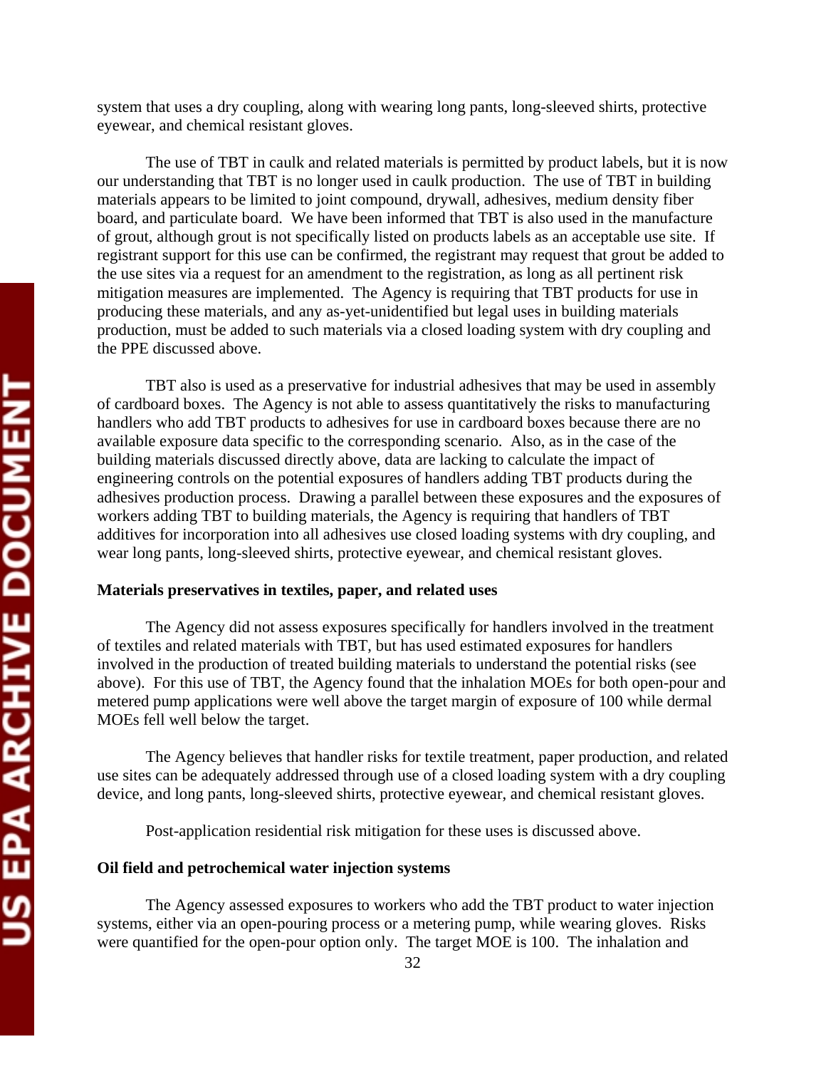system that uses a dry coupling, along with wearing long pants, long-sleeved shirts, protective eyewear, and chemical resistant gloves.

The use of TBT in caulk and related materials is permitted by product labels, but it is now our understanding that TBT is no longer used in caulk production. The use of TBT in building materials appears to be limited to joint compound, drywall, adhesives, medium density fiber board, and particulate board. We have been informed that TBT is also used in the manufacture of grout, although grout is not specifically listed on products labels as an acceptable use site. If registrant support for this use can be confirmed, the registrant may request that grout be added to the use sites via a request for an amendment to the registration, as long as all pertinent risk mitigation measures are implemented. The Agency is requiring that TBT products for use in producing these materials, and any as-yet-unidentified but legal uses in building materials production, must be added to such materials via a closed loading system with dry coupling and the PPE discussed above.

TBT also is used as a preservative for industrial adhesives that may be used in assembly of cardboard boxes. The Agency is not able to assess quantitatively the risks to manufacturing handlers who add TBT products to adhesives for use in cardboard boxes because there are no available exposure data specific to the corresponding scenario. Also, as in the case of the building materials discussed directly above, data are lacking to calculate the impact of engineering controls on the potential exposures of handlers adding TBT products during the adhesives production process. Drawing a parallel between these exposures and the exposures of workers adding TBT to building materials, the Agency is requiring that handlers of TBT additives for incorporation into all adhesives use closed loading systems with dry coupling, and wear long pants, long-sleeved shirts, protective eyewear, and chemical resistant gloves.

**Materials preservatives in textiles, paper, and related uses**

The Agency did not assess exposures specifically for handlers involved in the treatment of textiles and related materials with TBT, but has used estimated exposures for handlers involved in the production of treated building materials to understand the potential risks (see above). For this use of TBT, the Agency found that the inhalation MOEs for both open-pour and metered pump applications were well above the target margin of exposure of 100 while dermal MOEs fell well below the target.

The Agency believes that handler risks for textile treatment, paper production, and related use sites can be adequately addressed through use of a closed loading system with a dry coupling device, and long pants, long-sleeved shirts, protective eyewear, and chemical resistant gloves.

Post-application residential risk mitigation for these uses is discussed above.

**Oil field and petrochemical water injection systems**

The Agency assessed exposures to workers who add the TBT product to water injection systems, either via an open-pouring process or a metering pump, while wearing gloves. Risks were quantified for the open-pour option only. The target MOE is 100. The inhalation and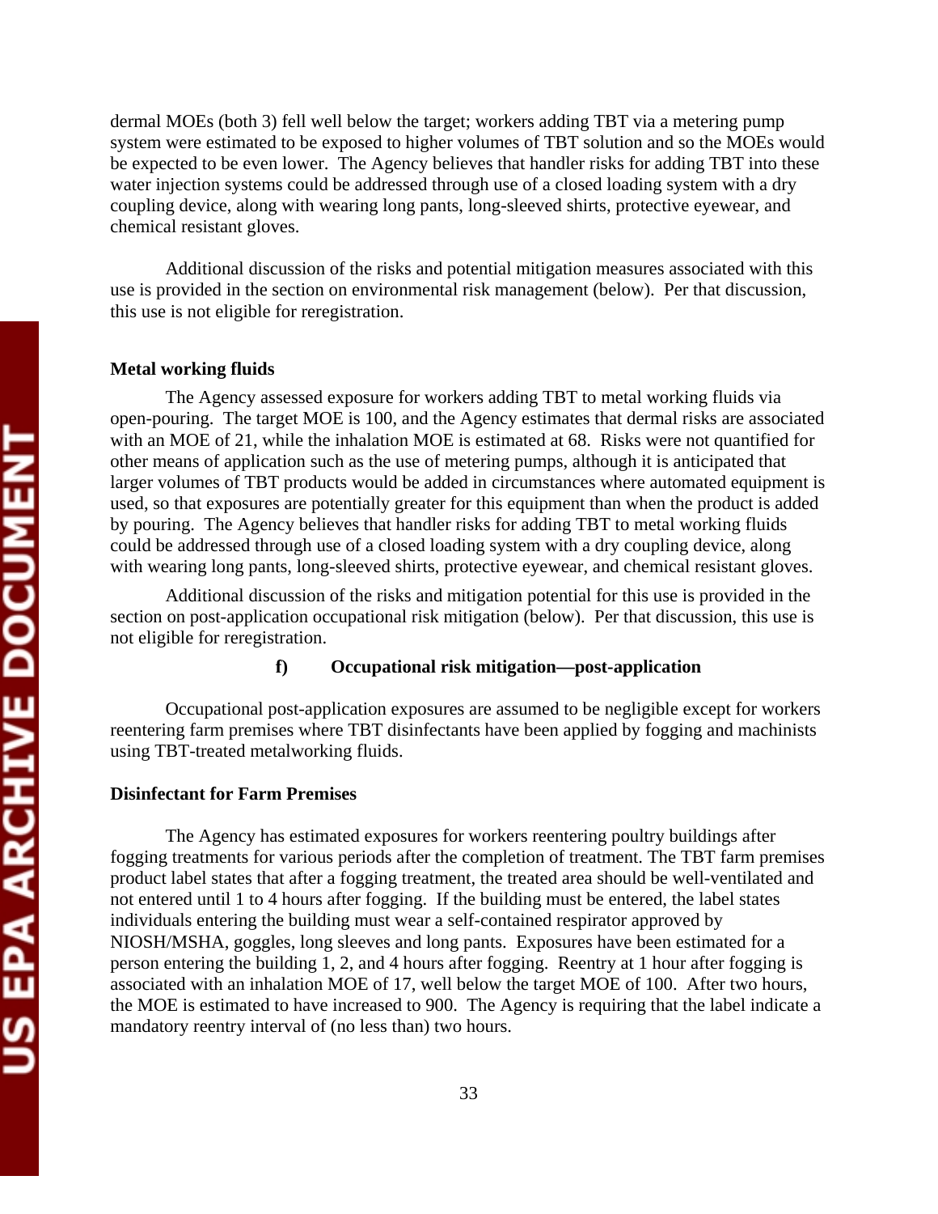dermal MOEs (both 3) fell well below the target; workers adding TBT via a metering pump system were estimated to be exposed to higher volumes of TBT solution and so the MOEs would be expected to be even lower. The Agency believes that handler risks for adding TBT into these water injection systems could be addressed through use of a closed loading system with a dry coupling device, along with wearing long pants, long-sleeved shirts, protective eyewear, and chemical resistant gloves.

Additional discussion of the risks and potential mitigation measures associated with this use is provided in the section on environmental risk management (below). Per that discussion, this use is not eligible for reregistration.

**Metal working fluids**

The Agency assessed exposure for workers adding TBT to metal working fluids via open-pouring. The target MOE is 100, and the Agency estimates that dermal risks are associated with an MOE of 21, while the inhalation MOE is estimated at 68. Risks were not quantified for other means of application such as the use of metering pumps, although it is anticipated that larger volumes of TBT products would be added in circumstances where automated equipment is used, so that exposures are potentially greater for this equipment than when the product is added by pouring. The Agency believes that handler risks for adding TBT to metal working fluids could be addressed through use of a closed loading system with a dry coupling device, along with wearing long pants, long-sleeved shirts, protective eyewear, and chemical resistant gloves.

Additional discussion of the risks and mitigation potential for this use is provided in the section on post-application occupational risk mitigation (below). Per that discussion, this use is not eligible for reregistration.

#### f) Occupational risk mitigation—post-application

Occupational post-application exposures are assumed to be negligible except for workers reentering farm premises where TBT disinfectants have been applied by fogging and machinists using TBT-treated metalworking fluids.

**Disinfectant for Farm Premises**

The Agency has estimated exposures for workers reentering poultry buildings after fogging treatments for various periods after the completion of treatment. The TBT farm premises product label states that after a fogging treatment, the treated area should be well-ventilated and not entered until 1 to 4 hours after fogging. If the building must be entered, the label states individuals entering the building must wear a self-contained respirator approved by NIOSH/MSHA, goggles, long sleeves and long pants. Exposures have been estimated for a person entering the building 1, 2, and 4 hours after fogging. Reentry at 1 hour after fogging is associated with an inhalation MOE of 17, well below the target MOE of 100. After two hours, the MOE is estimated to have increased to 900. The Agency is requiring that the label indicate a mandatory reentry interval of (no less than) two hours.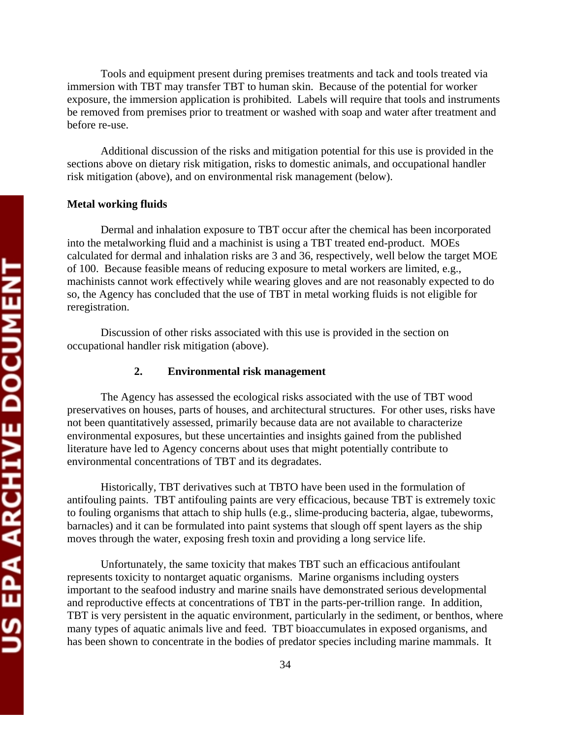Tools and equipment present during premises treatments and tack and tools treated via immersion with TBT may transfer TBT to human skin. Because of the potential for worker exposure, the immersion application is prohibited. Labels will require that tools and instruments be removed from premises prior to treatment or washed with soap and water after treatment and before re-use.

Additional discussion of the risks and mitigation potential for this use is provided in the sections above on dietary risk mitigation, risks to domestic animals, and occupational handler risk mitigation (above), and on environmental risk management (below).

**Metal working fluids**

Dermal and inhalation exposure to TBT occur after the chemical has been incorporated into the metalworking fluid and a machinist is using a TBT treated end-product. MOEs calculated for dermal and inhalation risks are 3 and 36, respectively, well below the target MOE of 100. Because feasible means of reducing exposure to metal workers are limited, e.g., machinists cannot work effectively while wearing gloves and are not reasonably expected to do so, the Agency has concluded that the use of TBT in metal working fluids is not eligible for reregistration.

Discussion of other risks associated with this use is provided in the section on occupational handler risk mitigation (above).

### 2. Environmental risk management

The Agency has assessed the ecological risks associated with the use of TBT wood preservatives on houses, parts of houses, and architectural structures. For other uses, risks have not been quantitatively assessed, primarily because data are not available to characterize environmental exposures, but these uncertainties and insights gained from the published literature have led to Agency concerns about uses that might potentially contribute to environmental concentrations of TBT and its degradates.

Historically, TBT derivatives such at TBTO have been used in the formulation of antifouling paints. TBT antifouling paints are very efficacious, because TBT is extremely toxic to fouling organisms that attach to ship hulls (e.g., slime-producing bacteria, algae, tubeworms, barnacles) and it can be formulated into paint systems that slough off spent layers as the ship moves through the water, exposing fresh toxin and providing a long service life.

Unfortunately, the same toxicity that makes TBT such an efficacious antifoulant represents toxicity to nontarget aquatic organisms. Marine organisms including oysters important to the seafood industry and marine snails have demonstrated serious developmental and reproductive effects at concentrations of TBT in the parts-per-trillion range. In addition, TBT is very persistent in the aquatic environment, particularly in the sediment, or benthos, where many types of aquatic animals live and feed. TBT bioaccumulates in exposed organisms, and has been shown to concentrate in the bodies of predator species including marine mammals. It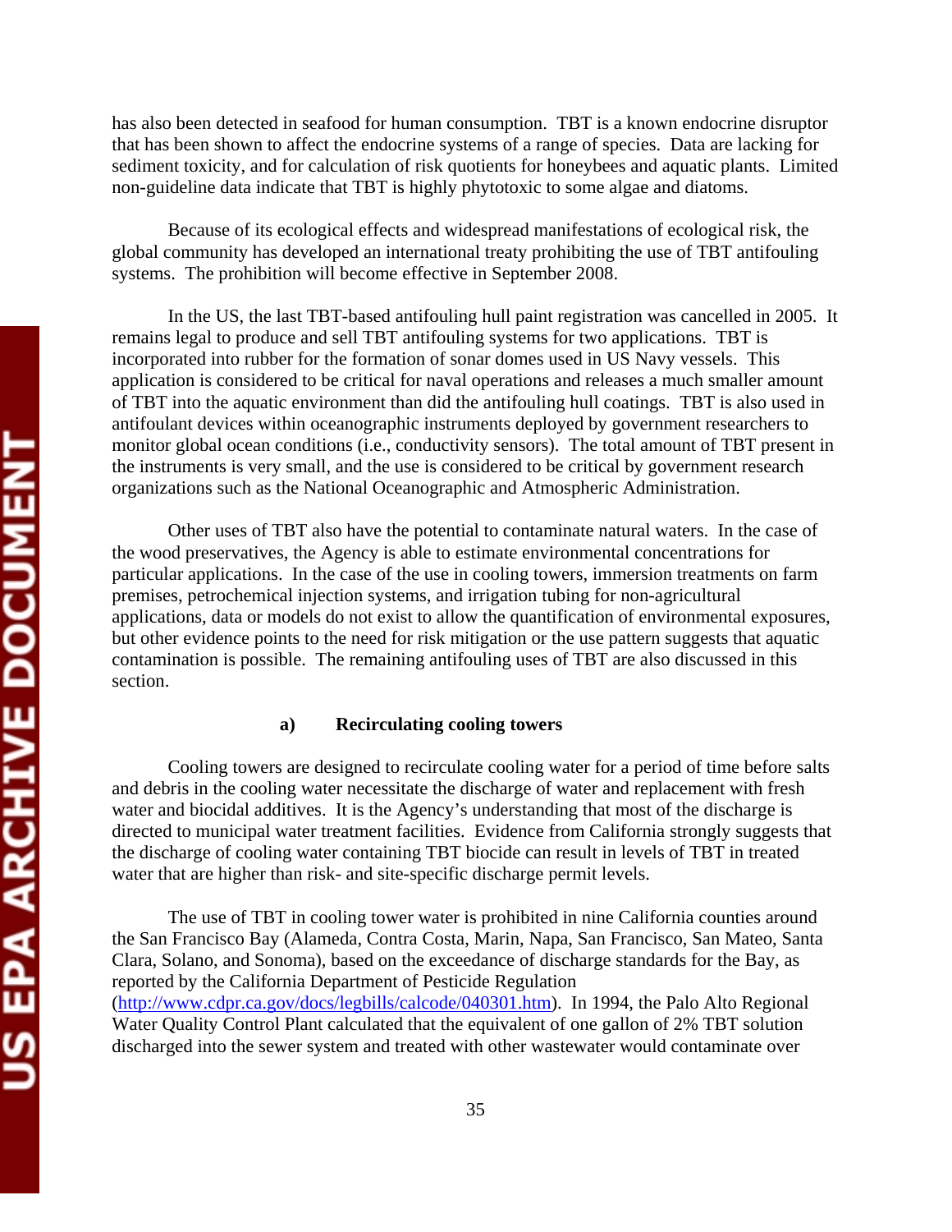has also been detected in seafood for human consumption. TBT is a known endocrine disruptor that has been shown to affect the endocrine systems of a range of species. Data are lacking for sediment toxicity, and for calculation of risk quotients for honeybees and aquatic plants. Limited non-guideline data indicate that TBT is highly phytotoxic to some algae and diatoms.

Because of its ecological effects and widespread manifestations of ecological risk, the global community has developed an international treaty prohibiting the use of TBT antifouling systems. The prohibition will become effective in September 2008.

In the US, the last TBT-based antifouling hull paint registration was cancelled in 2005. It remains legal to produce and sell TBT antifouling systems for two applications. TBT is incorporated into rubber for the formation of sonar domes used in US Navy vessels. This application is considered to be critical for naval operations and releases a much smaller amount of TBT into the aquatic environment than did the antifouling hull coatings. TBT is also used in antifoulant devices within oceanographic instruments deployed by government researchers to monitor global ocean conditions (i.e., conductivity sensors). The total amount of TBT present in the instruments is very small, and the use is considered to be critical by government research organizations such as the National Oceanographic and Atmospheric Administration.

Other uses of TBT also have the potential to contaminate natural waters. In the case of the wood preservatives, the Agency is able to estimate environmental concentrations for particular applications. In the case of the use in cooling towers, immersion treatments on farm premises, petrochemical injection systems, and irrigation tubing for non-agricultural applications, data or models do not exist to allow the quantification of environmental exposures, but other evidence points to the need for risk mitigation or the use pattern suggests that aquatic contamination is possible. The remaining antifouling uses of TBT are also discussed in this section.

**a) Recirculating cooling towers**

Cooling towers are designed to recirculate cooling water for a period of time before salts and debris in the cooling water necessitate the discharge of water and replacement with fresh water and biocidal additives. It is the Agency's understanding that most of the discharge is directed to municipal water treatment facilities. Evidence from California strongly suggests that the discharge of cooling water containing TBT biocide can result in levels of TBT in treated water that are higher than risk- and site-specific discharge permit levels.

The use of TBT in cooling tower water is prohibited in nine California counties around the San Francisco Bay (Alameda, Contra Costa, Marin, Napa, San Francisco, San Mateo, Santa Clara, Solano, and Sonoma), based on the exceedance of discharge standards for the Bay, as reported by the California Department of Pesticide Regulation (http://www.cdpr.ca.gov/docs/legbills/calcode/040301.htm). In 1994, the Palo Alto Regional Water Quality Control Plant calculated that the equivalent of one gallon of 2% TBT solution discharged into the sewer system and treated with other wastewater would contaminate over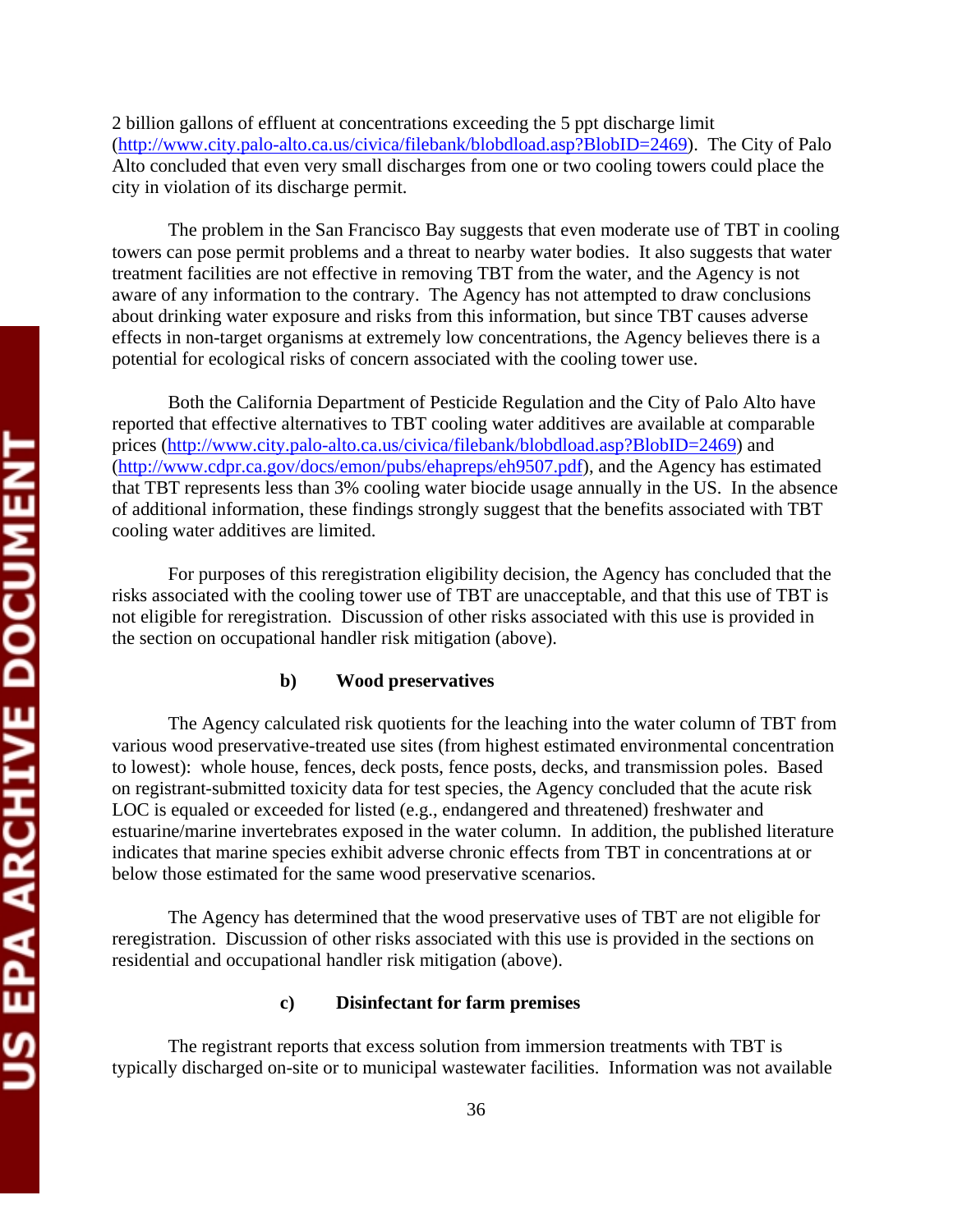2 billion gallons of effluent at concentrations exceeding the 5 ppt discharge limit (http://www.city.palo-alto.ca.us/civica/filebank/blobdload.asp?BlobID=2469). The City of Palo Alto concluded that even very small discharges from one or two cooling towers could place the city in violation of its discharge permit.

The problem in the San Francisco Bay suggests that even moderate use of TBT in cooling towers can pose permit problems and a threat to nearby water bodies. It also suggests that water treatment facilities are not effective in removing TBT from the water, and the Agency is not aware of any information to the contrary. The Agency has not attempted to draw conclusions about drinking water exposure and risks from this information, but since TBT causes adverse effects in non-target organisms at extremely low concentrations, the Agency believes there is a potential for ecological risks of concern associated with the cooling tower use.

Both the California Department of Pesticide Regulation and the City of Palo Alto have reported that effective alternatives to TBT cooling water additives are available at comparable prices (http://www.city.palo-alto.ca.us/civica/filebank/blobdload.asp?BlobID=2469) and (http://www.cdpr.ca.gov/docs/emon/pubs/ehapreps/eh9507.pdf), and the Agency has estimated that TBT represents less than 3% cooling water biocide usage annually in the US. In the absence of additional information, these findings strongly suggest that the benefits associated with TBT cooling water additives are limited.

For purposes of this reregistration eligibility decision, the Agency has concluded that the risks associated with the cooling tower use of TBT are unacceptable, and that this use of TBT is not eligible for reregistration. Discussion of other risks associated with this use is provided in the section on occupational handler risk mitigation (above).

**b) Wood preservatives**

The Agency calculated risk quotients for the leaching into the water column of TBT from various wood preservative-treated use sites (from highest estimated environmental concentration to lowest): whole house, fences, deck posts, fence posts, decks, and transmission poles. Based on registrant-submitted toxicity data for test species, the Agency concluded that the acute risk LOC is equaled or exceeded for listed (e.g., endangered and threatened) freshwater and estuarine/marine invertebrates exposed in the water column. In addition, the published literature indicates that marine species exhibit adverse chronic effects from TBT in concentrations at or below those estimated for the same wood preservative scenarios.

The Agency has determined that the wood preservative uses of TBT are not eligible for reregistration. Discussion of other risks associated with this use is provided in the sections on residential and occupational handler risk mitigation (above).

**c) Disinfectant for farm premises**

The registrant reports that excess solution from immersion treatments with TBT is typically discharged on-site or to municipal wastewater facilities. Information was not available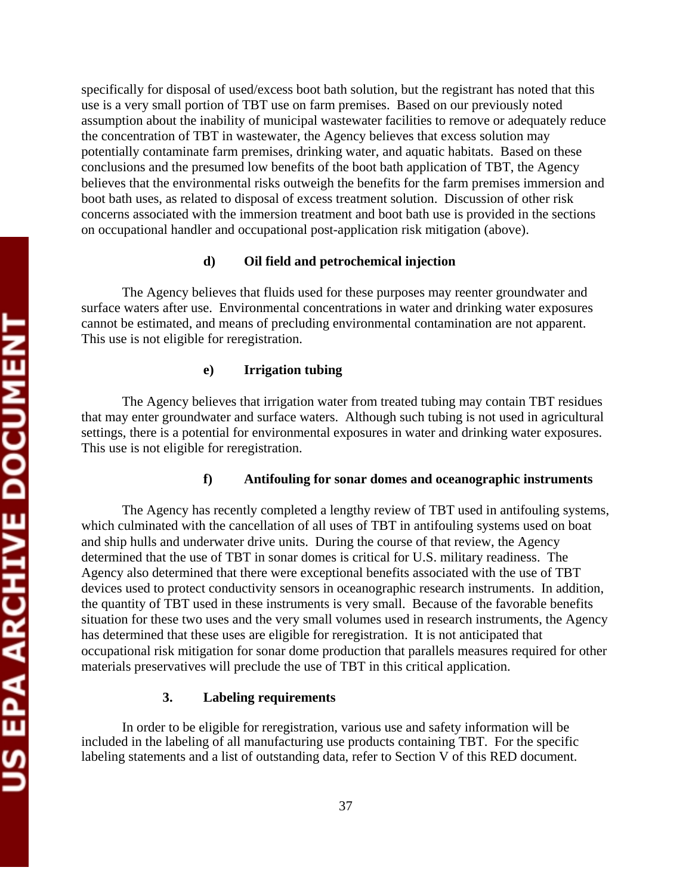specifically for disposal of used/excess boot bath solution, but the registrant has noted that this use is a very small portion of TBT use on farm premises. Based on our previously noted assumption about the inability of municipal wastewater facilities to remove or adequately reduce the concentration of TBT in wastewater, the Agency believes that excess solution may potentially contaminate farm premises, drinking water, and aquatic habitats. Based on these conclusions and the presumed low benefits of the boot bath application of TBT, the Agency believes that the environmental risks outweigh the benefits for the farm premises immersion and boot bath uses, as related to disposal of excess treatment solution. Discussion of other risk concerns associated with the immersion treatment and boot bath use is provided in the sections on occupational handler and occupational post-application risk mitigation (above).

#### d) Oil field and petrochemical injection

The Agency believes that fluids used for these purposes may reenter groundwater and surface waters after use. Environmental concentrations in water and drinking water exposures cannot be estimated, and means of precluding environmental contamination are not apparent. This use is not eligible for reregistration.

#### e) Irrigation tubing

The Agency believes that irrigation water from treated tubing may contain TBT residues that may enter groundwater and surface waters. Although such tubing is not used in agricultural settings, there is a potential for environmental exposures in water and drinking water exposures. This use is not eligible for reregistration.

#### f) Antifouling for sonar domes and oceanographic instruments

The Agency has recently completed a lengthy review of TBT used in antifouling systems, which culminated with the cancellation of all uses of TBT in antifouling systems used on boat and ship hulls and underwater drive units. During the course of that review, the Agency determined that the use of TBT in sonar domes is critical for U.S. military readiness. The Agency also determined that there were exceptional benefits associated with the use of TBT devices used to protect conductivity sensors in oceanographic research instruments. In addition, the quantity of TBT used in these instruments is very small. Because of the favorable benefits situation for these two uses and the very small volumes used in research instruments, the Agency has determined that these uses are eligible for reregistration. It is not anticipated that occupational risk mitigation for sonar dome production that parallels measures required for other materials preservatives will preclude the use of TBT in this critical application.

### 3. Labeling requirements

In order to be eligible for reregistration, various use and safety information will be included in the labeling of all manufacturing use products containing TBT. For the specific labeling statements and a list of outstanding data, refer to Section V of this RED document.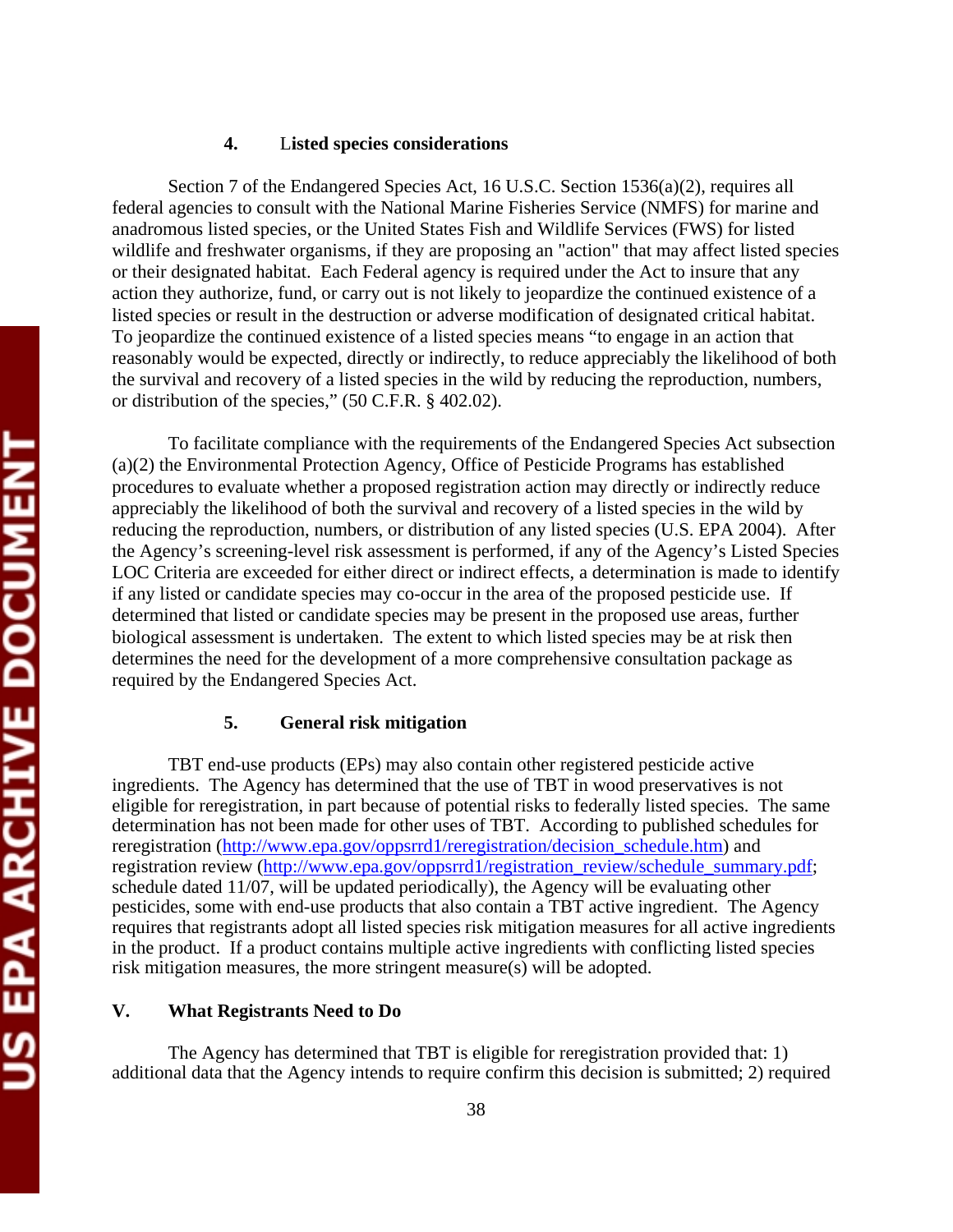### 4. Listed species considerations

Section 7 of the Endangered Species Act, 16 U.S.C. Section 1536(a)(2), requires all federal agencies to consult with the National Marine Fisheries Service (NMFS) for marine and anadromous listed species, or the United States Fish and Wildlife Services (FWS) for listed wildlife and freshwater organisms, if they are proposing an "action" that may affect listed species or their designated habitat. Each Federal agency is required under the Act to insure that any action they authorize, fund, or carry out is not likely to jeopardize the continued existence of a listed species or result in the destruction or adverse modification of designated critical habitat. To jeopardize the continued existence of a listed species means "to engage in an action that reasonably would be expected, directly or indirectly, to reduce appreciably the likelihood of both the survival and recovery of a listed species in the wild by reducing the reproduction, numbers, or distribution of the species," (50 C.F.R. § 402.02).

To facilitate compliance with the requirements of the Endangered Species Act subsection (a)(2) the Environmental Protection Agency, Office of Pesticide Programs has established procedures to evaluate whether a proposed registration action may directly or indirectly reduce appreciably the likelihood of both the survival and recovery of a listed species in the wild by reducing the reproduction, numbers, or distribution of any listed species (U.S. EPA 2004). After the Agency's screening-level risk assessment is performed, if any of the Agency's Listed Species LOC Criteria are exceeded for either direct or indirect effects, a determination is made to identify if any listed or candidate species may co-occur in the area of the proposed pesticide use. If determined that listed or candidate species may be present in the proposed use areas, further biological assessment is undertaken. The extent to which listed species may be at risk then determines the need for the development of a more comprehensive consultation package as required by the Endangered Species Act.

### 5. General risk mitigation

TBT end-use products (EPs) may also contain other registered pesticide active ingredients. The Agency has determined that the use of TBT in wood preservatives is not eligible for reregistration, in part because of potential risks to federally listed species. The same determination has not been made for other uses of TBT. According to published schedules for reregistration (http://www.epa.gov/oppsrrd1/reregistration/decision_schedule.htm) and registration review (http://www.epa.gov/oppsrrd1/registration_review/schedule_summary.pdf; schedule dated 11/07, will be updated periodically), the Agency will be evaluating other pesticides, some with end-use products that also contain a TBT active ingredient. The Agency requires that registrants adopt all listed species risk mitigation measures for all active ingredients in the product. If a product contains multiple active ingredients with conflicting listed species risk mitigation measures, the more stringent measure(s) will be adopted.

## V. What Registrants Need to Do

The Agency has determined that TBT is eligible for reregistration provided that: 1) additional data that the Agency intends to require confirm this decision is submitted; 2) required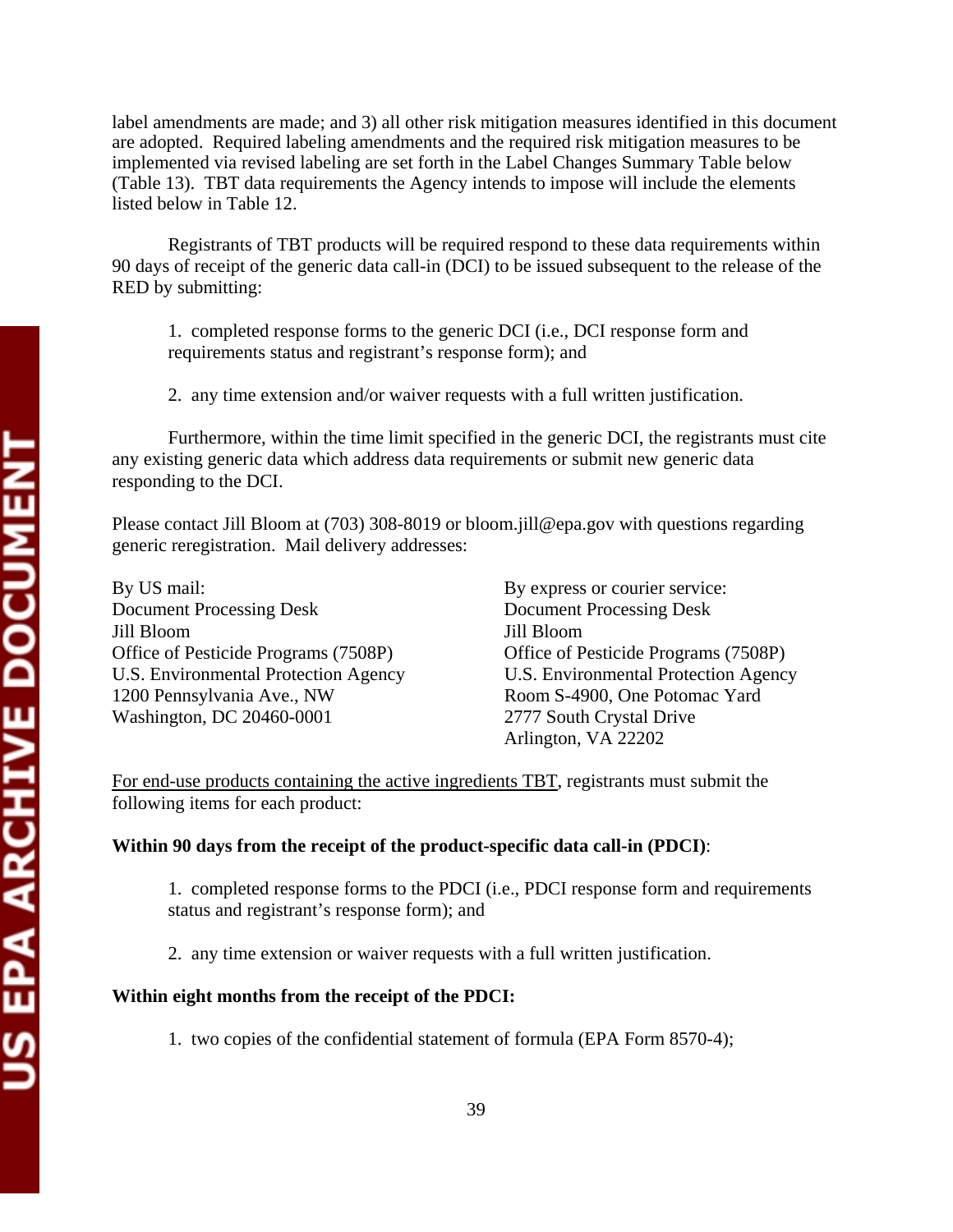label amendments are made; and 3) all other risk mitigation measures identified in this document are adopted. Required labeling amendments and the required risk mitigation measures to be implemented via revised labeling are set forth in the Label Changes Summary Table below (Table 13). TBT data requirements the Agency intends to impose will include the elements listed below in Table 12.

Registrants of TBT products will be required respond to these data requirements within 90 days of receipt of the generic data call-in (DCI) to be issued subsequent to the release of the RED by submitting:

1. completed response forms to the generic DCI (i.e., DCI response form and requirements status and registrant's response form); and

2. any time extension and/or waiver requests with a full written justification.

Furthermore, within the time limit specified in the generic DCI, the registrants must cite any existing generic data which address data requirements or submit new generic data responding to the DCI.

Please contact Jill Bloom at (703) 308-8019 or bloom.jill@epa.gov with questions regarding generic reregistration. Mail delivery addresses:

By US mail:
Document Processing Desk
Jill Bloom
Office of Pesticide Programs (7508P)
U.S. Environmental Protection Agency
1200 Pennsylvania Ave., NW
Washington, DC 20460-0001

By express or courier service:
Document Processing Desk
Jill Bloom
Office of Pesticide Programs (7508P)
U.S. Environmental Protection Agency
Room S-4900, One Potomac Yard
2777 South Crystal Drive
Arlington, VA 22202

<u>For end-use products containing the active ingredients TBT</u>, registrants must submit the following items for each product:

**Within 90 days from the receipt of the product-specific data call-in (PDCI)**:

1. completed response forms to the PDCI (i.e., PDCI response form and requirements status and registrant's response form); and

2. any time extension or waiver requests with a full written justification.

**Within eight months from the receipt of the PDCI:**

1. two copies of the confidential statement of formula (EPA Form 8570-4);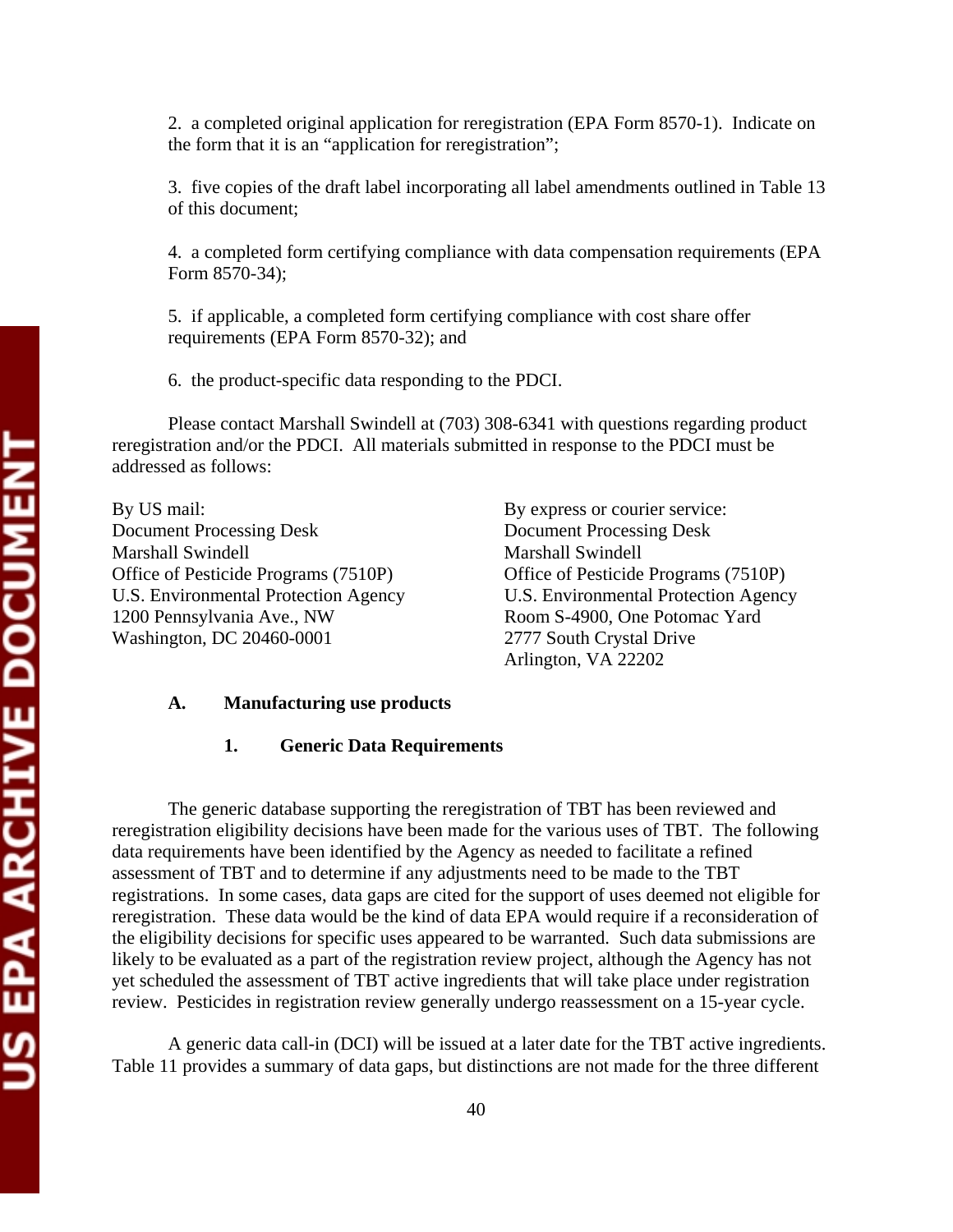2. a completed original application for reregistration (EPA Form 8570-1). Indicate on the form that it is an "application for reregistration";

3. five copies of the draft label incorporating all label amendments outlined in Table 13 of this document;

4. a completed form certifying compliance with data compensation requirements (EPA Form 8570-34);

5. if applicable, a completed form certifying compliance with cost share offer requirements (EPA Form 8570-32); and

6. the product-specific data responding to the PDCI.

Please contact Marshall Swindell at (703) 308-6341 with questions regarding product reregistration and/or the PDCI. All materials submitted in response to the PDCI must be addressed as follows:

By US mail:
Document Processing Desk
Marshall Swindell
Office of Pesticide Programs (7510P)
U.S. Environmental Protection Agency
1200 Pennsylvania Ave., NW
Washington, DC 20460-0001

By express or courier service:
Document Processing Desk
Marshall Swindell
Office of Pesticide Programs (7510P)
U.S. Environmental Protection Agency
Room S-4900, One Potomac Yard
2777 South Crystal Drive
Arlington, VA 22202

### A. Manufacturing use products

#### 1. Generic Data Requirements

The generic database supporting the reregistration of TBT has been reviewed and reregistration eligibility decisions have been made for the various uses of TBT. The following data requirements have been identified by the Agency as needed to facilitate a refined assessment of TBT and to determine if any adjustments need to be made to the TBT registrations. In some cases, data gaps are cited for the support of uses deemed not eligible for reregistration. These data would be the kind of data EPA would require if a reconsideration of the eligibility decisions for specific uses appeared to be warranted. Such data submissions are likely to be evaluated as a part of the registration review project, although the Agency has not yet scheduled the assessment of TBT active ingredients that will take place under registration review. Pesticides in registration review generally undergo reassessment on a 15-year cycle.

A generic data call-in (DCI) will be issued at a later date for the TBT active ingredients. Table 11 provides a summary of data gaps, but distinctions are not made for the three different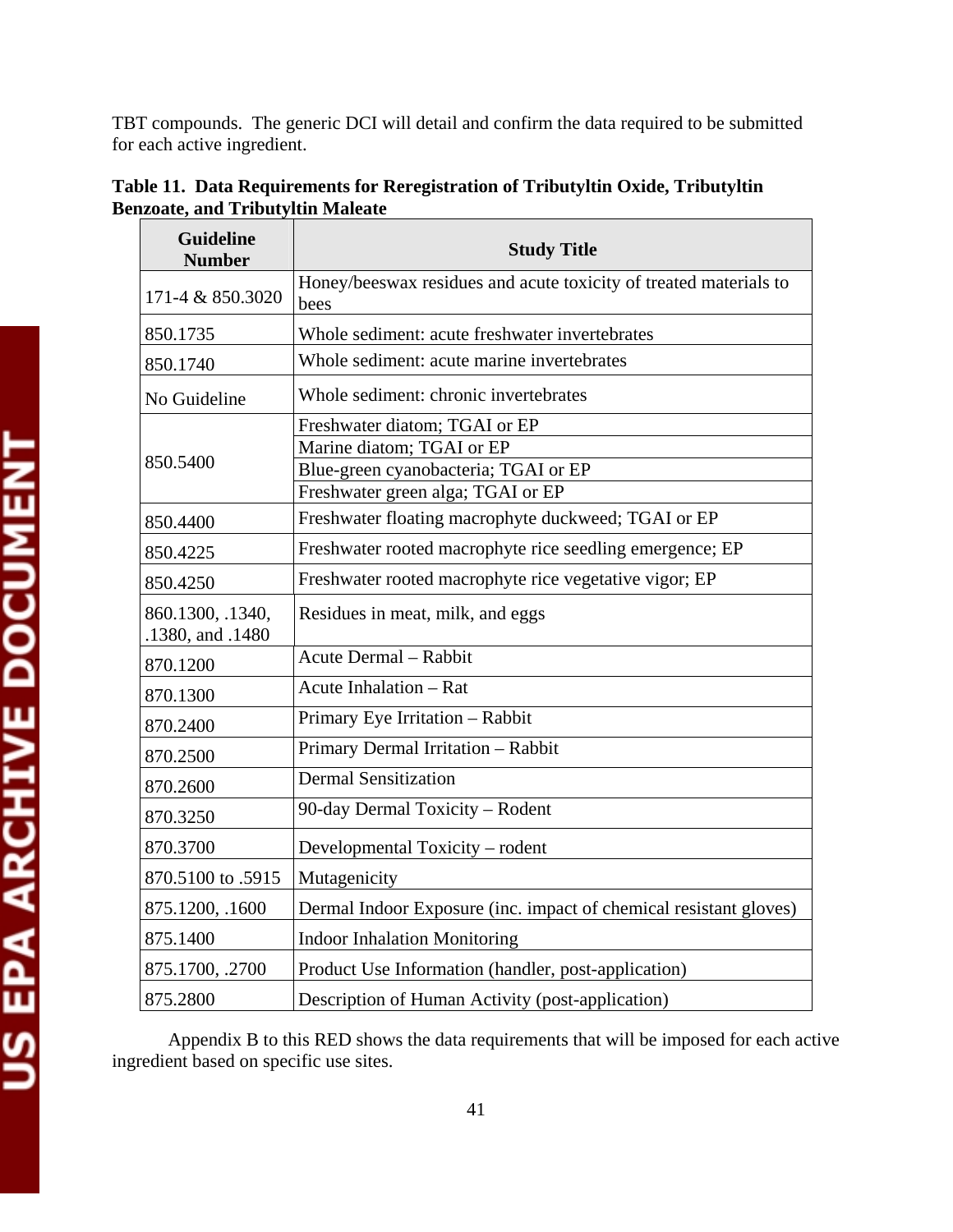TBT compounds. The generic DCI will detail and confirm the data required to be submitted for each active ingredient.

**Table 11. Data Requirements for Reregistration of Tributyltin Oxide, Tributyltin Benzoate, and Tributyltin Maleate**

| Guideline Number | Study Title |
|---|---|
| 171-4 & 850.3020 | Honey/beeswax residues and acute toxicity of treated materials to bees |
| 850.1735 | Whole sediment: acute freshwater invertebrates |
| 850.1740 | Whole sediment: acute marine invertebrates |
| No Guideline | Whole sediment: chronic invertebrates |
| 850.5400 | Freshwater diatom; TGAI or EP |
| | Marine diatom; TGAI or EP |
| | Blue-green cyanobacteria; TGAI or EP |
| | Freshwater green alga; TGAI or EP |
| 850.4400 | Freshwater floating macrophyte duckweed; TGAI or EP |
| 850.4225 | Freshwater rooted macrophyte rice seedling emergence; EP |
| 850.4250 | Freshwater rooted macrophyte rice vegetative vigor; EP |
| 860.1300, .1340, .1380, and .1480 | Residues in meat, milk, and eggs |
| 870.1200 | Acute Dermal – Rabbit |
| 870.1300 | Acute Inhalation – Rat |
| 870.2400 | Primary Eye Irritation – Rabbit |
| 870.2500 | Primary Dermal Irritation – Rabbit |
| 870.2600 | Dermal Sensitization |
| 870.3250 | 90-day Dermal Toxicity – Rodent |
| 870.3700 | Developmental Toxicity – rodent |
| 870.5100 to .5915 | Mutagenicity |
| 875.1200, .1600 | Dermal Indoor Exposure (inc. impact of chemical resistant gloves) |
| 875.1400 | Indoor Inhalation Monitoring |
| 875.1700, .2700 | Product Use Information (handler, post-application) |
| 875.2800 | Description of Human Activity (post-application) |

Appendix B to this RED shows the data requirements that will be imposed for each active ingredient based on specific use sites.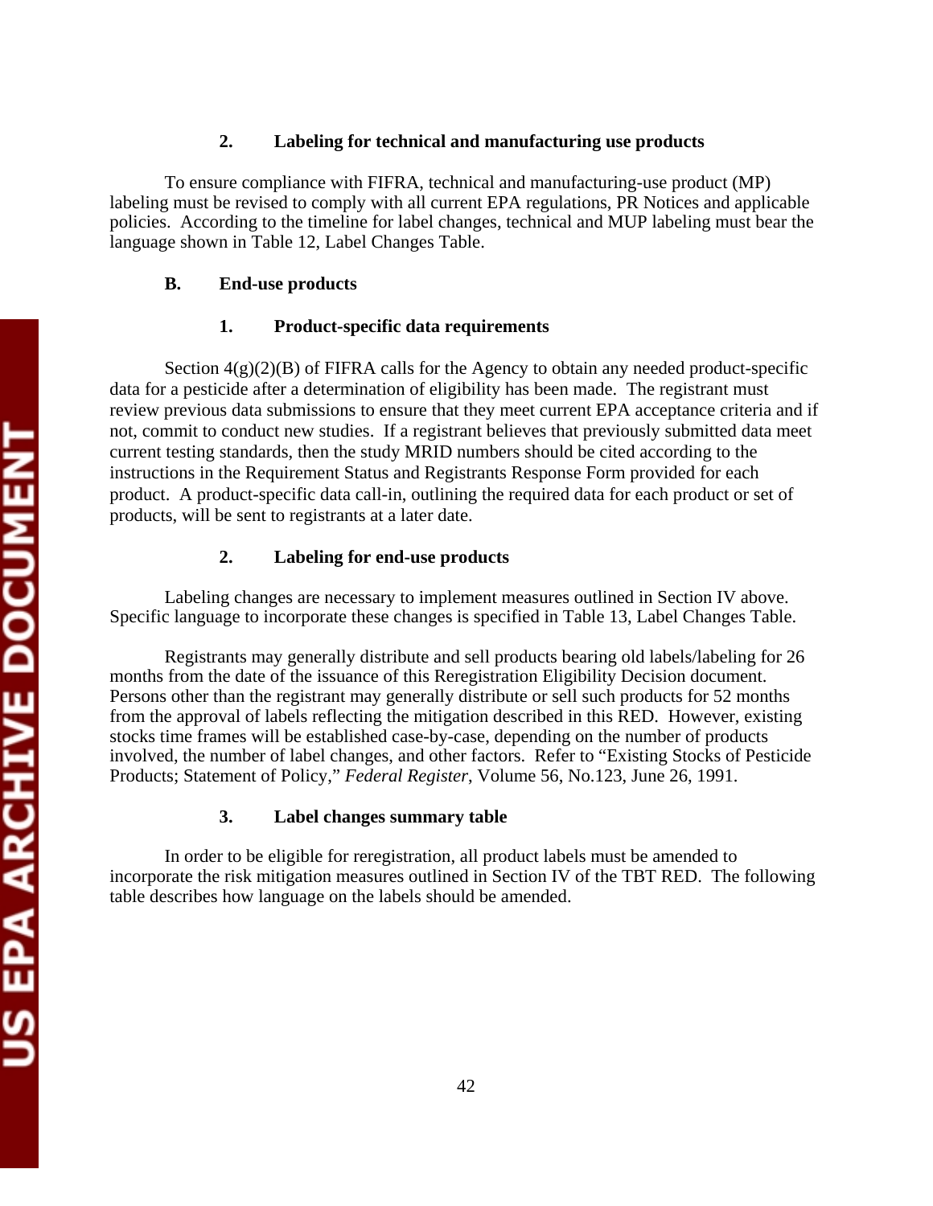### 2. Labeling for technical and manufacturing use products

To ensure compliance with FIFRA, technical and manufacturing-use product (MP) labeling must be revised to comply with all current EPA regulations, PR Notices and applicable policies. According to the timeline for label changes, technical and MUP labeling must bear the language shown in Table 12, Label Changes Table.

## B. End-use products

### 1. Product-specific data requirements

Section 4(g)(2)(B) of FIFRA calls for the Agency to obtain any needed product-specific data for a pesticide after a determination of eligibility has been made. The registrant must review previous data submissions to ensure that they meet current EPA acceptance criteria and if not, commit to conduct new studies. If a registrant believes that previously submitted data meet current testing standards, then the study MRID numbers should be cited according to the instructions in the Requirement Status and Registrants Response Form provided for each product. A product-specific data call-in, outlining the required data for each product or set of products, will be sent to registrants at a later date.

### 2. Labeling for end-use products

Labeling changes are necessary to implement measures outlined in Section IV above. Specific language to incorporate these changes is specified in Table 13, Label Changes Table.

Registrants may generally distribute and sell products bearing old labels/labeling for 26 months from the date of the issuance of this Reregistration Eligibility Decision document. Persons other than the registrant may generally distribute or sell such products for 52 months from the approval of labels reflecting the mitigation described in this RED. However, existing stocks time frames will be established case-by-case, depending on the number of products involved, the number of label changes, and other factors. Refer to "Existing Stocks of Pesticide Products; Statement of Policy," *Federal Register*, Volume 56, No.123, June 26, 1991.

### 3. Label changes summary table

In order to be eligible for reregistration, all product labels must be amended to incorporate the risk mitigation measures outlined in Section IV of the TBT RED. The following table describes how language on the labels should be amended.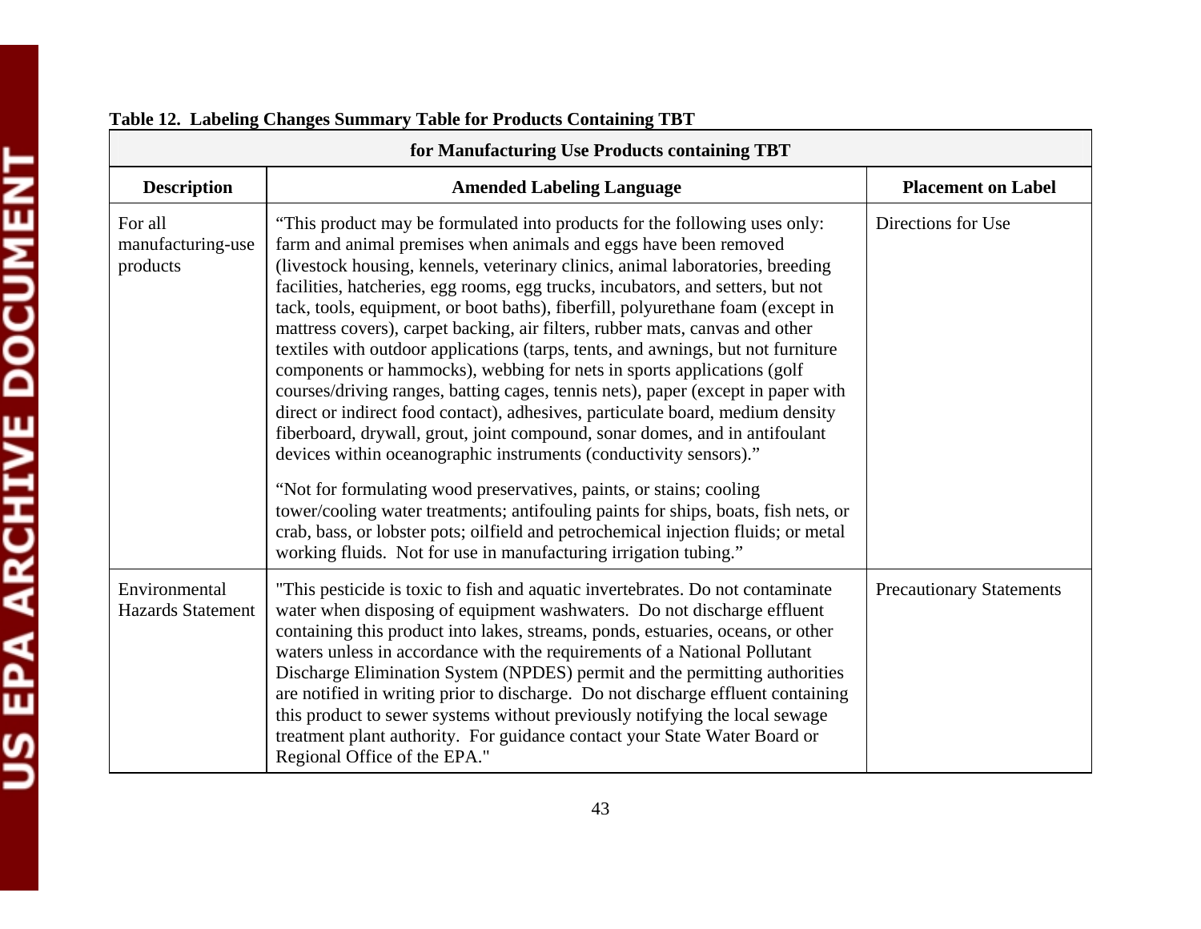**Table 12. Labeling Changes Summary Table for Products Containing TBT**

| for Manufacturing Use Products containing TBT | | |
|---|---|---|
| **Description** | **Amended Labeling Language** | **Placement on Label** |
| For all manufacturing-use products | "This product may be formulated into products for the following uses only: farm and animal premises when animals and eggs have been removed (livestock housing, kennels, veterinary clinics, animal laboratories, breeding facilities, hatcheries, egg rooms, egg trucks, incubators, and setters, but not tack, tools, equipment, or boot baths), fiberfill, polyurethane foam (except in mattress covers), carpet backing, air filters, rubber mats, canvas and other textiles with outdoor applications (tarps, tents, and awnings, but not furniture components or hammocks), webbing for nets in sports applications (golf courses/driving ranges, batting cages, tennis nets), paper (except in paper with direct or indirect food contact), adhesives, particulate board, medium density fiberboard, drywall, grout, joint compound, sonar domes, and in antifoulant devices within oceanographic instruments (conductivity sensors)."<br><br>"Not for formulating wood preservatives, paints, or stains; cooling tower/cooling water treatments; antifouling paints for ships, boats, fish nets, or crab, bass, or lobster pots; oilfield and petrochemical injection fluids; or metal working fluids. Not for use in manufacturing irrigation tubing." | Directions for Use |
| Environmental Hazards Statement | "This pesticide is toxic to fish and aquatic invertebrates. Do not contaminate water when disposing of equipment washwaters. Do not discharge effluent containing this product into lakes, streams, ponds, estuaries, oceans, or other waters unless in accordance with the requirements of a National Pollutant Discharge Elimination System (NPDES) permit and the permitting authorities are notified in writing prior to discharge. Do not discharge effluent containing this product to sewer systems without previously notifying the local sewage treatment plant authority. For guidance contact your State Water Board or Regional Office of the EPA." | Precautionary Statements |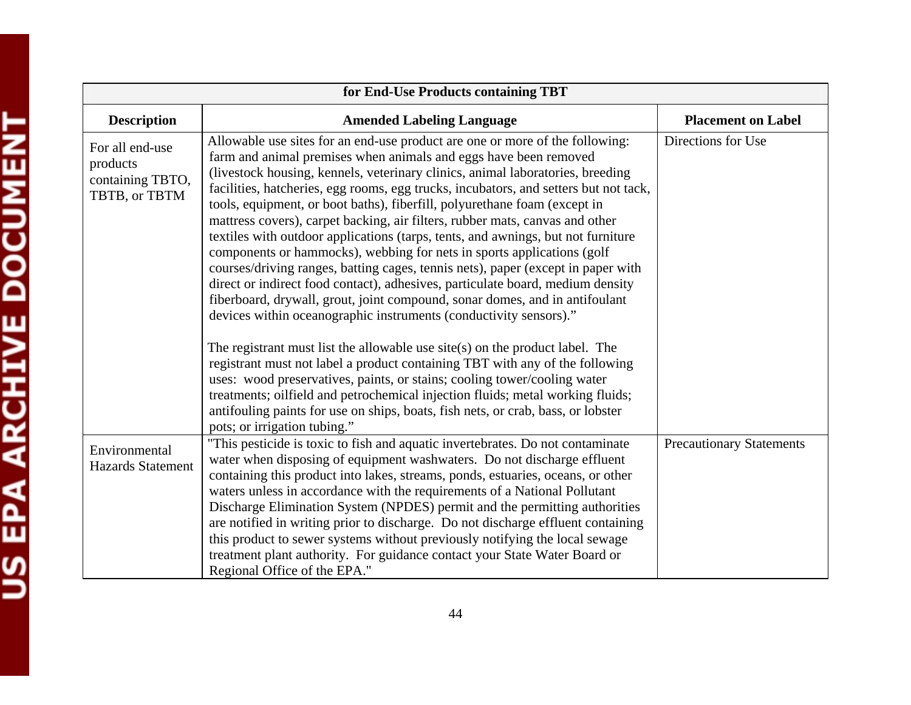| for End-Use Products containing TBT | | |
|---|---|---|
| **Description** | **Amended Labeling Language** | **Placement on Label** |
| For all end-use products containing TBTO, TBTB, or TBTM | Allowable use sites for an end-use product are one or more of the following: farm and animal premises when animals and eggs have been removed (livestock housing, kennels, veterinary clinics, animal laboratories, breeding facilities, hatcheries, egg rooms, egg trucks, incubators, and setters but not tack, tools, equipment, or boot baths), fiberfill, polyurethane foam (except in mattress covers), carpet backing, air filters, rubber mats, canvas and other textiles with outdoor applications (tarps, tents, and awnings, but not furniture components or hammocks), webbing for nets in sports applications (golf courses/driving ranges, batting cages, tennis nets), paper (except in paper with direct or indirect food contact), adhesives, particulate board, medium density fiberboard, drywall, grout, joint compound, sonar domes, and in antifoulant devices within oceanographic instruments (conductivity sensors)."<br><br>The registrant must list the allowable use site(s) on the product label. The registrant must not label a product containing TBT with any of the following uses: wood preservatives, paints, or stains; cooling tower/cooling water treatments; oilfield and petrochemical injection fluids; metal working fluids; antifouling paints for use on ships, boats, fish nets, or crab, bass, or lobster pots; or irrigation tubing." | Directions for Use |
| Environmental Hazards Statement | "This pesticide is toxic to fish and aquatic invertebrates. Do not contaminate water when disposing of equipment washwaters. Do not discharge effluent containing this product into lakes, streams, ponds, estuaries, oceans, or other waters unless in accordance with the requirements of a National Pollutant Discharge Elimination System (NPDES) permit and the permitting authorities are notified in writing prior to discharge. Do not discharge effluent containing this product to sewer systems without previously notifying the local sewage treatment plant authority. For guidance contact your State Water Board or Regional Office of the EPA." | Precautionary Statements |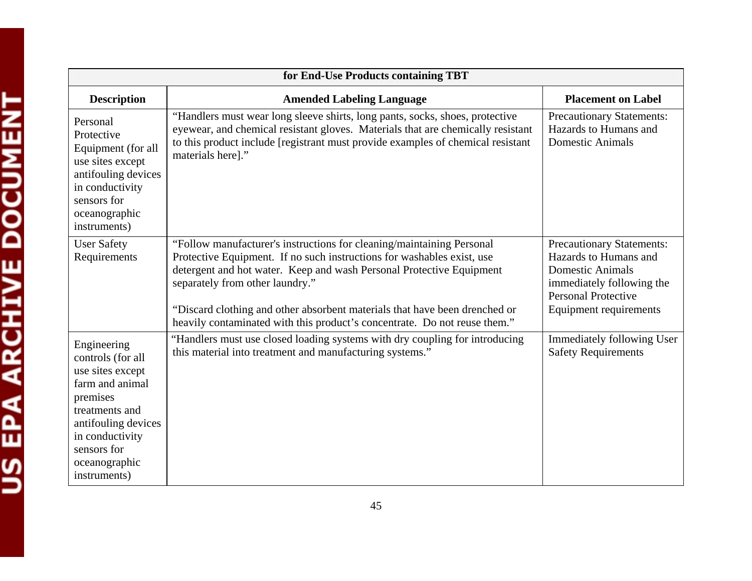| for End-Use Products containing TBT | | |
|---|---|---|
| **Description** | **Amended Labeling Language** | **Placement on Label** |
| Personal Protective Equipment (for all use sites except antifouling devices in conductivity sensors for oceanographic instruments) | "Handlers must wear long sleeve shirts, long pants, socks, shoes, protective eyewear, and chemical resistant gloves. Materials that are chemically resistant to this product include [registrant must provide examples of chemical resistant materials here]." | Precautionary Statements: Hazards to Humans and Domestic Animals |
| User Safety Requirements | "Follow manufacturer's instructions for cleaning/maintaining Personal Protective Equipment. If no such instructions for washables exist, use detergent and hot water. Keep and wash Personal Protective Equipment separately from other laundry." "Discard clothing and other absorbent materials that have been drenched or heavily contaminated with this product's concentrate. Do not reuse them." | Precautionary Statements: Hazards to Humans and Domestic Animals immediately following the Personal Protective Equipment requirements |
| Engineering controls (for all use sites except farm and animal premises treatments and antifouling devices in conductivity sensors for oceanographic instruments) | "Handlers must use closed loading systems with dry coupling for introducing this material into treatment and manufacturing systems." | Immediately following User Safety Requirements |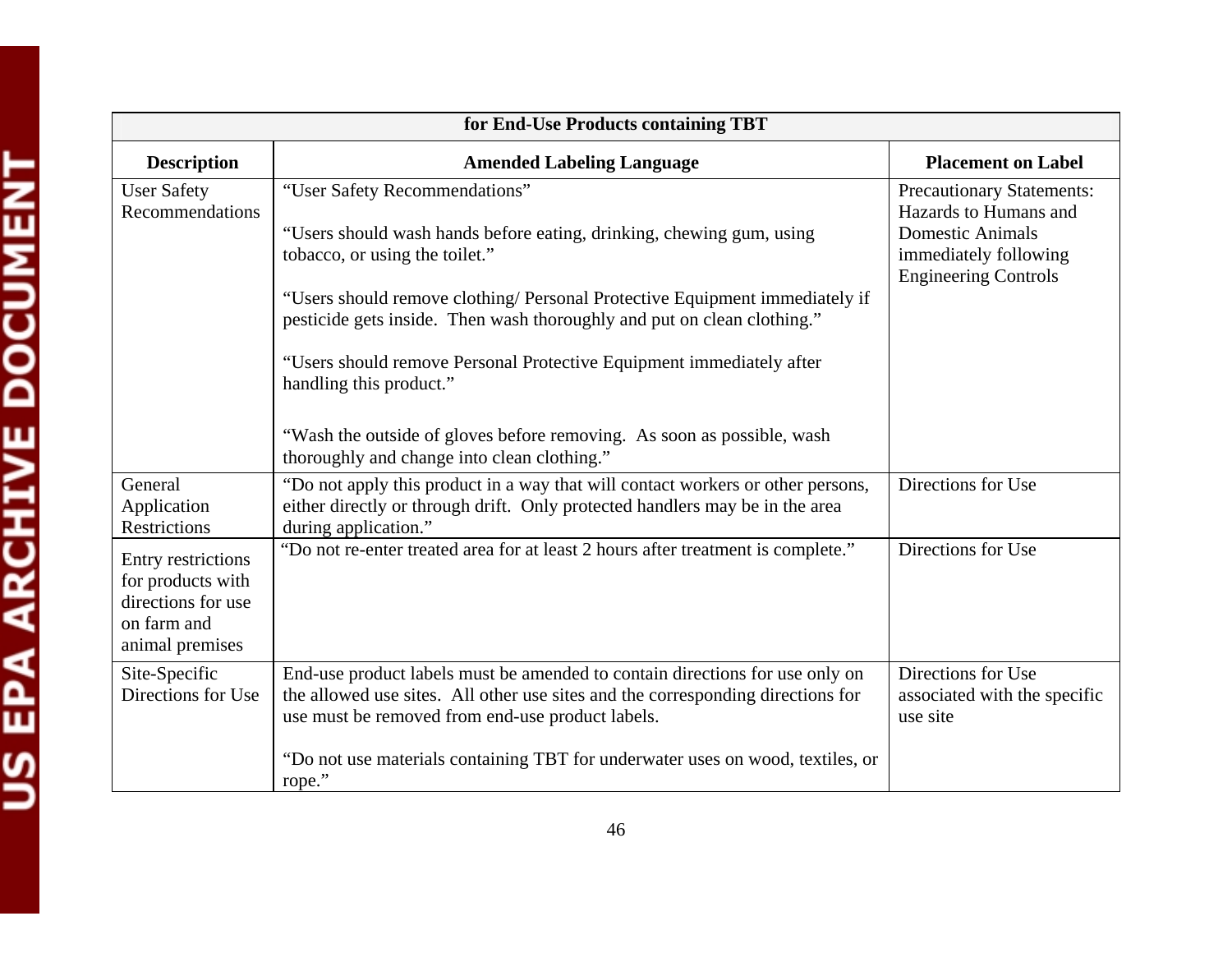| for End-Use Products containing TBT | | |
|---|---|---|
| **Description** | **Amended Labeling Language** | **Placement on Label** |
| User Safety Recommendations | "User Safety Recommendations"<br><br>"Users should wash hands before eating, drinking, chewing gum, using tobacco, or using the toilet."<br><br>"Users should remove clothing/ Personal Protective Equipment immediately if pesticide gets inside. Then wash thoroughly and put on clean clothing."<br><br>"Users should remove Personal Protective Equipment immediately after handling this product."<br><br>"Wash the outside of gloves before removing. As soon as possible, wash thoroughly and change into clean clothing." | Precautionary Statements: Hazards to Humans and Domestic Animals immediately following Engineering Controls |
| General Application Restrictions | "Do not apply this product in a way that will contact workers or other persons, either directly or through drift. Only protected handlers may be in the area during application." | Directions for Use |
| Entry restrictions for products with directions for use on farm and animal premises | "Do not re-enter treated area for at least 2 hours after treatment is complete." | Directions for Use |
| Site-Specific Directions for Use | End-use product labels must be amended to contain directions for use only on the allowed use sites. All other use sites and the corresponding directions for use must be removed from end-use product labels.<br><br>"Do not use materials containing TBT for underwater uses on wood, textiles, or rope." | Directions for Use associated with the specific use site |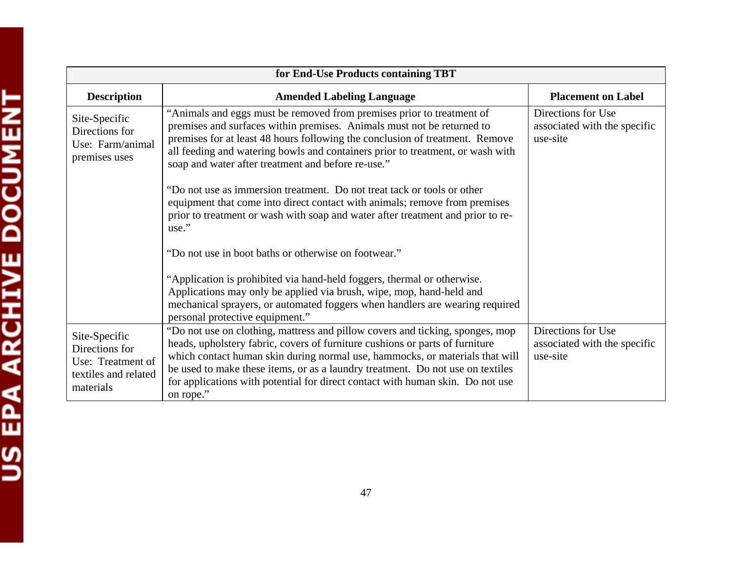| for End-Use Products containing TBT | | |
|---|---|---|
| **Description** | **Amended Labeling Language** | **Placement on Label** |
| Site-Specific Directions for Use: Farm/animal premises uses | "Animals and eggs must be removed from premises prior to treatment of premises and surfaces within premises. Animals must not be returned to premises for at least 48 hours following the conclusion of treatment. Remove all feeding and watering bowls and containers prior to treatment, or wash with soap and water after treatment and before re-use."<br><br>"Do not use as immersion treatment. Do not treat tack or tools or other equipment that come into direct contact with animals; remove from premises prior to treatment or wash with soap and water after treatment and prior to re-use."<br><br>"Do not use in boot baths or otherwise on footwear."<br><br>"Application is prohibited via hand-held foggers, thermal or otherwise. Applications may only be applied via brush, wipe, mop, hand-held and mechanical sprayers, or automated foggers when handlers are wearing required personal protective equipment." | Directions for Use associated with the specific use-site |
| Site-Specific Directions for Use: Treatment of textiles and related materials | "Do not use on clothing, mattress and pillow covers and ticking, sponges, mop heads, upholstery fabric, covers of furniture cushions or parts of furniture which contact human skin during normal use, hammocks, or materials that will be used to make these items, or as a laundry treatment. Do not use on textiles for applications with potential for direct contact with human skin. Do not use on rope." | Directions for Use associated with the specific use-site |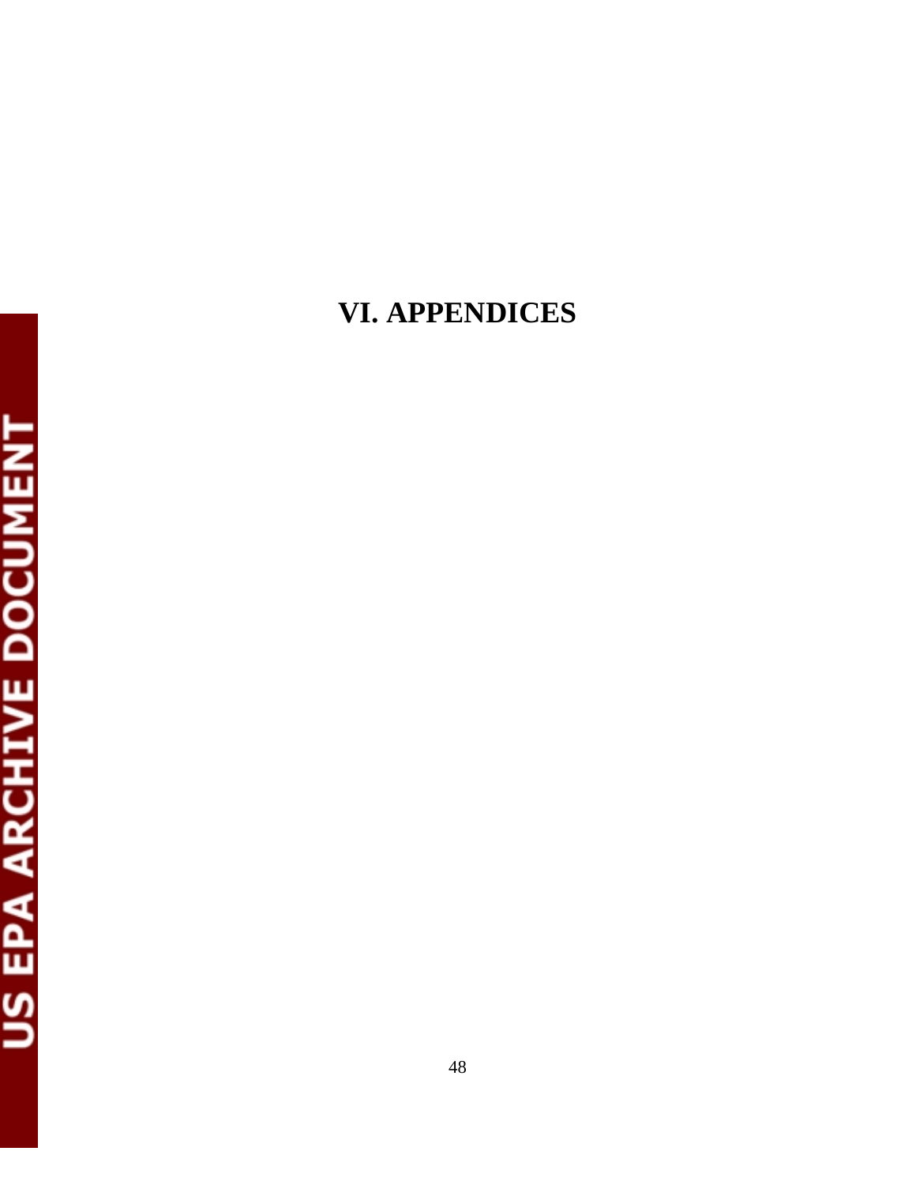# VI. APPENDICES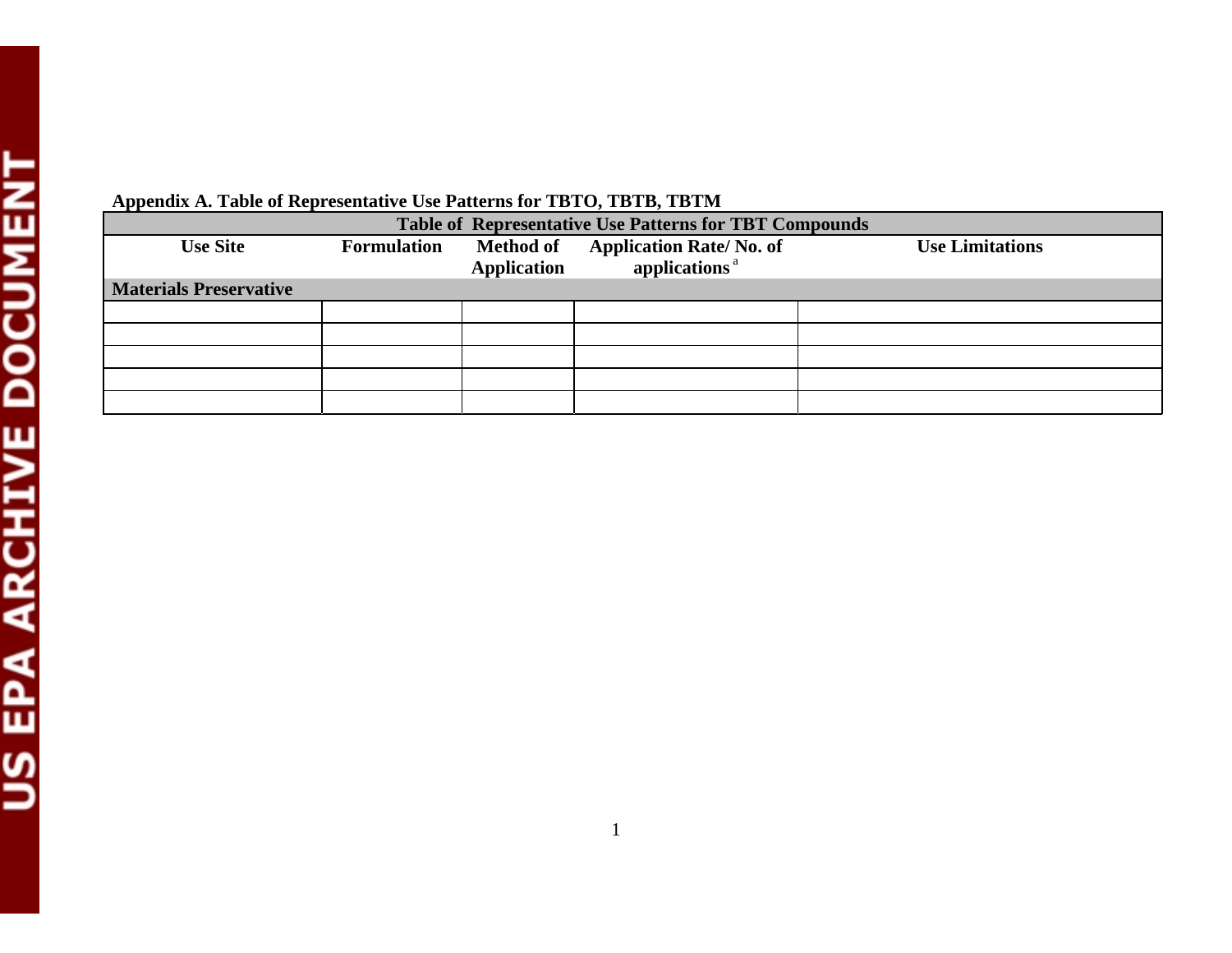**Appendix A. Table of Representative Use Patterns for TBTO, TBTB, TBTM**

| Table of Representative Use Patterns for TBT Compounds | | | | |
|---|---|---|---|---|
| Use Site | Formulation | Method of Application | Application Rate/ No. of applications [a] | Use Limitations |
| **Materials Preservative** | | | | |
| | | | | |
| | | | | |
| | | | | |
| | | | | |
| | | | | |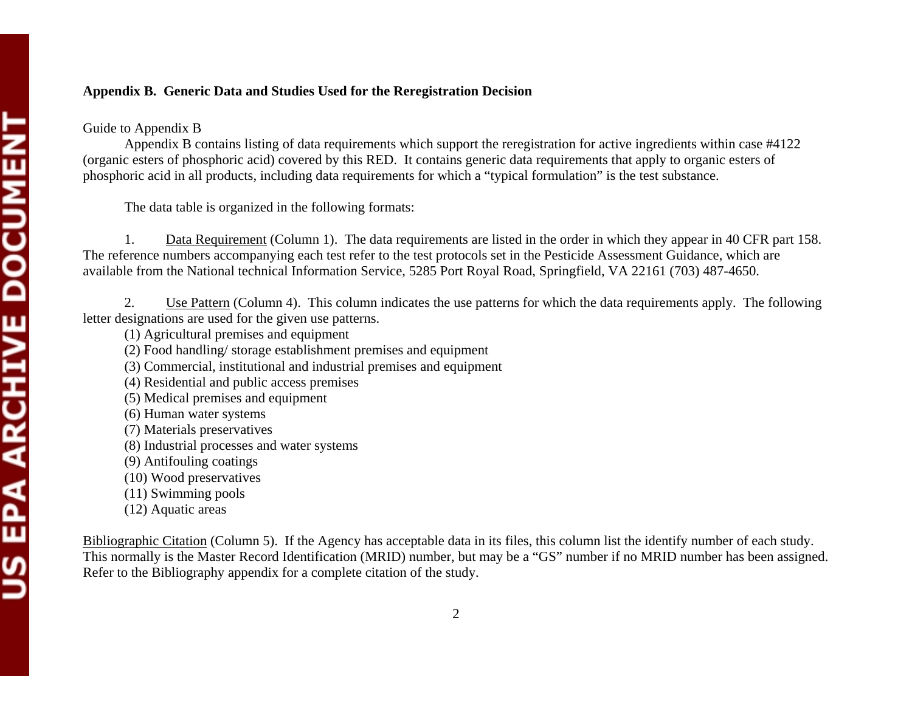**Appendix B. Generic Data and Studies Used for the Reregistration Decision**

Guide to Appendix B

Appendix B contains listing of data requirements which support the reregistration for active ingredients within case #4122 (organic esters of phosphoric acid) covered by this RED. It contains generic data requirements that apply to organic esters of phosphoric acid in all products, including data requirements for which a "typical formulation" is the test substance.

The data table is organized in the following formats:

1. Data Requirement (Column 1). The data requirements are listed in the order in which they appear in 40 CFR part 158. The reference numbers accompanying each test refer to the test protocols set in the Pesticide Assessment Guidance, which are available from the National technical Information Service, 5285 Port Royal Road, Springfield, VA 22161 (703) 487-4650.

2. Use Pattern (Column 4). This column indicates the use patterns for which the data requirements apply. The following letter designations are used for the given use patterns.

(1) Agricultural premises and equipment
(2) Food handling/ storage establishment premises and equipment
(3) Commercial, institutional and industrial premises and equipment
(4) Residential and public access premises
(5) Medical premises and equipment
(6) Human water systems
(7) Materials preservatives
(8) Industrial processes and water systems
(9) Antifouling coatings
(10) Wood preservatives
(11) Swimming pools
(12) Aquatic areas

Bibliographic Citation (Column 5). If the Agency has acceptable data in its files, this column list the identify number of each study. This normally is the Master Record Identification (MRID) number, but may be a "GS" number if no MRID number has been assigned. Refer to the Bibliography appendix for a complete citation of the study.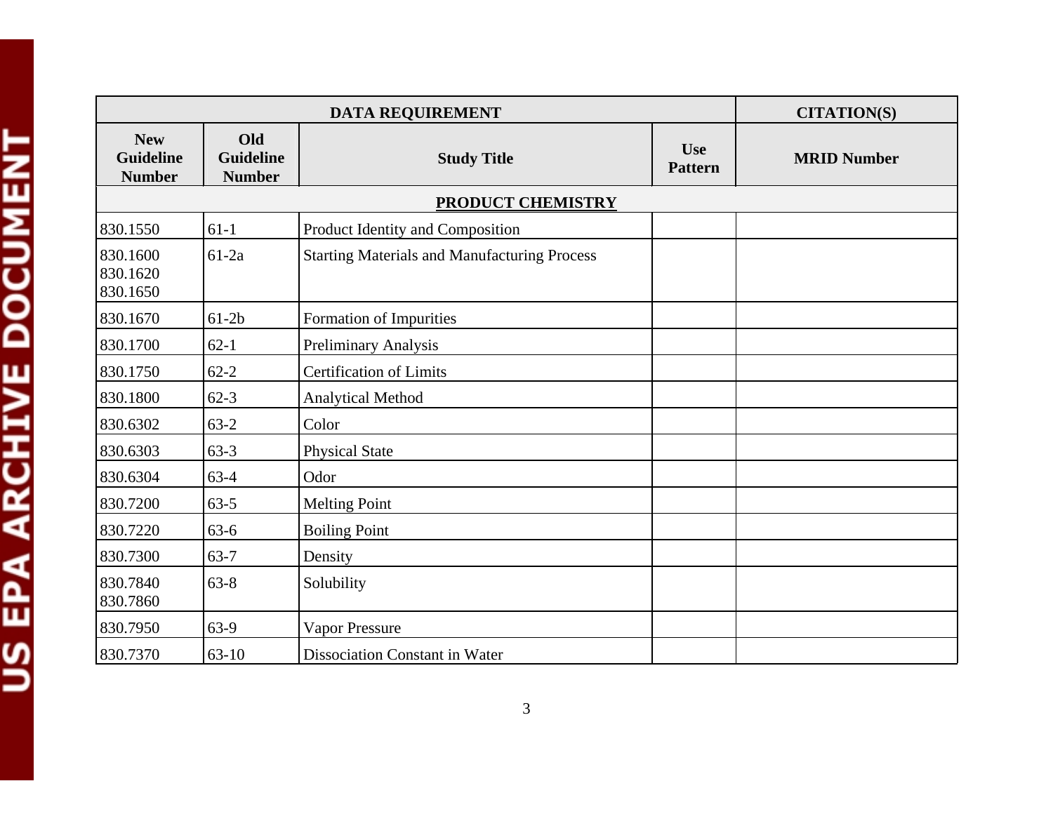| DATA REQUIREMENT | | | | CITATION(S) |
|---|---|---|---|---|
| New Guideline Number | Old Guideline Number | Study Title | Use Pattern | MRID Number |
| **PRODUCT CHEMISTRY** | | | | |
| 830.1550 | 61-1 | Product Identity and Composition | | |
| 830.1600 830.1620 830.1650 | 61-2a | Starting Materials and Manufacturing Process | | |
| 830.1670 | 61-2b | Formation of Impurities | | |
| 830.1700 | 62-1 | Preliminary Analysis | | |
| 830.1750 | 62-2 | Certification of Limits | | |
| 830.1800 | 62-3 | Analytical Method | | |
| 830.6302 | 63-2 | Color | | |
| 830.6303 | 63-3 | Physical State | | |
| 830.6304 | 63-4 | Odor | | |
| 830.7200 | 63-5 | Melting Point | | |
| 830.7220 | 63-6 | Boiling Point | | |
| 830.7300 | 63-7 | Density | | |
| 830.7840 830.7860 | 63-8 | Solubility | | |
| 830.7950 | 63-9 | Vapor Pressure | | |
| 830.7370 | 63-10 | Dissociation Constant in Water | | |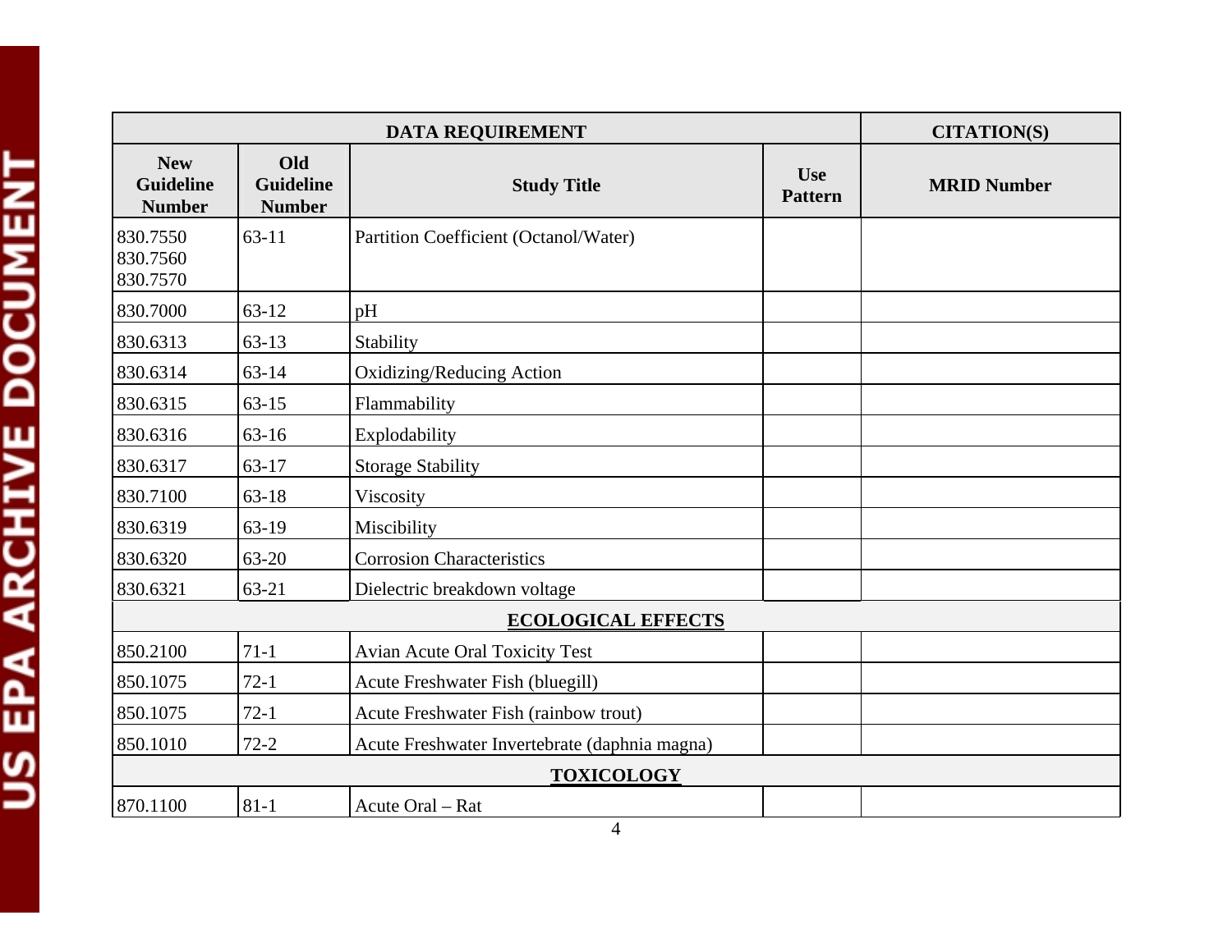| DATA REQUIREMENT | | | | CITATION(S) |
|---|---|---|---|---|
| New Guideline Number | Old Guideline Number | Study Title | Use Pattern | MRID Number |
| 830.7550 830.7560 830.7570 | 63-11 | Partition Coefficient (Octanol/Water) | | |
| 830.7000 | 63-12 | pH | | |
| 830.6313 | 63-13 | Stability | | |
| 830.6314 | 63-14 | Oxidizing/Reducing Action | | |
| 830.6315 | 63-15 | Flammability | | |
| 830.6316 | 63-16 | Explodability | | |
| 830.6317 | 63-17 | Storage Stability | | |
| 830.7100 | 63-18 | Viscosity | | |
| 830.6319 | 63-19 | Miscibility | | |
| 830.6320 | 63-20 | Corrosion Characteristics | | |
| 830.6321 | 63-21 | Dielectric breakdown voltage | | |
| **ECOLOGICAL EFFECTS** | | | | |
| 850.2100 | 71-1 | Avian Acute Oral Toxicity Test | | |
| 850.1075 | 72-1 | Acute Freshwater Fish (bluegill) | | |
| 850.1075 | 72-1 | Acute Freshwater Fish (rainbow trout) | | |
| 850.1010 | 72-2 | Acute Freshwater Invertebrate (daphnia magna) | | |
| **TOXICOLOGY** | | | | |
| 870.1100 | 81-1 | Acute Oral – Rat | | |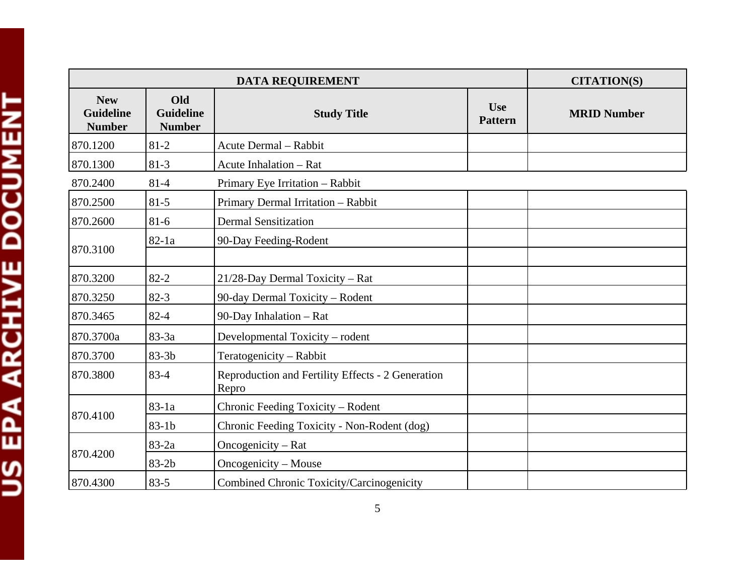| DATA REQUIREMENT | | | | CITATION(S) |
|---|---|---|---|---|
| New Guideline Number | Old Guideline Number | Study Title | Use Pattern | MRID Number |
| 870.1200 | 81-2 | Acute Dermal – Rabbit | | |
| 870.1300 | 81-3 | Acute Inhalation – Rat | | |
| 870.2400 | 81-4 | Primary Eye Irritation – Rabbit | | |
| 870.2500 | 81-5 | Primary Dermal Irritation – Rabbit | | |
| 870.2600 | 81-6 | Dermal Sensitization | | |
| 870.3100 | 82-1a | 90-Day Feeding-Rodent | | |
| | | | | |
| 870.3200 | 82-2 | 21/28-Day Dermal Toxicity – Rat | | |
| 870.3250 | 82-3 | 90-day Dermal Toxicity – Rodent | | |
| 870.3465 | 82-4 | 90-Day Inhalation – Rat | | |
| 870.3700a | 83-3a | Developmental Toxicity – rodent | | |
| 870.3700 | 83-3b | Teratogenicity – Rabbit | | |
| 870.3800 | 83-4 | Reproduction and Fertility Effects - 2 Generation Repro | | |
| 870.4100 | 83-1a | Chronic Feeding Toxicity – Rodent | | |
| | 83-1b | Chronic Feeding Toxicity - Non-Rodent (dog) | | |
| 870.4200 | 83-2a | Oncogenicity – Rat | | |
| | 83-2b | Oncogenicity – Mouse | | |
| 870.4300 | 83-5 | Combined Chronic Toxicity/Carcinogenicity | | |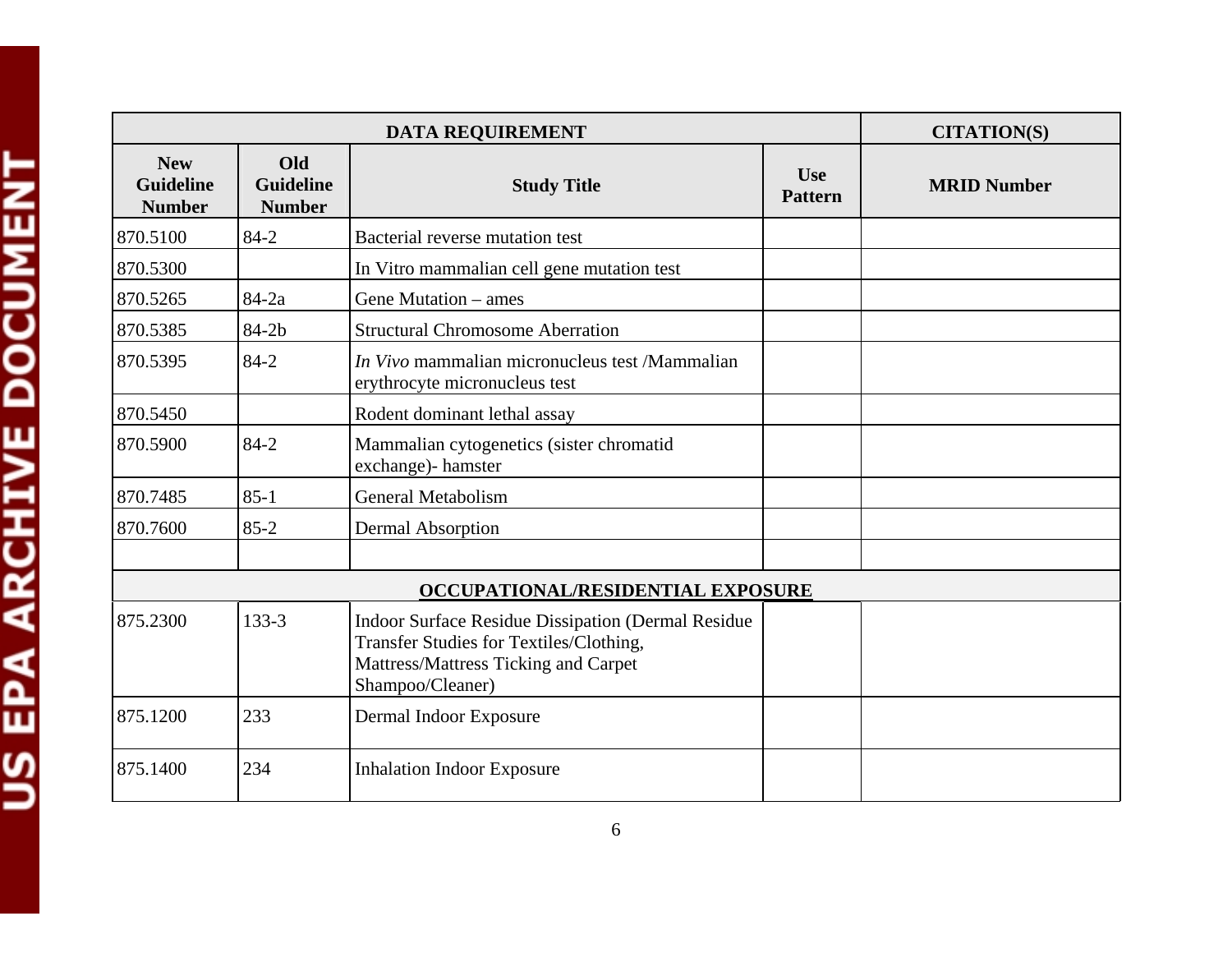| DATA REQUIREMENT | | | | CITATION(S) |
|---|---|---|---|---|
| **New Guideline Number** | **Old Guideline Number** | **Study Title** | **Use Pattern** | **MRID Number** |
| 870.5100 | 84-2 | Bacterial reverse mutation test | | |
| 870.5300 | | In Vitro mammalian cell gene mutation test | | |
| 870.5265 | 84-2a | Gene Mutation – ames | | |
| 870.5385 | 84-2b | Structural Chromosome Aberration | | |
| 870.5395 | 84-2 | *In Vivo* mammalian micronucleus test /Mammalian erythrocyte micronucleus test | | |
| 870.5450 | | Rodent dominant lethal assay | | |
| 870.5900 | 84-2 | Mammalian cytogenetics (sister chromatid exchange)- hamster | | |
| 870.7485 | 85-1 | General Metabolism | | |
| 870.7600 | 85-2 | Dermal Absorption | | |
| | | | | |
| **OCCUPATIONAL/RESIDENTIAL EXPOSURE** | | | | |
| 875.2300 | 133-3 | Indoor Surface Residue Dissipation (Dermal Residue Transfer Studies for Textiles/Clothing, Mattress/Mattress Ticking and Carpet Shampoo/Cleaner) | | |
| 875.1200 | 233 | Dermal Indoor Exposure | | |
| 875.1400 | 234 | Inhalation Indoor Exposure | | |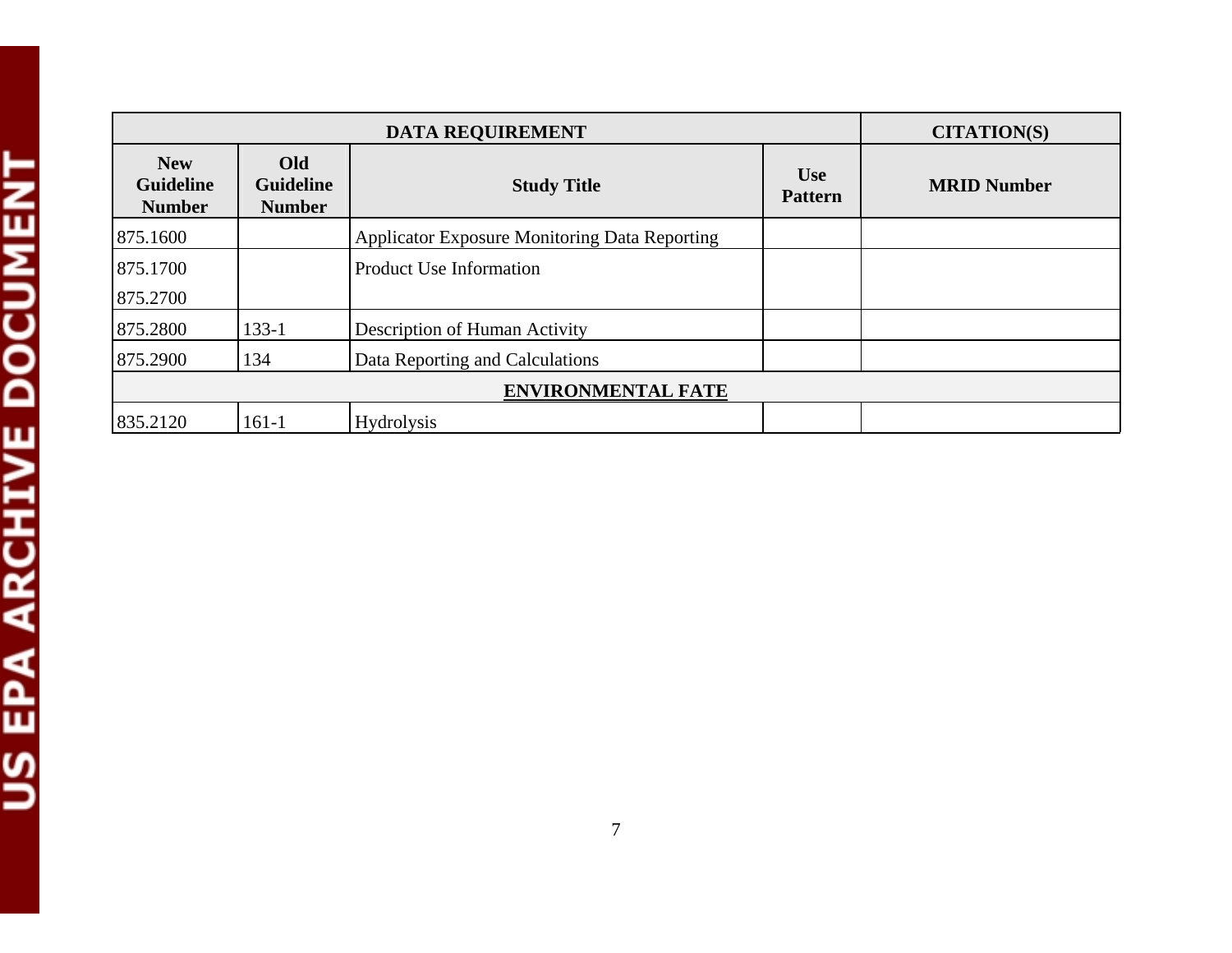| DATA REQUIREMENT | | | | CITATION(S) |
|---|---|---|---|---|
| **New Guideline Number** | **Old Guideline Number** | **Study Title** | **Use Pattern** | **MRID Number** |
| 875.1600 | | Applicator Exposure Monitoring Data Reporting | | |
| 875.1700<br>875.2700 | | Product Use Information | | |
| 875.2800 | 133-1 | Description of Human Activity | | |
| 875.2900 | 134 | Data Reporting and Calculations | | |
| **ENVIRONMENTAL FATE** | | | | |
| 835.2120 | 161-1 | Hydrolysis | | |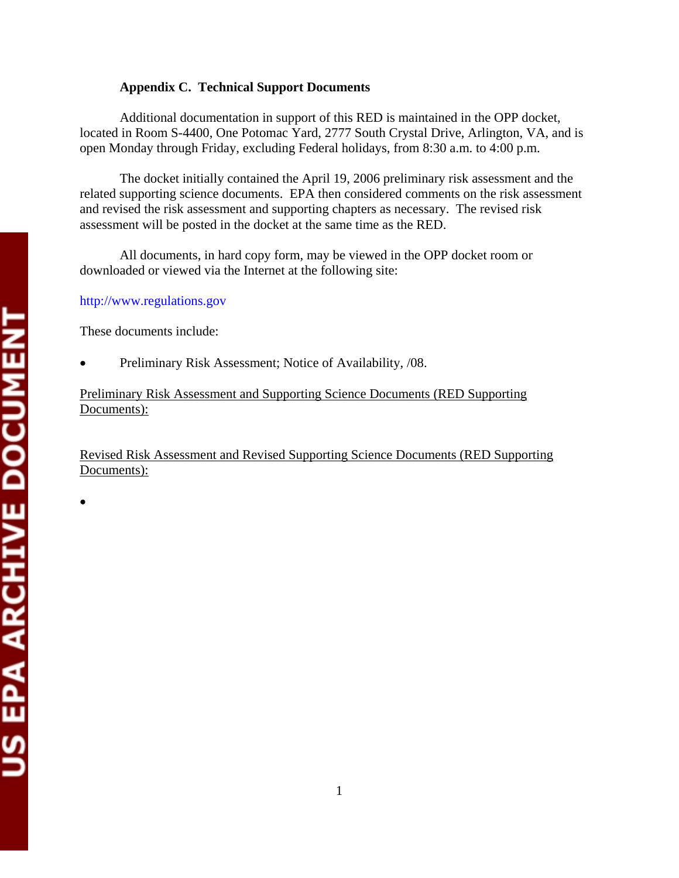**Appendix C. Technical Support Documents**

Additional documentation in support of this RED is maintained in the OPP docket, located in Room S-4400, One Potomac Yard, 2777 South Crystal Drive, Arlington, VA, and is open Monday through Friday, excluding Federal holidays, from 8:30 a.m. to 4:00 p.m.

The docket initially contained the April 19, 2006 preliminary risk assessment and the related supporting science documents. EPA then considered comments on the risk assessment and revised the risk assessment and supporting chapters as necessary. The revised risk assessment will be posted in the docket at the same time as the RED.

All documents, in hard copy form, may be viewed in the OPP docket room or downloaded or viewed via the Internet at the following site:

http://www.regulations.gov

These documents include:

- Preliminary Risk Assessment; Notice of Availability, /08.

Preliminary Risk Assessment and Supporting Science Documents (RED Supporting Documents):

Revised Risk Assessment and Revised Supporting Science Documents (RED Supporting Documents):

-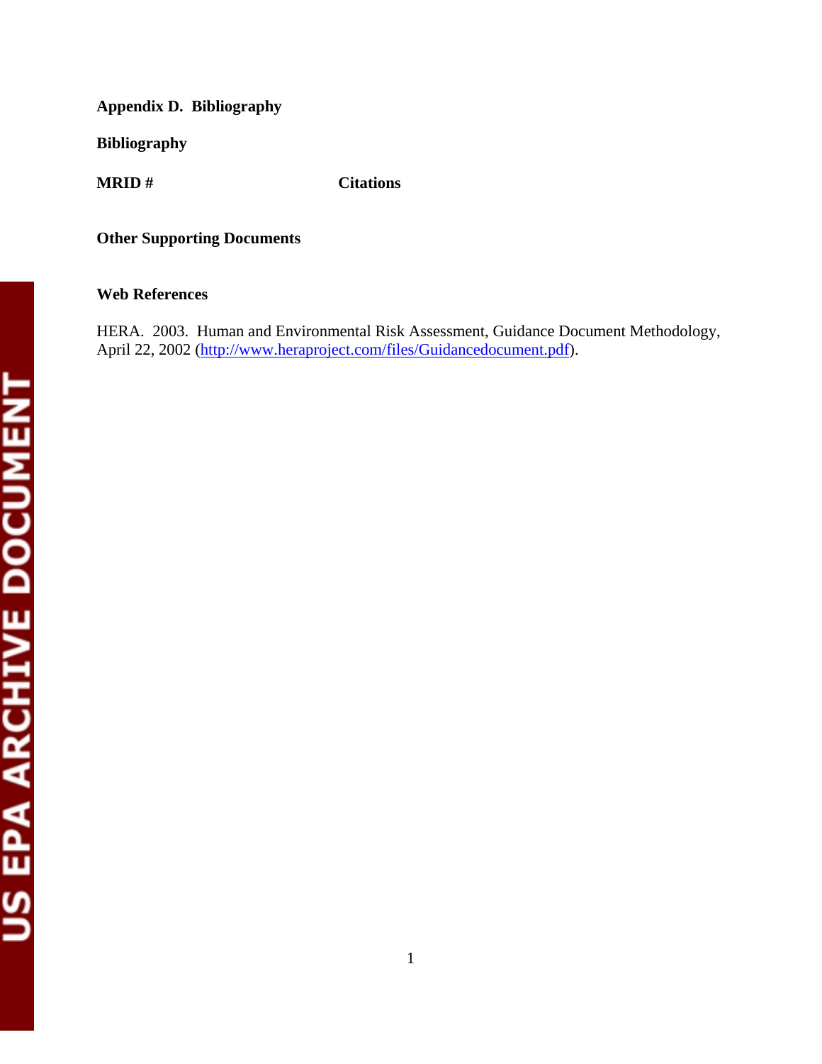**Appendix D. Bibliography**

**Bibliography**

| MRID # | Citations |
|---|---|

**Other Supporting Documents**

**Web References**

HERA. 2003. Human and Environmental Risk Assessment, Guidance Document Methodology, April 22, 2002 (http://www.heraproject.com/files/Guidancedocument.pdf).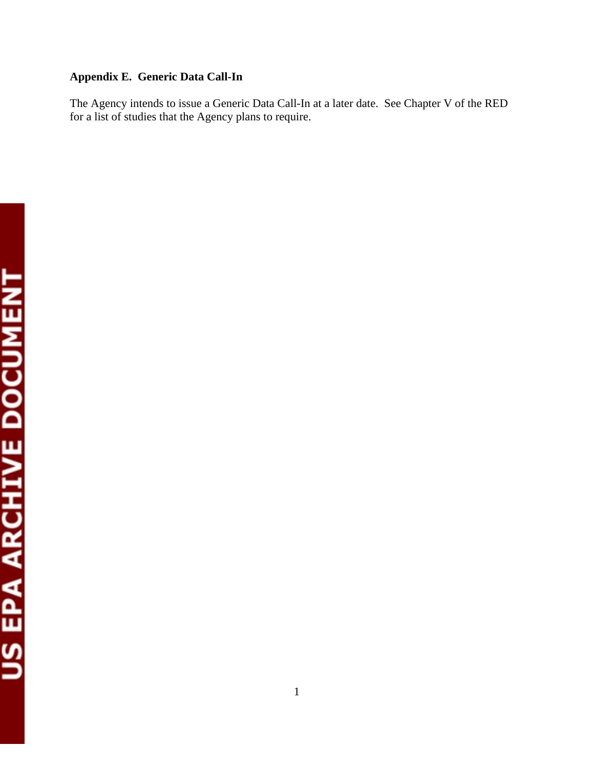## Appendix E. Generic Data Call-In

The Agency intends to issue a Generic Data Call-In at a later date. See Chapter V of the RED for a list of studies that the Agency plans to require.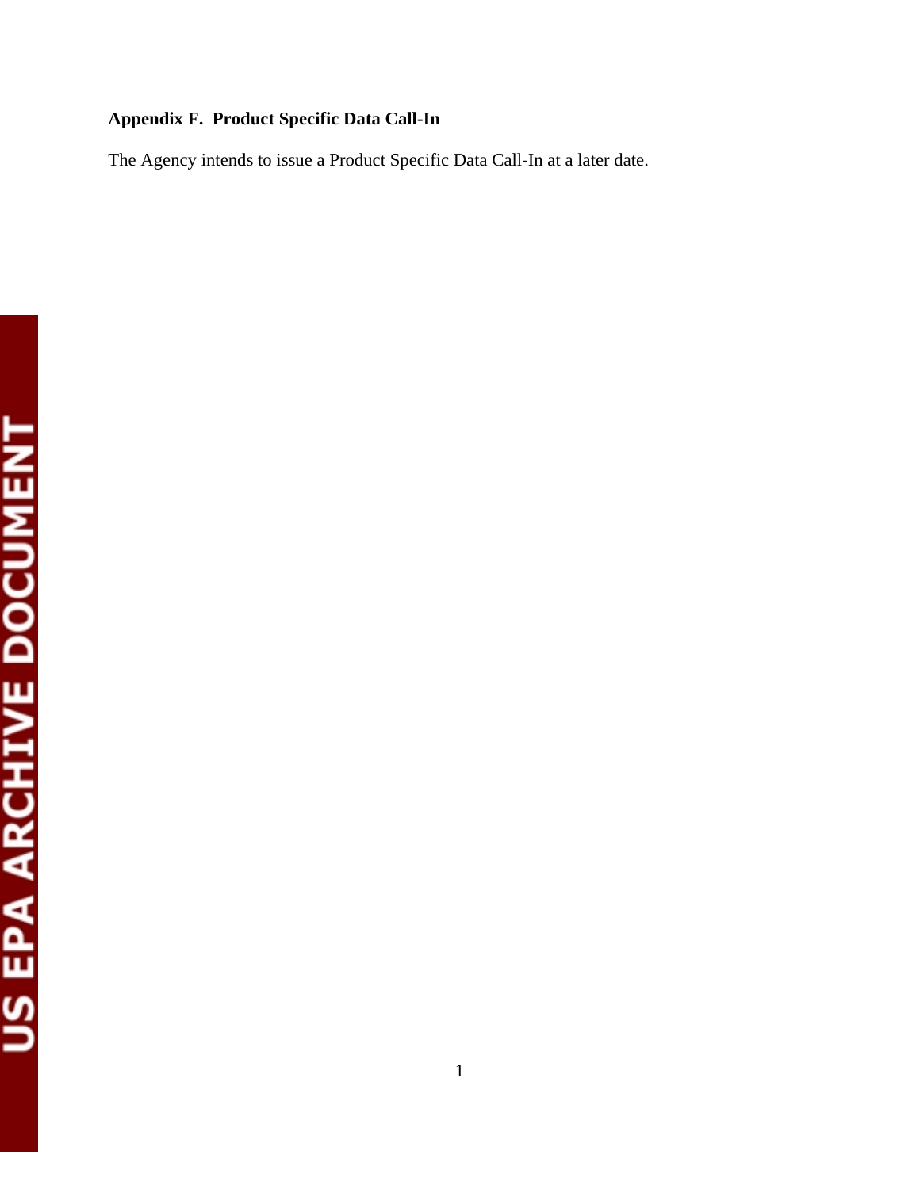**Appendix F. Product Specific Data Call-In**

The Agency intends to issue a Product Specific Data Call-In at a later date.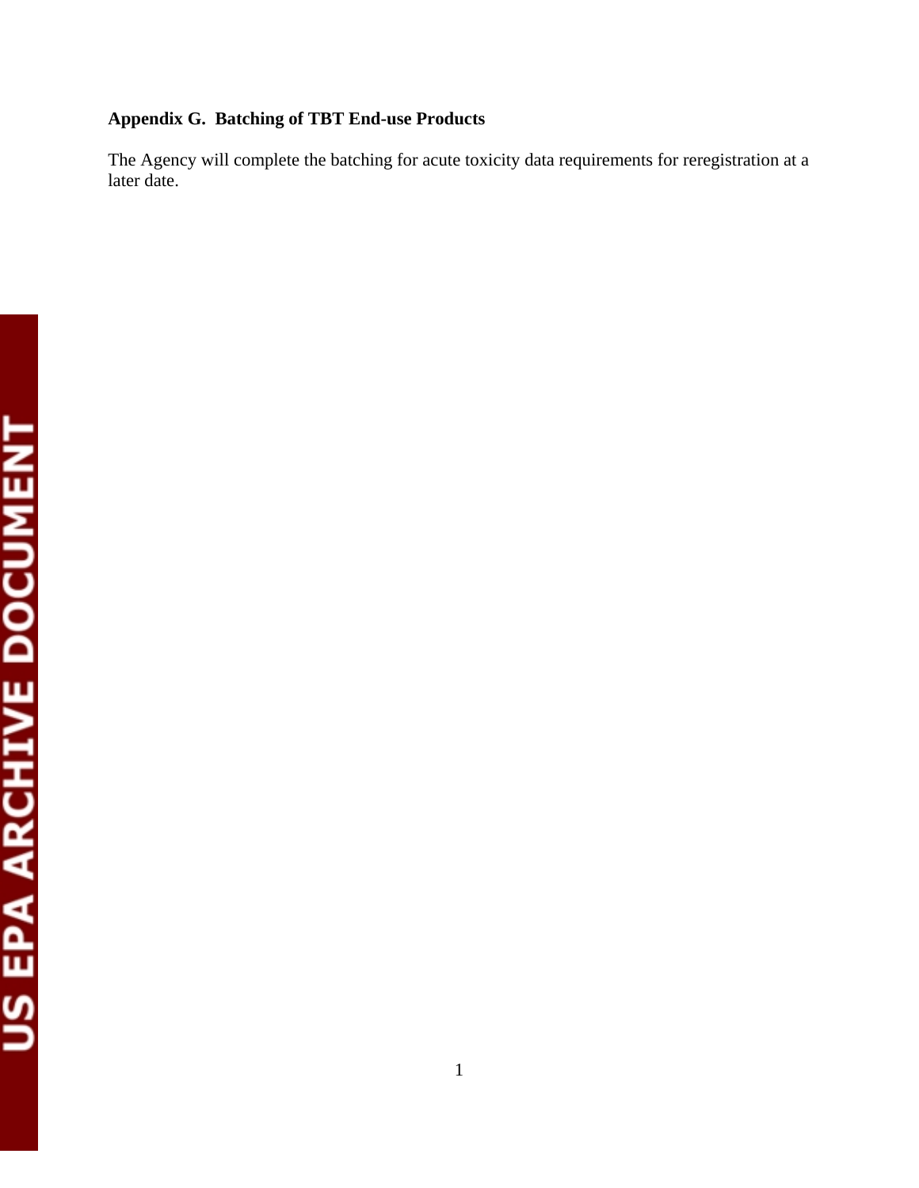## Appendix G. Batching of TBT End-use Products

The Agency will complete the batching for acute toxicity data requirements for reregistration at a later date.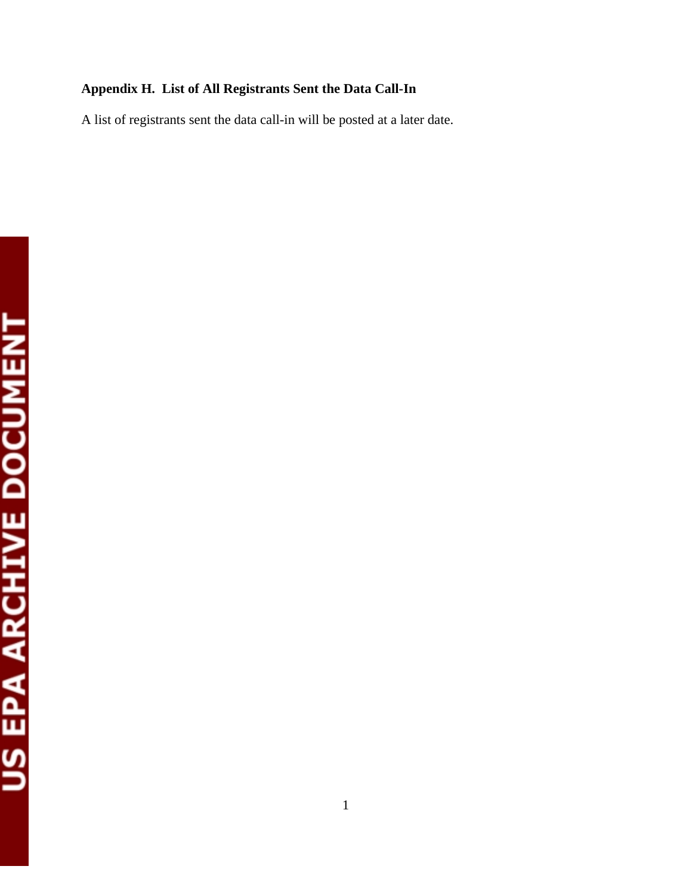## Appendix H. List of All Registrants Sent the Data Call-In

A list of registrants sent the data call-in will be posted at a later date.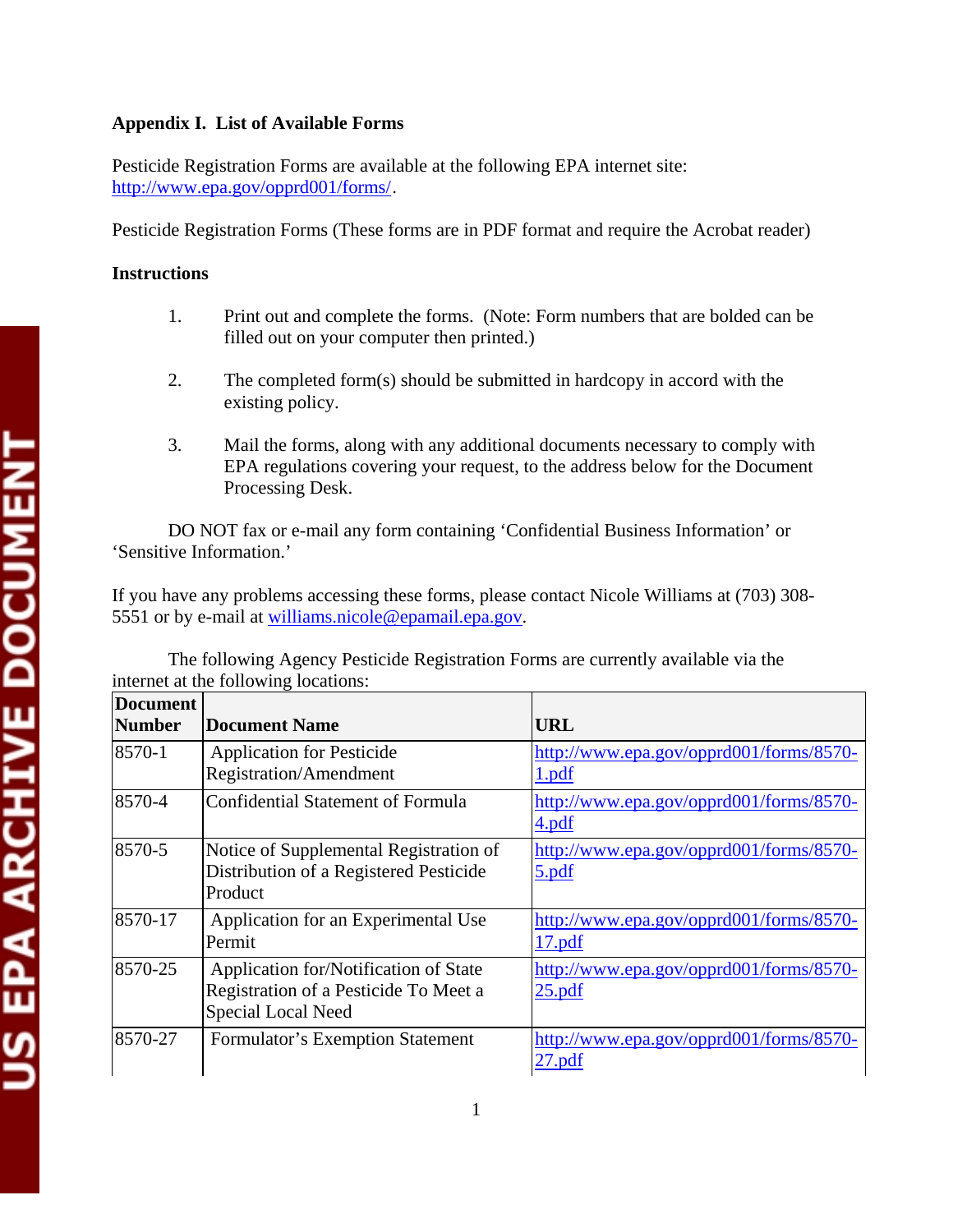**Appendix I. List of Available Forms**

Pesticide Registration Forms are available at the following EPA internet site: http://www.epa.gov/opprd001/forms/.

Pesticide Registration Forms (These forms are in PDF format and require the Acrobat reader)

**Instructions**

1. Print out and complete the forms. (Note: Form numbers that are bolded can be filled out on your computer then printed.)

2. The completed form(s) should be submitted in hardcopy in accord with the existing policy.

3. Mail the forms, along with any additional documents necessary to comply with EPA regulations covering your request, to the address below for the Document Processing Desk.

DO NOT fax or e-mail any form containing 'Confidential Business Information' or 'Sensitive Information.'

If you have any problems accessing these forms, please contact Nicole Williams at (703) 308-5551 or by e-mail at williams.nicole@epamail.epa.gov.

The following Agency Pesticide Registration Forms are currently available via the internet at the following locations:

| Document Number | Document Name | URL |
|---|---|---|
| 8570-1 | Application for Pesticide Registration/Amendment | http://www.epa.gov/opprd001/forms/8570-1.pdf |
| 8570-4 | Confidential Statement of Formula | http://www.epa.gov/opprd001/forms/8570-4.pdf |
| 8570-5 | Notice of Supplemental Registration of Distribution of a Registered Pesticide Product | http://www.epa.gov/opprd001/forms/8570-5.pdf |
| 8570-17 | Application for an Experimental Use Permit | http://www.epa.gov/opprd001/forms/8570-17.pdf |
| 8570-25 | Application for/Notification of State Registration of a Pesticide To Meet a Special Local Need | http://www.epa.gov/opprd001/forms/8570-25.pdf |
| 8570-27 | Formulator's Exemption Statement | http://www.epa.gov/opprd001/forms/8570-27.pdf |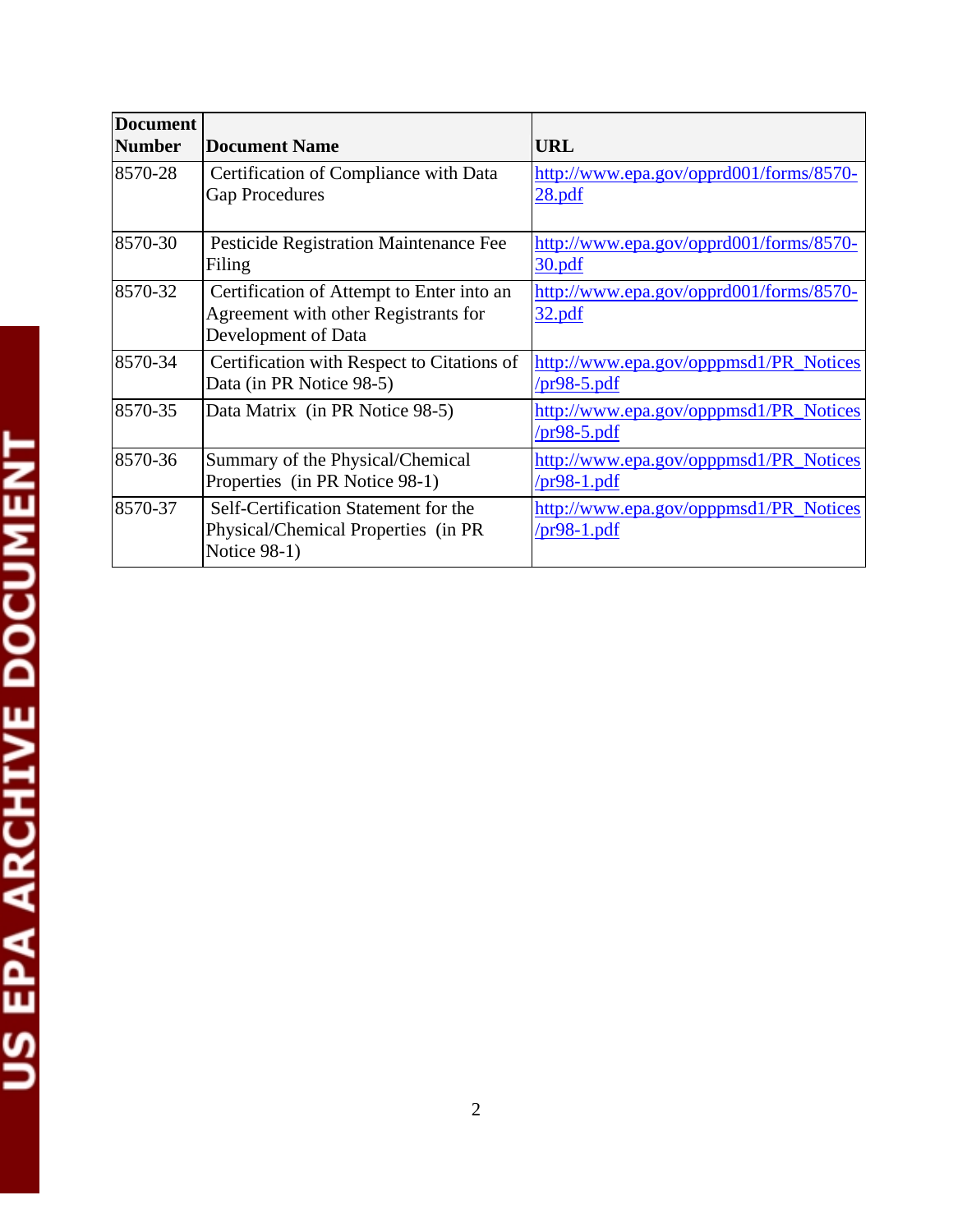| Document Number | Document Name | URL |
|---|---|---|
| 8570-28 | Certification of Compliance with Data Gap Procedures | http://www.epa.gov/opprd001/forms/8570-28.pdf |
| 8570-30 | Pesticide Registration Maintenance Fee Filing | http://www.epa.gov/opprd001/forms/8570-30.pdf |
| 8570-32 | Certification of Attempt to Enter into an Agreement with other Registrants for Development of Data | http://www.epa.gov/opprd001/forms/8570-32.pdf |
| 8570-34 | Certification with Respect to Citations of Data (in PR Notice 98-5) | http://www.epa.gov/opppmsd1/PR_Notices/pr98-5.pdf |
| 8570-35 | Data Matrix (in PR Notice 98-5) | http://www.epa.gov/opppmsd1/PR_Notices/pr98-5.pdf |
| 8570-36 | Summary of the Physical/Chemical Properties (in PR Notice 98-1) | http://www.epa.gov/opppmsd1/PR_Notices/pr98-1.pdf |
| 8570-37 | Self-Certification Statement for the Physical/Chemical Properties (in PR Notice 98-1) | http://www.epa.gov/opppmsd1/PR_Notices/pr98-1.pdf |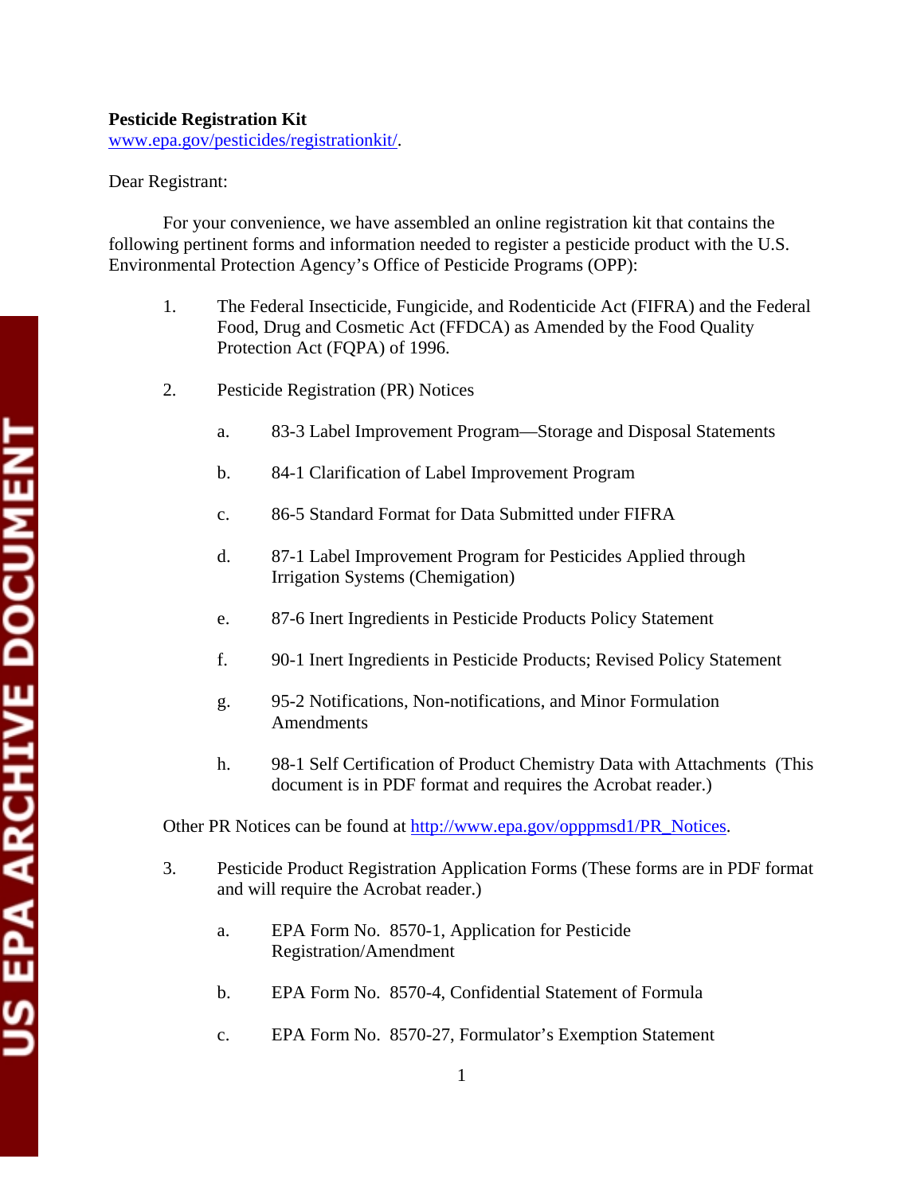**Pesticide Registration Kit**
www.epa.gov/pesticides/registrationkit/.

Dear Registrant:

For your convenience, we have assembled an online registration kit that contains the following pertinent forms and information needed to register a pesticide product with the U.S. Environmental Protection Agency's Office of Pesticide Programs (OPP):

1. The Federal Insecticide, Fungicide, and Rodenticide Act (FIFRA) and the Federal Food, Drug and Cosmetic Act (FFDCA) as Amended by the Food Quality Protection Act (FQPA) of 1996.

2. Pesticide Registration (PR) Notices

   a. 83-3 Label Improvement Program—Storage and Disposal Statements

   b. 84-1 Clarification of Label Improvement Program

   c. 86-5 Standard Format for Data Submitted under FIFRA

   d. 87-1 Label Improvement Program for Pesticides Applied through Irrigation Systems (Chemigation)

   e. 87-6 Inert Ingredients in Pesticide Products Policy Statement

   f. 90-1 Inert Ingredients in Pesticide Products; Revised Policy Statement

   g. 95-2 Notifications, Non-notifications, and Minor Formulation Amendments

   h. 98-1 Self Certification of Product Chemistry Data with Attachments (This document is in PDF format and requires the Acrobat reader.)

Other PR Notices can be found at http://www.epa.gov/opppmsd1/PR_Notices.

3. Pesticide Product Registration Application Forms (These forms are in PDF format and will require the Acrobat reader.)

   a. EPA Form No. 8570-1, Application for Pesticide Registration/Amendment

   b. EPA Form No. 8570-4, Confidential Statement of Formula

   c. EPA Form No. 8570-27, Formulator's Exemption Statement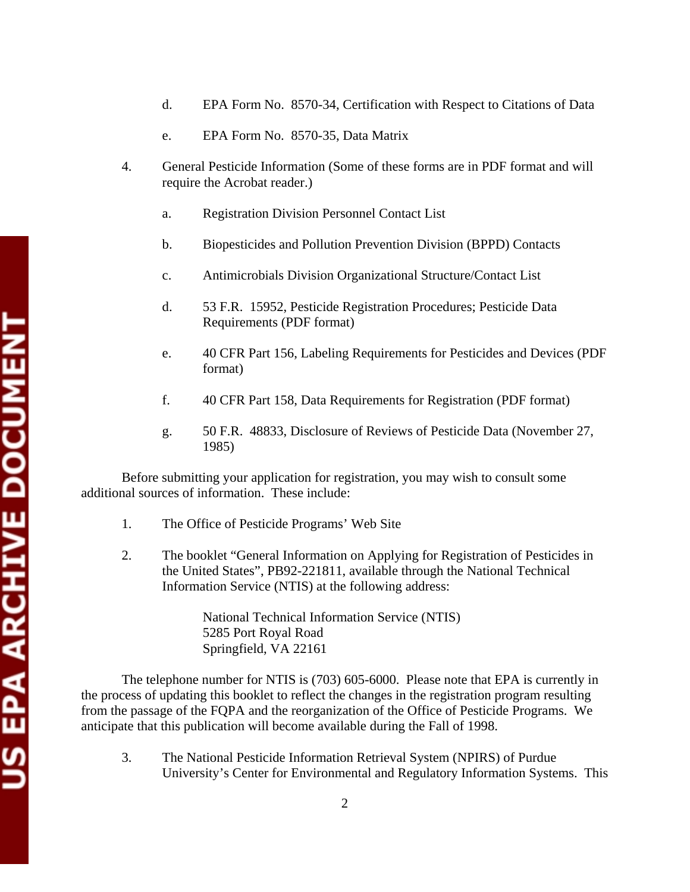d. EPA Form No. 8570-34, Certification with Respect to Citations of Data

    e. EPA Form No. 8570-35, Data Matrix

4. General Pesticide Information (Some of these forms are in PDF format and will require the Acrobat reader.)

    a. Registration Division Personnel Contact List

    b. Biopesticides and Pollution Prevention Division (BPPD) Contacts

    c. Antimicrobials Division Organizational Structure/Contact List

    d. 53 F.R. 15952, Pesticide Registration Procedures; Pesticide Data Requirements (PDF format)

    e. 40 CFR Part 156, Labeling Requirements for Pesticides and Devices (PDF format)

    f. 40 CFR Part 158, Data Requirements for Registration (PDF format)

    g. 50 F.R. 48833, Disclosure of Reviews of Pesticide Data (November 27, 1985)

Before submitting your application for registration, you may wish to consult some additional sources of information. These include:

1. The Office of Pesticide Programs' Web Site

2. The booklet "General Information on Applying for Registration of Pesticides in the United States", PB92-221811, available through the National Technical Information Service (NTIS) at the following address:

   National Technical Information Service (NTIS)
   5285 Port Royal Road
   Springfield, VA 22161

The telephone number for NTIS is (703) 605-6000. Please note that EPA is currently in the process of updating this booklet to reflect the changes in the registration program resulting from the passage of the FQPA and the reorganization of the Office of Pesticide Programs. We anticipate that this publication will become available during the Fall of 1998.

3. The National Pesticide Information Retrieval System (NPIRS) of Purdue University's Center for Environmental and Regulatory Information Systems. This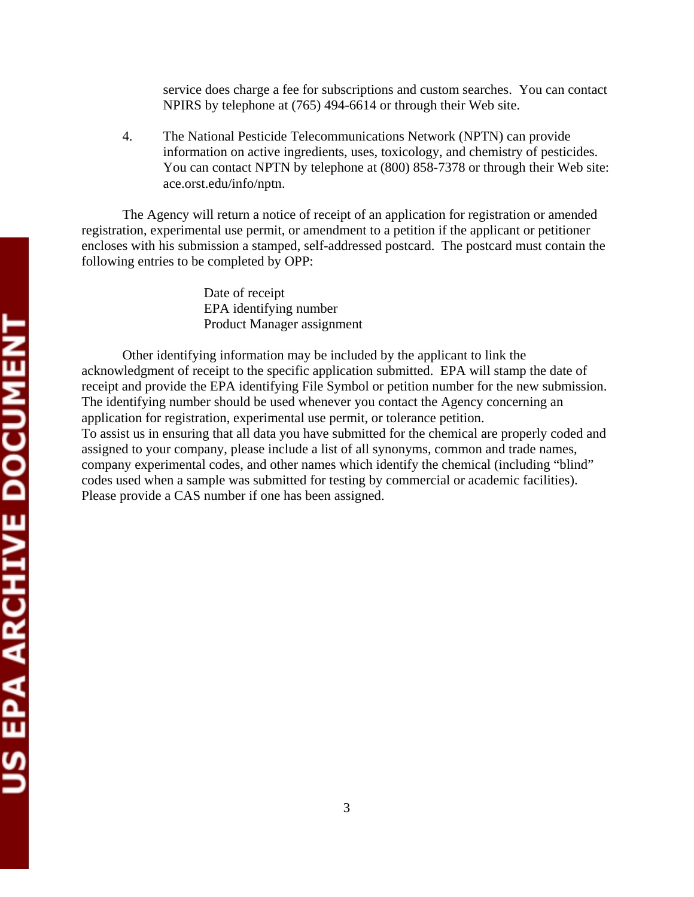service does charge a fee for subscriptions and custom searches. You can contact NPIRS by telephone at (765) 494-6614 or through their Web site.

4. The National Pesticide Telecommunications Network (NPTN) can provide information on active ingredients, uses, toxicology, and chemistry of pesticides. You can contact NPTN by telephone at (800) 858-7378 or through their Web site: ace.orst.edu/info/nptn.

The Agency will return a notice of receipt of an application for registration or amended registration, experimental use permit, or amendment to a petition if the applicant or petitioner encloses with his submission a stamped, self-addressed postcard. The postcard must contain the following entries to be completed by OPP:

Date of receipt
EPA identifying number
Product Manager assignment

Other identifying information may be included by the applicant to link the acknowledgment of receipt to the specific application submitted. EPA will stamp the date of receipt and provide the EPA identifying File Symbol or petition number for the new submission. The identifying number should be used whenever you contact the Agency concerning an application for registration, experimental use permit, or tolerance petition.
To assist us in ensuring that all data you have submitted for the chemical are properly coded and assigned to your company, please include a list of all synonyms, common and trade names, company experimental codes, and other names which identify the chemical (including "blind" codes used when a sample was submitted for testing by commercial or academic facilities). Please provide a CAS number if one has been assigned.